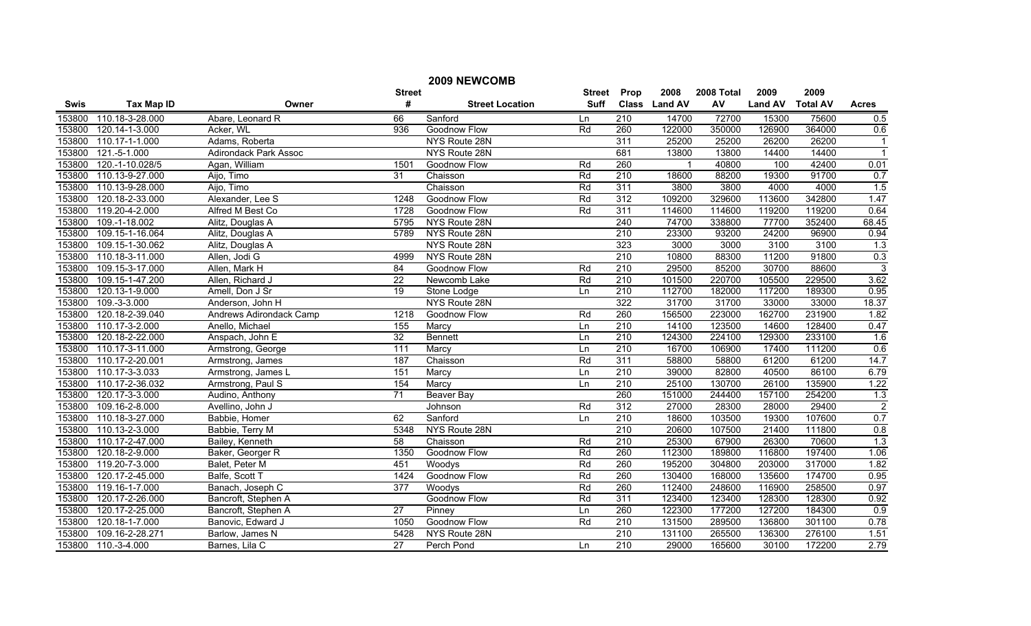# 2009 NEWCOMB

| Swis | Tax Map ID | Owner | Street # | Street Location | Street Suff | Prop Class | 2008 Land AV | 2008 Total AV | 2009 Land AV | 2009 Total AV | Acres |
|---|---|---|---|---|---|---|---|---|---|---|---|
| 153800 | 110.18-3-28.000 | Abare, Leonard R | 66 | Sanford | Ln | 210 | 14700 | 72700 | 15300 | 75600 | 0.5 |
| 153800 | 120.14-1-3.000 | Acker, WL | 936 | Goodnow Flow | Rd | 260 | 122000 | 350000 | 126900 | 364000 | 0.6 |
| 153800 | 110.17-1-1.000 | Adams, Roberta | | NYS Route 28N | | 311 | 25200 | 25200 | 26200 | 26200 | 1 |
| 153800 | 121.-5-1.000 | Adirondack Park Assoc | | NYS Route 28N | | 681 | 13800 | 13800 | 14400 | 14400 | 1 |
| 153800 | 120.-1-10.028/5 | Agan, William | 1501 | Goodnow Flow | Rd | 260 | 1 | 40800 | 100 | 42400 | 0.01 |
| 153800 | 110.13-9-27.000 | Aijo, Timo | 31 | Chaisson | Rd | 210 | 18600 | 88200 | 19300 | 91700 | 0.7 |
| 153800 | 110.13-9-28.000 | Aijo, Timo | | Chaisson | Rd | 311 | 3800 | 3800 | 4000 | 4000 | 1.5 |
| 153800 | 120.18-2-33.000 | Alexander, Lee S | 1248 | Goodnow Flow | Rd | 312 | 109200 | 329600 | 113600 | 342800 | 1.47 |
| 153800 | 119.20-4-2.000 | Alfred M Best Co | 1728 | Goodnow Flow | Rd | 311 | 114600 | 114600 | 119200 | 119200 | 0.64 |
| 153800 | 109.-1-18.002 | Alitz, Douglas A | 5795 | NYS Route 28N | | 240 | 74700 | 338800 | 77700 | 352400 | 68.45 |
| 153800 | 109.15-1-16.064 | Alitz, Douglas A | 5789 | NYS Route 28N | | 210 | 23300 | 93200 | 24200 | 96900 | 0.94 |
| 153800 | 109.15-1-30.062 | Alitz, Douglas A | | NYS Route 28N | | 323 | 3000 | 3000 | 3100 | 3100 | 1.3 |
| 153800 | 110.18-3-11.000 | Allen, Jodi G | 4999 | NYS Route 28N | | 210 | 10800 | 88300 | 11200 | 91800 | 0.3 |
| 153800 | 109.15-3-17.000 | Allen, Mark H | 84 | Goodnow Flow | Rd | 210 | 29500 | 85200 | 30700 | 88600 | 3 |
| 153800 | 109.15-1-47.200 | Allen, Richard J | 22 | Newcomb Lake | Rd | 210 | 101500 | 220700 | 105500 | 229500 | 3.62 |
| 153800 | 120.13-1-9.000 | Amell, Don J Sr | 19 | Stone Lodge | Ln | 210 | 112700 | 182000 | 117200 | 189300 | 0.95 |
| 153800 | 109.-3-3.000 | Anderson, John H | | NYS Route 28N | | 322 | 31700 | 31700 | 33000 | 33000 | 18.37 |
| 153800 | 120.18-2-39.040 | Andrews Adirondack Camp | 1218 | Goodnow Flow | Rd | 260 | 156500 | 223000 | 162700 | 231900 | 1.82 |
| 153800 | 110.17-3-2.000 | Anello, Michael | 155 | Marcy | Ln | 210 | 14100 | 123500 | 14600 | 128400 | 0.47 |
| 153800 | 120.18-2-22.000 | Anspach, John E | 32 | Bennett | Ln | 210 | 124300 | 224100 | 129300 | 233100 | 1.6 |
| 153800 | 110.17-3-11.000 | Armstrong, George | 111 | Marcy | Ln | 210 | 16700 | 106900 | 17400 | 111200 | 0.6 |
| 153800 | 110.17-2-20.001 | Armstrong, James | 187 | Chaisson | Rd | 311 | 58800 | 58800 | 61200 | 61200 | 14.7 |
| 153800 | 110.17-3-3.033 | Armstrong, James L | 151 | Marcy | Ln | 210 | 39000 | 82800 | 40500 | 86100 | 6.79 |
| 153800 | 110.17-2-36.032 | Armstrong, Paul S | 154 | Marcy | Ln | 210 | 25100 | 130700 | 26100 | 135900 | 1.22 |
| 153800 | 120.17-3-3.000 | Audino, Anthony | 71 | Beaver Bay | | 260 | 151000 | 244400 | 157100 | 254200 | 1.3 |
| 153800 | 109.16-2-8.000 | Avellino, John J | | Johnson | Rd | 312 | 27000 | 28300 | 28000 | 29400 | 2 |
| 153800 | 110.18-3-27.000 | Babbie, Homer | 62 | Sanford | Ln | 210 | 18600 | 103500 | 19300 | 107600 | 0.7 |
| 153800 | 110.13-2-3.000 | Babbie, Terry M | 5348 | NYS Route 28N | | 210 | 20600 | 107500 | 21400 | 111800 | 0.8 |
| 153800 | 110.17-2-47.000 | Bailey, Kenneth | 58 | Chaisson | Rd | 210 | 25300 | 67900 | 26300 | 70600 | 1.3 |
| 153800 | 120.18-2-9.000 | Baker, Georger R | 1350 | Goodnow Flow | Rd | 260 | 112300 | 189800 | 116800 | 197400 | 1.06 |
| 153800 | 119.20-7-3.000 | Balet, Peter M | 451 | Woodys | Rd | 260 | 195200 | 304800 | 203000 | 317000 | 1.82 |
| 153800 | 120.17-2-45.000 | Balfe, Scott T | 1424 | Goodnow Flow | Rd | 260 | 130400 | 168000 | 135600 | 174700 | 0.95 |
| 153800 | 119.16-1-7.000 | Banach, Joseph C | 377 | Woodys | Rd | 260 | 112400 | 248600 | 116900 | 258500 | 0.97 |
| 153800 | 120.17-2-26.000 | Bancroft, Stephen A | | Goodnow Flow | Rd | 311 | 123400 | 123400 | 128300 | 128300 | 0.92 |
| 153800 | 120.17-2-25.000 | Bancroft, Stephen A | 27 | Pinney | Ln | 260 | 122300 | 177200 | 127200 | 184300 | 0.9 |
| 153800 | 120.18-1-7.000 | Banovic, Edward J | 1050 | Goodnow Flow | Rd | 210 | 131500 | 289500 | 136800 | 301100 | 0.78 |
| 153800 | 109.16-2-28.271 | Barlow, James N | 5428 | NYS Route 28N | | 210 | 131100 | 265500 | 136300 | 276100 | 1.51 |
| 153800 | 110.-3-4.000 | Barnes, Lila C | 27 | Perch Pond | Ln | 210 | 29000 | 165600 | 30100 | 172200 | 2.79 |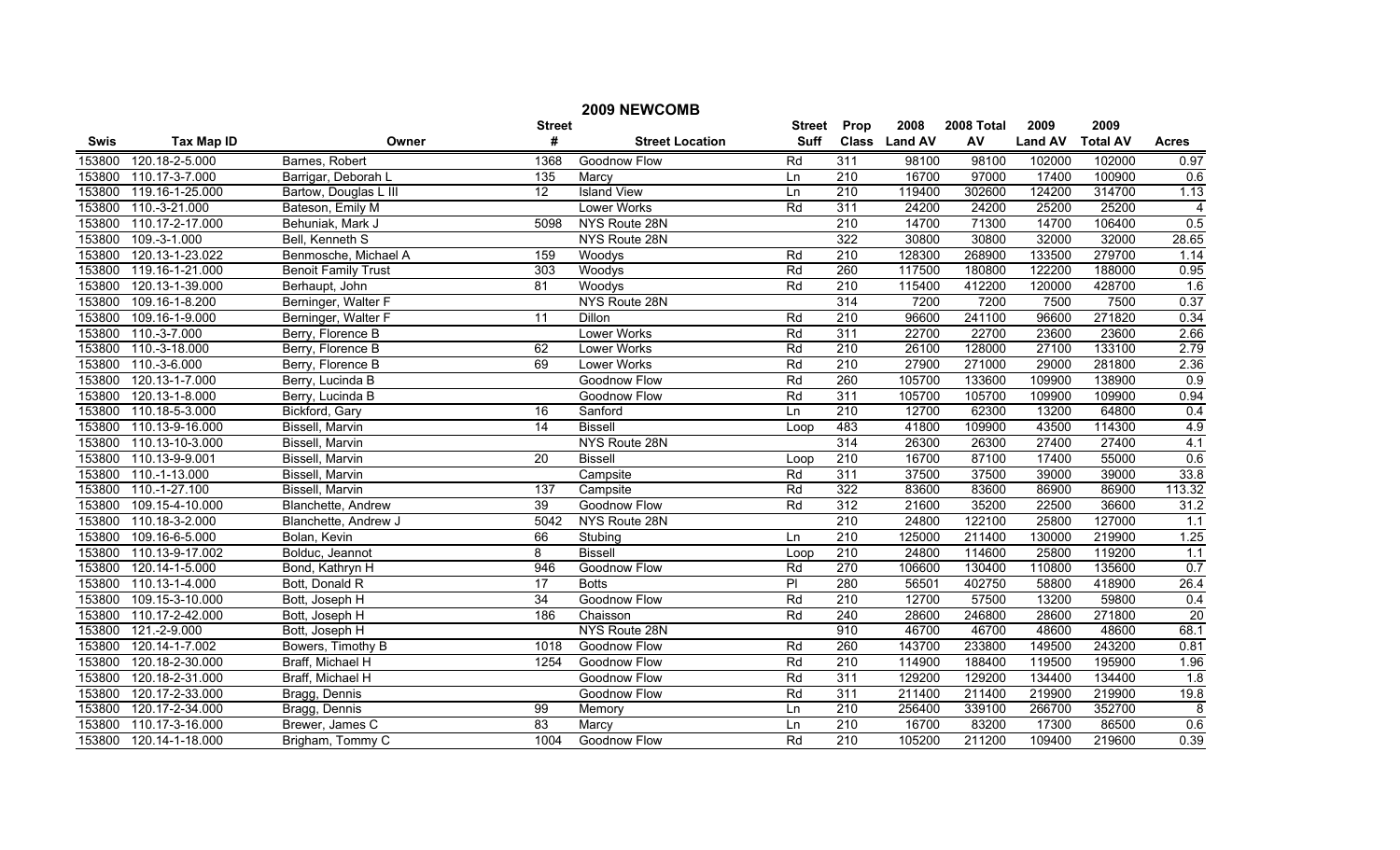# 2009 NEWCOMB

| Swis | Tax Map ID | Owner | Street # | Street Location | Street Suff | Prop Class | 2008 Land AV | 2008 Total AV | 2009 Land AV | 2009 Total AV | Acres |
|---|---|---|---|---|---|---|---|---|---|---|---|
| 153800 | 120.18-2-5.000 | Barnes, Robert | 1368 | Goodnow Flow | Rd | 311 | 98100 | 98100 | 102000 | 102000 | 0.97 |
| 153800 | 110.17-3-7.000 | Barrigar, Deborah L | 135 | Marcy | Ln | 210 | 16700 | 97000 | 17400 | 100900 | 0.6 |
| 153800 | 119.16-1-25.000 | Bartow, Douglas L III | 12 | Island View | Ln | 210 | 119400 | 302600 | 124200 | 314700 | 1.13 |
| 153800 | 110.-3-21.000 | Bateson, Emily M | | Lower Works | Rd | 311 | 24200 | 24200 | 25200 | 25200 | 4 |
| 153800 | 110.17-2-17.000 | Behuniak, Mark J | 5098 | NYS Route 28N | | 210 | 14700 | 71300 | 14700 | 106400 | 0.5 |
| 153800 | 109.-3-1.000 | Bell, Kenneth S | | NYS Route 28N | | 322 | 30800 | 30800 | 32000 | 32000 | 28.65 |
| 153800 | 120.13-1-23.022 | Benmosche, Michael A | 159 | Woodys | Rd | 210 | 128300 | 268900 | 133500 | 279700 | 1.14 |
| 153800 | 119.16-1-21.000 | Benoit Family Trust | 303 | Woodys | Rd | 260 | 117500 | 180800 | 122200 | 188000 | 0.95 |
| 153800 | 120.13-1-39.000 | Berhaupt, John | 81 | Woodys | Rd | 210 | 115400 | 412200 | 120000 | 428700 | 1.6 |
| 153800 | 109.16-1-8.200 | Berninger, Walter F | | NYS Route 28N | | 314 | 7200 | 7200 | 7500 | 7500 | 0.37 |
| 153800 | 109.16-1-9.000 | Berninger, Walter F | 11 | Dillon | Rd | 210 | 96600 | 241100 | 96600 | 271820 | 0.34 |
| 153800 | 110.-3-7.000 | Berry, Florence B | | Lower Works | Rd | 311 | 22700 | 22700 | 23600 | 23600 | 2.66 |
| 153800 | 110.-3-18.000 | Berry, Florence B | 62 | Lower Works | Rd | 210 | 26100 | 128000 | 27100 | 133100 | 2.79 |
| 153800 | 110.-3-6.000 | Berry, Florence B | 69 | Lower Works | Rd | 210 | 27900 | 271000 | 29000 | 281800 | 2.36 |
| 153800 | 120.13-1-7.000 | Berry, Lucinda B | | Goodnow Flow | Rd | 260 | 105700 | 133600 | 109900 | 138900 | 0.9 |
| 153800 | 120.13-1-8.000 | Berry, Lucinda B | | Goodnow Flow | Rd | 311 | 105700 | 105700 | 109900 | 109900 | 0.94 |
| 153800 | 110.18-5-3.000 | Bickford, Gary | 16 | Sanford | Ln | 210 | 12700 | 62300 | 13200 | 64800 | 0.4 |
| 153800 | 110.13-9-16.000 | Bissell, Marvin | 14 | Bissell | Loop | 483 | 41800 | 109900 | 43500 | 114300 | 4.9 |
| 153800 | 110.13-10-3.000 | Bissell, Marvin | | NYS Route 28N | | 314 | 26300 | 26300 | 27400 | 27400 | 4.1 |
| 153800 | 110.13-9-9.001 | Bissell, Marvin | 20 | Bissell | Loop | 210 | 16700 | 87100 | 17400 | 55000 | 0.6 |
| 153800 | 110.-1-13.000 | Bissell, Marvin | | Campsite | Rd | 311 | 37500 | 37500 | 39000 | 39000 | 33.8 |
| 153800 | 110.-1-27.100 | Bissell, Marvin | 137 | Campsite | Rd | 322 | 83600 | 83600 | 86900 | 86900 | 113.32 |
| 153800 | 109.15-4-10.000 | Blanchette, Andrew | 39 | Goodnow Flow | Rd | 312 | 21600 | 35200 | 22500 | 36600 | 31.2 |
| 153800 | 110.18-3-2.000 | Blanchette, Andrew J | 5042 | NYS Route 28N | | 210 | 24800 | 122100 | 25800 | 127000 | 1.1 |
| 153800 | 109.16-6-5.000 | Bolan, Kevin | 66 | Stubing | Ln | 210 | 125000 | 211400 | 130000 | 219900 | 1.25 |
| 153800 | 110.13-9-17.002 | Bolduc, Jeannot | 8 | Bissell | Loop | 210 | 24800 | 114600 | 25800 | 119200 | 1.1 |
| 153800 | 120.14-1-5.000 | Bond, Kathryn H | 946 | Goodnow Flow | Rd | 270 | 106600 | 130400 | 110800 | 135600 | 0.7 |
| 153800 | 110.13-1-4.000 | Bott, Donald R | 17 | Botts | Pl | 280 | 56501 | 402750 | 58800 | 418900 | 26.4 |
| 153800 | 109.15-3-10.000 | Bott, Joseph H | 34 | Goodnow Flow | Rd | 210 | 12700 | 57500 | 13200 | 59800 | 0.4 |
| 153800 | 110.17-2-42.000 | Bott, Joseph H | 186 | Chaisson | Rd | 240 | 28600 | 246800 | 28600 | 271800 | 20 |
| 153800 | 121.-2-9.000 | Bott, Joseph H | | NYS Route 28N | | 910 | 46700 | 46700 | 48600 | 48600 | 68.1 |
| 153800 | 120.14-1-7.002 | Bowers, Timothy B | 1018 | Goodnow Flow | Rd | 260 | 143700 | 233800 | 149500 | 243200 | 0.81 |
| 153800 | 120.18-2-30.000 | Braff, Michael H | 1254 | Goodnow Flow | Rd | 210 | 114900 | 188400 | 119500 | 195900 | 1.96 |
| 153800 | 120.18-2-31.000 | Braff, Michael H | | Goodnow Flow | Rd | 311 | 129200 | 129200 | 134400 | 134400 | 1.8 |
| 153800 | 120.17-2-33.000 | Bragg, Dennis | | Goodnow Flow | Rd | 311 | 211400 | 211400 | 219900 | 219900 | 19.8 |
| 153800 | 120.17-2-34.000 | Bragg, Dennis | 99 | Memory | Ln | 210 | 256400 | 339100 | 266700 | 352700 | 8 |
| 153800 | 110.17-3-16.000 | Brewer, James C | 83 | Marcy | Ln | 210 | 16700 | 83200 | 17300 | 86500 | 0.6 |
| 153800 | 120.14-1-18.000 | Brigham, Tommy C | 1004 | Goodnow Flow | Rd | 210 | 105200 | 211200 | 109400 | 219600 | 0.39 |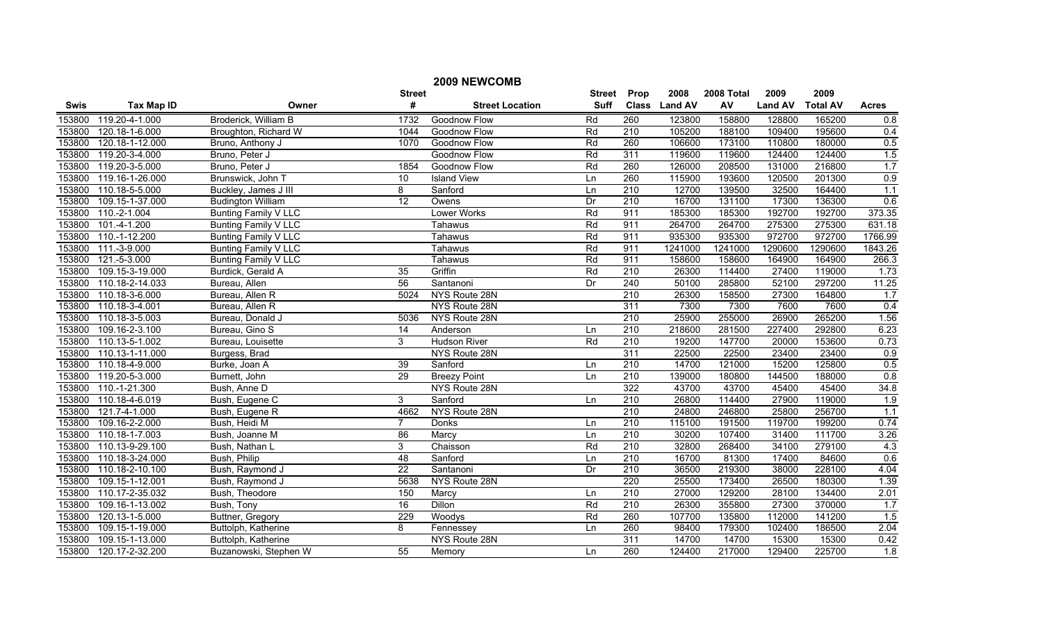## 2009 NEWCOMB

| Swis | Tax Map ID | Owner | Street # | Street Location | Street Suff | Prop Class | 2008 Land AV | 2008 Total AV | 2009 Land AV | 2009 Total AV | Acres |
|---|---|---|---|---|---|---|---|---|---|---|---|
| 153800 | 119.20-4-1.000 | Broderick, William B | 1732 | Goodnow Flow | Rd | 260 | 123800 | 158800 | 128800 | 165200 | 0.8 |
| 153800 | 120.18-1-6.000 | Broughton, Richard W | 1044 | Goodnow Flow | Rd | 210 | 105200 | 188100 | 109400 | 195600 | 0.4 |
| 153800 | 120.18-1-12.000 | Bruno, Anthony J | 1070 | Goodnow Flow | Rd | 260 | 106600 | 173100 | 110800 | 180000 | 0.5 |
| 153800 | 119.20-3-4.000 | Bruno, Peter J | | Goodnow Flow | Rd | 311 | 119600 | 119600 | 124400 | 124400 | 1.5 |
| 153800 | 119.20-3-5.000 | Bruno, Peter J | 1854 | Goodnow Flow | Rd | 260 | 126000 | 208500 | 131000 | 216800 | 1.7 |
| 153800 | 119.16-1-26.000 | Brunswick, John T | 10 | Island View | Ln | 260 | 115900 | 193600 | 120500 | 201300 | 0.9 |
| 153800 | 110.18-5-5.000 | Buckley, James J III | 8 | Sanford | Ln | 210 | 12700 | 139500 | 32500 | 164400 | 1.1 |
| 153800 | 109.15-1-37.000 | Budington William | 12 | Owens | Dr | 210 | 16700 | 131100 | 17300 | 136300 | 0.6 |
| 153800 | 110.-2-1.004 | Bunting Family V LLC | | Lower Works | Rd | 911 | 185300 | 185300 | 192700 | 192700 | 373.35 |
| 153800 | 101.-4-1.200 | Bunting Family V LLC | | Tahawus | Rd | 911 | 264700 | 264700 | 275300 | 275300 | 631.18 |
| 153800 | 110.-1-12.200 | Bunting Family V LLC | | Tahawus | Rd | 911 | 935300 | 935300 | 972700 | 972700 | 1766.99 |
| 153800 | 111.-3-9.000 | Bunting Family V LLC | | Tahawus | Rd | 911 | 1241000 | 1241000 | 1290600 | 1290600 | 1843.26 |
| 153800 | 121.-5-3.000 | Bunting Family V LLC | | Tahawus | Rd | 911 | 158600 | 158600 | 164900 | 164900 | 266.3 |
| 153800 | 109.15-3-19.000 | Burdick, Gerald A | 35 | Griffin | Rd | 210 | 26300 | 114400 | 27400 | 119000 | 1.73 |
| 153800 | 110.18-2-14.033 | Bureau, Allen | 56 | Santanoni | Dr | 240 | 50100 | 285800 | 52100 | 297200 | 11.25 |
| 153800 | 110.18-3-6.000 | Bureau, Allen R | 5024 | NYS Route 28N | | 210 | 26300 | 158500 | 27300 | 164800 | 1.7 |
| 153800 | 110.18-3-4.001 | Bureau, Allen R | | NYS Route 28N | | 311 | 7300 | 7300 | 7600 | 7600 | 0.4 |
| 153800 | 110.18-3-5.003 | Bureau, Donald J | 5036 | NYS Route 28N | | 210 | 25900 | 255000 | 26900 | 265200 | 1.56 |
| 153800 | 109.16-2-3.100 | Bureau, Gino S | 14 | Anderson | Ln | 210 | 218600 | 281500 | 227400 | 292800 | 6.23 |
| 153800 | 110.13-5-1.002 | Bureau, Louisette | 3 | Hudson River | Rd | 210 | 19200 | 147700 | 20000 | 153600 | 0.73 |
| 153800 | 110.13-1-11.000 | Burgess, Brad | | NYS Route 28N | | 311 | 22500 | 22500 | 23400 | 23400 | 0.9 |
| 153800 | 110.18-4-9.000 | Burke, Joan A | 39 | Sanford | Ln | 210 | 14700 | 121000 | 15200 | 125800 | 0.5 |
| 153800 | 119.20-5-3.000 | Burnett, John | 29 | Breezy Point | Ln | 210 | 139000 | 180800 | 144500 | 188000 | 0.8 |
| 153800 | 110.-1-21.300 | Bush, Anne D | | NYS Route 28N | | 322 | 43700 | 43700 | 45400 | 45400 | 34.8 |
| 153800 | 110.18-4-6.019 | Bush, Eugene C | 3 | Sanford | Ln | 210 | 26800 | 114400 | 27900 | 119000 | 1.9 |
| 153800 | 121.7-4-1.000 | Bush, Eugene R | 4662 | NYS Route 28N | | 210 | 24800 | 246800 | 25800 | 256700 | 1.1 |
| 153800 | 109.16-2-2.000 | Bush, Heidi M | 7 | Donks | Ln | 210 | 115100 | 191500 | 119700 | 199200 | 0.74 |
| 153800 | 110.18-1-7.003 | Bush, Joanne M | 86 | Marcy | Ln | 210 | 30200 | 107400 | 31400 | 111700 | 3.26 |
| 153800 | 110.13-9-29.100 | Bush, Nathan L | 3 | Chaisson | Rd | 210 | 32800 | 268400 | 34100 | 279100 | 4.3 |
| 153800 | 110.18-3-24.000 | Bush, Philip | 48 | Sanford | Ln | 210 | 16700 | 81300 | 17400 | 84600 | 0.6 |
| 153800 | 110.18-2-10.100 | Bush, Raymond J | 22 | Santanoni | Dr | 210 | 36500 | 219300 | 38000 | 228100 | 4.04 |
| 153800 | 109.15-1-12.001 | Bush, Raymond J | 5638 | NYS Route 28N | | 220 | 25500 | 173400 | 26500 | 180300 | 1.39 |
| 153800 | 110.17-2-35.032 | Bush, Theodore | 150 | Marcy | Ln | 210 | 27000 | 129200 | 28100 | 134400 | 2.01 |
| 153800 | 109.16-1-13.002 | Bush, Tony | 16 | Dillon | Rd | 210 | 26300 | 355800 | 27300 | 370000 | 1.7 |
| 153800 | 120.13-1-5.000 | Buttner, Gregory | 229 | Woodys | Rd | 260 | 107700 | 135800 | 112000 | 141200 | 1.5 |
| 153800 | 109.15-1-19.000 | Buttolph, Katherine | 8 | Fennessey | Ln | 260 | 98400 | 179300 | 102400 | 186500 | 2.04 |
| 153800 | 109.15-1-13.000 | Buttolph, Katherine | | NYS Route 28N | | 311 | 14700 | 14700 | 15300 | 15300 | 0.42 |
| 153800 | 120.17-2-32.200 | Buzanowski, Stephen W | 55 | Memory | Ln | 260 | 124400 | 217000 | 129400 | 225700 | 1.8 |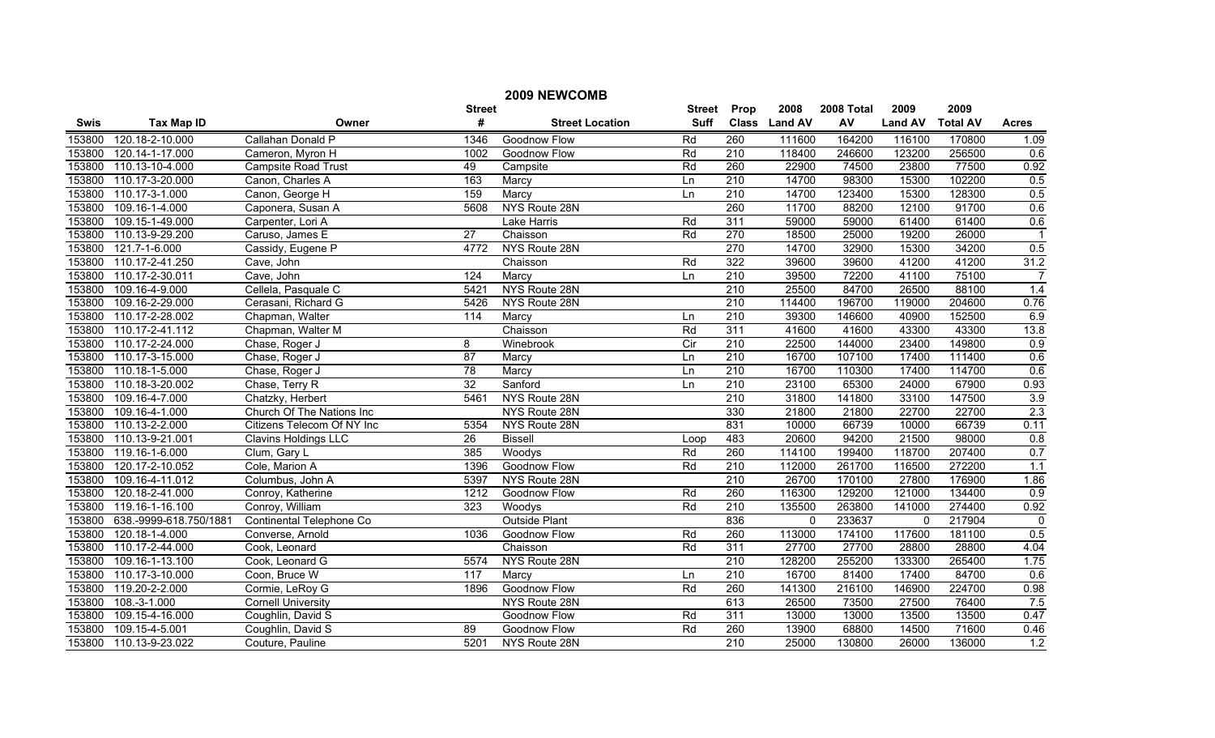## 2009 NEWCOMB

| Swis | Tax Map ID | Owner | Street # | Street Location | Street Suff | Prop Class | 2008 Land AV | 2008 Total AV | 2009 Land AV | 2009 Total AV | Acres |
|---|---|---|---|---|---|---|---|---|---|---|---|
| 153800 | 120.18-2-10.000 | Callahan Donald P | 1346 | Goodnow Flow | Rd | 260 | 111600 | 164200 | 116100 | 170800 | 1.09 |
| 153800 | 120.14-1-17.000 | Cameron, Myron H | 1002 | Goodnow Flow | Rd | 210 | 118400 | 246600 | 123200 | 256500 | 0.6 |
| 153800 | 110.13-10-4.000 | Campsite Road Trust | 49 | Campsite | Rd | 260 | 22900 | 74500 | 23800 | 77500 | 0.92 |
| 153800 | 110.17-3-20.000 | Canon, Charles A | 163 | Marcy | Ln | 210 | 14700 | 98300 | 15300 | 102200 | 0.5 |
| 153800 | 110.17-3-1.000 | Canon, George H | 159 | Marcy | Ln | 210 | 14700 | 123400 | 15300 | 128300 | 0.5 |
| 153800 | 109.16-1-4.000 | Caponera, Susan A | 5608 | NYS Route 28N | | 260 | 11700 | 88200 | 12100 | 91700 | 0.6 |
| 153800 | 109.15-1-49.000 | Carpenter, Lori A | | Lake Harris | Rd | 311 | 59000 | 59000 | 61400 | 61400 | 0.6 |
| 153800 | 110.13-9-29.200 | Caruso, James E | 27 | Chaisson | Rd | 270 | 18500 | 25000 | 19200 | 26000 | 1 |
| 153800 | 121.7-1-6.000 | Cassidy, Eugene P | 4772 | NYS Route 28N | | 270 | 14700 | 32900 | 15300 | 34200 | 0.5 |
| 153800 | 110.17-2-41.250 | Cave, John | | Chaisson | Rd | 322 | 39600 | 39600 | 41200 | 41200 | 31.2 |
| 153800 | 110.17-2-30.011 | Cave, John | 124 | Marcy | Ln | 210 | 39500 | 72200 | 41100 | 75100 | 7 |
| 153800 | 109.16-4-9.000 | Cellela, Pasquale C | 5421 | NYS Route 28N | | 210 | 25500 | 84700 | 26500 | 88100 | 1.4 |
| 153800 | 109.16-2-29.000 | Cerasani, Richard G | 5426 | NYS Route 28N | | 210 | 114400 | 196700 | 119000 | 204600 | 0.76 |
| 153800 | 110.17-2-28.002 | Chapman, Walter | 114 | Marcy | Ln | 210 | 39300 | 146600 | 40900 | 152500 | 6.9 |
| 153800 | 110.17-2-41.112 | Chapman, Walter M | | Chaisson | Rd | 311 | 41600 | 41600 | 43300 | 43300 | 13.8 |
| 153800 | 110.17-2-24.000 | Chase, Roger J | 8 | Winebrook | Cir | 210 | 22500 | 144000 | 23400 | 149800 | 0.9 |
| 153800 | 110.17-3-15.000 | Chase, Roger J | 87 | Marcy | Ln | 210 | 16700 | 107100 | 17400 | 111400 | 0.6 |
| 153800 | 110.18-1-5.000 | Chase, Roger J | 78 | Marcy | Ln | 210 | 16700 | 110300 | 17400 | 114700 | 0.6 |
| 153800 | 110.18-3-20.002 | Chase, Terry R | 32 | Sanford | Ln | 210 | 23100 | 65300 | 24000 | 67900 | 0.93 |
| 153800 | 109.16-4-7.000 | Chatzky, Herbert | 5461 | NYS Route 28N | | 210 | 31800 | 141800 | 33100 | 147500 | 3.9 |
| 153800 | 109.16-4-1.000 | Church Of The Nations Inc | | NYS Route 28N | | 330 | 21800 | 21800 | 22700 | 22700 | 2.3 |
| 153800 | 110.13-2-2.000 | Citizens Telecom Of NY Inc | 5354 | NYS Route 28N | | 831 | 10000 | 66739 | 10000 | 66739 | 0.11 |
| 153800 | 110.13-9-21.001 | Clavins Holdings LLC | 26 | Bissell | Loop | 483 | 20600 | 94200 | 21500 | 98000 | 0.8 |
| 153800 | 119.16-1-6.000 | Clum, Gary L | 385 | Woodys | Rd | 260 | 114100 | 199400 | 118700 | 207400 | 0.7 |
| 153800 | 120.17-2-10.052 | Cole, Marion A | 1396 | Goodnow Flow | Rd | 210 | 112000 | 261700 | 116500 | 272200 | 1.1 |
| 153800 | 109.16-4-11.012 | Columbus, John A | 5397 | NYS Route 28N | | 210 | 26700 | 170100 | 27800 | 176900 | 1.86 |
| 153800 | 120.18-2-41.000 | Conroy, Katherine | 1212 | Goodnow Flow | Rd | 260 | 116300 | 129200 | 121000 | 134400 | 0.9 |
| 153800 | 119.16-1-16.100 | Conroy, William | 323 | Woodys | Rd | 210 | 135500 | 263800 | 141000 | 274400 | 0.92 |
| 153800 | 638.-9999-618.750/1881 | Continental Telephone Co | | Outside Plant | | 836 | 0 | 233637 | 0 | 217904 | 0 |
| 153800 | 120.18-1-4.000 | Converse, Arnold | 1036 | Goodnow Flow | Rd | 260 | 113000 | 174100 | 117600 | 181100 | 0.5 |
| 153800 | 110.17-2-44.000 | Cook, Leonard | | Chaisson | Rd | 311 | 27700 | 27700 | 28800 | 28800 | 4.04 |
| 153800 | 109.16-1-13.100 | Cook, Leonard G | 5574 | NYS Route 28N | | 210 | 128200 | 255200 | 133300 | 265400 | 1.75 |
| 153800 | 110.17-3-10.000 | Coon, Bruce W | 117 | Marcy | Ln | 210 | 16700 | 81400 | 17400 | 84700 | 0.6 |
| 153800 | 119.20-2-2.000 | Cormie, LeRoy G | 1896 | Goodnow Flow | Rd | 260 | 141300 | 216100 | 146900 | 224700 | 0.98 |
| 153800 | 108.-3-1.000 | Cornell University | | NYS Route 28N | | 613 | 26500 | 73500 | 27500 | 76400 | 7.5 |
| 153800 | 109.15-4-16.000 | Coughlin, David S | | Goodnow Flow | Rd | 311 | 13000 | 13000 | 13500 | 13500 | 0.47 |
| 153800 | 109.15-4-5.001 | Coughlin, David S | 89 | Goodnow Flow | Rd | 260 | 13900 | 68800 | 14500 | 71600 | 0.46 |
| 153800 | 110.13-9-23.022 | Couture, Pauline | 5201 | NYS Route 28N | | 210 | 25000 | 130800 | 26000 | 136000 | 1.2 |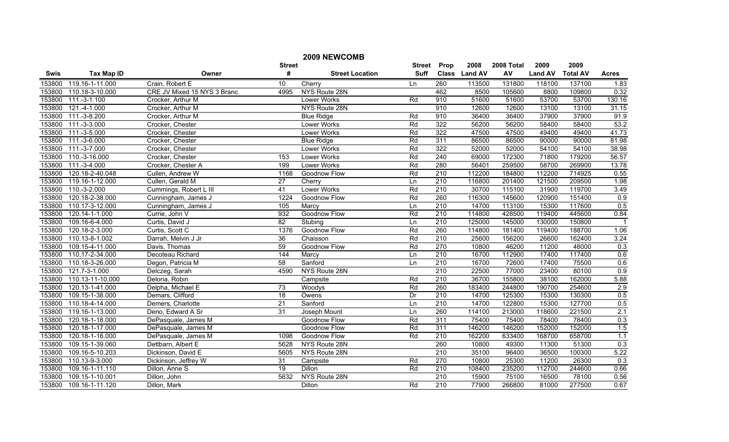# 2009 NEWCOMB

| Swis | Tax Map ID | Owner | Street # | Street Location | Street Suff | Prop Class | 2008 Land AV | 2008 Total AV | 2009 Land AV | 2009 Total AV | Acres |
|---|---|---|---|---|---|---|---|---|---|---|---|
| 153800 | 119.16-1-11.000 | Crain, Robert E | 10 | Cherry | Ln | 260 | 113500 | 131800 | 118100 | 137100 | 1.83 |
| 153800 | 110.18-3-10.000 | CRE JV Mixed 15 NYS 3 Branc | 4995 | NYS Route 28N | | 462 | 8500 | 105600 | 8800 | 109800 | 0.32 |
| 153800 | 111.-3-1.100 | Crocker, Arthur M | | Lower Works | Rd | 910 | 51600 | 51600 | 53700 | 53700 | 130.16 |
| 153800 | 121.-4-1.000 | Crocker, Arthur M | | NYS Route 28N | | 910 | 12600 | 12600 | 13100 | 13100 | 31.15 |
| 153800 | 111.-3-8.200 | Crocker, Arthur M | | Blue Ridge | Rd | 910 | 36400 | 36400 | 37900 | 37900 | 91.9 |
| 153800 | 111.-3-3.000 | Crocker, Chester | | Lower Works | Rd | 322 | 56200 | 56200 | 58400 | 58400 | 53.2 |
| 153800 | 111.-3-5.000 | Crocker, Chester | | Lower Works | Rd | 322 | 47500 | 47500 | 49400 | 49400 | 41.73 |
| 153800 | 111.-3-6.000 | Crocker, Chester | | Blue Ridge | Rd | 311 | 86500 | 86500 | 90000 | 90000 | 81.98 |
| 153800 | 111.-3-7.000 | Crocker, Chester | | Lower Works | Rd | 322 | 52000 | 52000 | 54100 | 54100 | 38.98 |
| 153800 | 110.-3-16.000 | Crocker, Chester | 153 | Lower Works | Rd | 240 | 69000 | 172300 | 71800 | 179200 | 56.57 |
| 153800 | 111.-3-4.000 | Crocker, Chester A | 199 | Lower Works | Rd | 280 | 56401 | 259500 | 58700 | 269900 | 13.78 |
| 153800 | 120.18-2-40.048 | Cullen, Andrew W | 1168 | Goodnow Flow | Rd | 210 | 112200 | 184800 | 112200 | 714925 | 0.55 |
| 153800 | 119.16-1-12.000 | Cullen, Gerald M | 27 | Cherry | Ln | 210 | 116800 | 201400 | 121500 | 209500 | 1.98 |
| 153800 | 110.-3-2.000 | Cummings, Robert L III | 41 | Lower Works | Rd | 210 | 30700 | 115100 | 31900 | 119700 | 3.49 |
| 153800 | 120.18-2-38.000 | Cunningham, James J | 1224 | Goodnow Flow | Rd | 260 | 116300 | 145600 | 120900 | 151400 | 0.9 |
| 153800 | 110.17-3-12.000 | Cunningham, James J | 105 | Marcy | Ln | 210 | 14700 | 113100 | 15300 | 117600 | 0.5 |
| 153800 | 120.14-1-1.000 | Currie, John V | 932 | Goodnow Flow | Rd | 210 | 114800 | 428500 | 119400 | 445600 | 0.84 |
| 153800 | 109.16-6-4.000 | Curtis, David J | 82 | Stubing | Ln | 210 | 125000 | 145000 | 130000 | 150800 | 1 |
| 153800 | 120.18-2-3.000 | Curtis, Scott C | 1376 | Goodnow Flow | Rd | 260 | 114800 | 181400 | 119400 | 188700 | 1.06 |
| 153800 | 110.13-8-1.002 | Darrah, Melvin J Jr | 36 | Chaisson | Rd | 210 | 25600 | 156200 | 26600 | 162400 | 3.24 |
| 153800 | 109.15-4-11.000 | Davis, Thomas | 59 | Goodnow Flow | Rd | 270 | 10800 | 46200 | 11200 | 48000 | 0.3 |
| 153800 | 110.17-2-34.000 | Decoteau Richard | 144 | Marcy | Ln | 210 | 16700 | 112900 | 17400 | 117400 | 0.6 |
| 153800 | 110.18-3-26.000 | Degon, Patricia M | 58 | Sanford | Ln | 210 | 16700 | 72600 | 17400 | 75500 | 0.6 |
| 153800 | 121.7-3-1.000 | Delczeg, Sarah | 4590 | NYS Route 28N | | 210 | 22500 | 77000 | 23400 | 80100 | 0.9 |
| 153800 | 110.13-11-10.000 | Deloria, Robin | | Campsite | Rd | 210 | 36700 | 155800 | 38100 | 162000 | 5.88 |
| 153800 | 120.13-1-41.000 | Delpha, Michael E | 73 | Woodys | Rd | 260 | 183400 | 244800 | 190700 | 254600 | 2.9 |
| 153800 | 109.15-1-38.000 | Demars, Clifford | 18 | Owens | Dr | 210 | 14700 | 125300 | 15300 | 130300 | 0.5 |
| 153800 | 110.18-4-14.000 | Demers, Charlotte | 21 | Sanford | Ln | 210 | 14700 | 122800 | 15300 | 127700 | 0.5 |
| 153800 | 119.16-1-13.000 | Deno, Edward A Sr | 31 | Joseph Mount | Ln | 260 | 114100 | 213000 | 118600 | 221500 | 2.1 |
| 153800 | 120.18-1-18.000 | DePasquale, James M | | Goodnow Flow | Rd | 311 | 75400 | 75400 | 78400 | 78400 | 0.3 |
| 153800 | 120.18-1-17.000 | DePasquale, James M | | Goodnow Flow | Rd | 311 | 146200 | 146200 | 152000 | 152000 | 1.5 |
| 153800 | 120.18-1-16.000 | DePasquale, James M | 1098 | Goodnow Flow | Rd | 210 | 162200 | 633400 | 168700 | 658700 | 1.1 |
| 153800 | 109.15-1-39.060 | Dettbarn, Albert E | 5628 | NYS Route 28N | | 260 | 10800 | 49300 | 11300 | 51300 | 0.3 |
| 153800 | 109.16-5-10.203 | Dickinson, David E | 5605 | NYS Route 28N | | 210 | 35100 | 96400 | 36500 | 100300 | 5.22 |
| 153800 | 110.13-9-3.000 | Dickinson, Jeffrey W | 31 | Campsite | Rd | 270 | 10800 | 25300 | 11200 | 26300 | 0.3 |
| 153800 | 109.16-1-11.110 | Dillon, Anne S | 19 | Dillon | Rd | 210 | 108400 | 235200 | 112700 | 244600 | 0.66 |
| 153800 | 109.15-1-10.001 | Dillon, John | 5632 | NYS Route 28N | | 210 | 15900 | 75100 | 16500 | 78100 | 0.56 |
| 153800 | 109.16-1-11.120 | Dillon, Mark | | Dillon | Rd | 210 | 77900 | 266800 | 81000 | 277500 | 0.67 |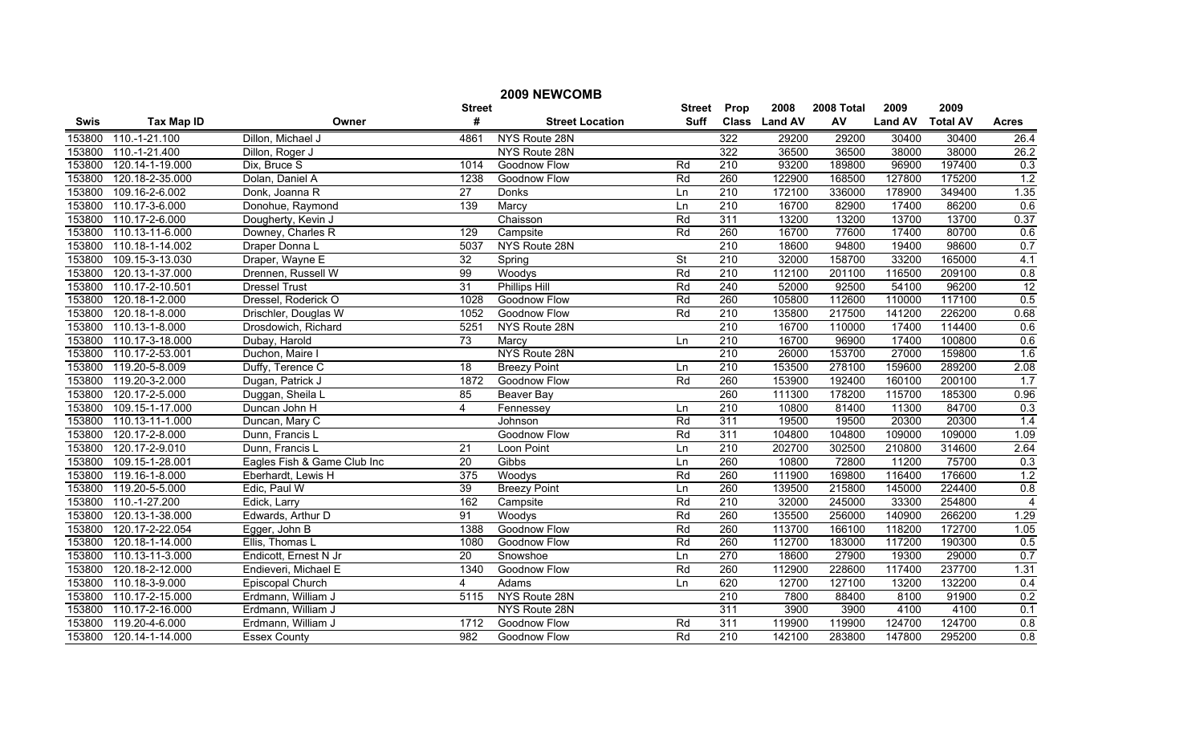## 2009 NEWCOMB

| Swis | Tax Map ID | Owner | Street # | Street Location | Street Suff | Prop Class | 2008 Land AV | 2008 Total AV | 2009 Land AV | 2009 Total AV | Acres |
|---|---|---|---|---|---|---|---|---|---|---|---|
| 153800 | 110.-1-21.100 | Dillon, Michael J | 4861 | NYS Route 28N | | 322 | 29200 | 29200 | 30400 | 30400 | 26.4 |
| 153800 | 110.-1-21.400 | Dillon, Roger J | | NYS Route 28N | | 322 | 36500 | 36500 | 38000 | 38000 | 26.2 |
| 153800 | 120.14-1-19.000 | Dix, Bruce S | 1014 | Goodnow Flow | Rd | 210 | 93200 | 189800 | 96900 | 197400 | 0.3 |
| 153800 | 120.18-2-35.000 | Dolan, Daniel A | 1238 | Goodnow Flow | Rd | 260 | 122900 | 168500 | 127800 | 175200 | 1.2 |
| 153800 | 109.16-2-6.002 | Donk, Joanna R | 27 | Donks | Ln | 210 | 172100 | 336000 | 178900 | 349400 | 1.35 |
| 153800 | 110.17-3-6.000 | Donohue, Raymond | 139 | Marcy | Ln | 210 | 16700 | 82900 | 17400 | 86200 | 0.6 |
| 153800 | 110.17-2-6.000 | Dougherty, Kevin J | | Chaisson | Rd | 311 | 13200 | 13200 | 13700 | 13700 | 0.37 |
| 153800 | 110.13-11-6.000 | Downey, Charles R | 129 | Campsite | Rd | 260 | 16700 | 77600 | 17400 | 80700 | 0.6 |
| 153800 | 110.18-1-14.002 | Draper Donna L | 5037 | NYS Route 28N | | 210 | 18600 | 94800 | 19400 | 98600 | 0.7 |
| 153800 | 109.15-3-13.030 | Draper, Wayne E | 32 | Spring | St | 210 | 32000 | 158700 | 33200 | 165000 | 4.1 |
| 153800 | 120.13-1-37.000 | Drennen, Russell W | 99 | Woodys | Rd | 210 | 112100 | 201100 | 116500 | 209100 | 0.8 |
| 153800 | 110.17-2-10.501 | Dressel Trust | 31 | Phillips Hill | Rd | 240 | 52000 | 92500 | 54100 | 96200 | 12 |
| 153800 | 120.18-1-2.000 | Dressel, Roderick O | 1028 | Goodnow Flow | Rd | 260 | 105800 | 112600 | 110000 | 117100 | 0.5 |
| 153800 | 120.18-1-8.000 | Drischler, Douglas W | 1052 | Goodnow Flow | Rd | 210 | 135800 | 217500 | 141200 | 226200 | 0.68 |
| 153800 | 110.13-1-8.000 | Drosdowich, Richard | 5251 | NYS Route 28N | | 210 | 16700 | 110000 | 17400 | 114400 | 0.6 |
| 153800 | 110.17-3-18.000 | Dubay, Harold | 73 | Marcy | Ln | 210 | 16700 | 96900 | 17400 | 100800 | 0.6 |
| 153800 | 110.17-2-53.001 | Duchon, Maire I | | NYS Route 28N | | 210 | 26000 | 153700 | 27000 | 159800 | 1.6 |
| 153800 | 119.20-5-8.009 | Duffy, Terence C | 18 | Breezy Point | Ln | 210 | 153500 | 278100 | 159600 | 289200 | 2.08 |
| 153800 | 119.20-3-2.000 | Dugan, Patrick J | 1872 | Goodnow Flow | Rd | 260 | 153900 | 192400 | 160100 | 200100 | 1.7 |
| 153800 | 120.17-2-5.000 | Duggan, Sheila L | 85 | Beaver Bay | | 260 | 111300 | 178200 | 115700 | 185300 | 0.96 |
| 153800 | 109.15-1-17.000 | Duncan John H | 4 | Fennessey | Ln | 210 | 10800 | 81400 | 11300 | 84700 | 0.3 |
| 153800 | 110.13-11-1.000 | Duncan, Mary C | | Johnson | Rd | 311 | 19500 | 19500 | 20300 | 20300 | 1.4 |
| 153800 | 120.17-2-8.000 | Dunn, Francis L | | Goodnow Flow | Rd | 311 | 104800 | 104800 | 109000 | 109000 | 1.09 |
| 153800 | 120.17-2-9.010 | Dunn, Francis L | 21 | Loon Point | Ln | 210 | 202700 | 302500 | 210800 | 314600 | 2.64 |
| 153800 | 109.15-1-28.001 | Eagles Fish & Game Club Inc | 20 | Gibbs | Ln | 260 | 10800 | 72800 | 11200 | 75700 | 0.3 |
| 153800 | 119.16-1-8.000 | Eberhardt, Lewis H | 375 | Woodys | Rd | 260 | 111900 | 169800 | 116400 | 176600 | 1.2 |
| 153800 | 119.20-5-5.000 | Edic, Paul W | 39 | Breezy Point | Ln | 260 | 139500 | 215800 | 145000 | 224400 | 0.8 |
| 153800 | 110.-1-27.200 | Edick, Larry | 162 | Campsite | Rd | 210 | 32000 | 245000 | 33300 | 254800 | 4 |
| 153800 | 120.13-1-38.000 | Edwards, Arthur D | 91 | Woodys | Rd | 260 | 135500 | 256000 | 140900 | 266200 | 1.29 |
| 153800 | 120.17-2-22.054 | Egger, John B | 1388 | Goodnow Flow | Rd | 260 | 113700 | 166100 | 118200 | 172700 | 1.05 |
| 153800 | 120.18-1-14.000 | Ellis, Thomas L | 1080 | Goodnow Flow | Rd | 260 | 112700 | 183000 | 117200 | 190300 | 0.5 |
| 153800 | 110.13-11-3.000 | Endicott, Ernest N Jr | 20 | Snowshoe | Ln | 270 | 18600 | 27900 | 19300 | 29000 | 0.7 |
| 153800 | 120.18-2-12.000 | Endieveri, Michael E | 1340 | Goodnow Flow | Rd | 260 | 112900 | 228600 | 117400 | 237700 | 1.31 |
| 153800 | 110.18-3-9.000 | Episcopal Church | 4 | Adams | Ln | 620 | 12700 | 127100 | 13200 | 132200 | 0.4 |
| 153800 | 110.17-2-15.000 | Erdmann, William J | 5115 | NYS Route 28N | | 210 | 7800 | 88400 | 8100 | 91900 | 0.2 |
| 153800 | 110.17-2-16.000 | Erdmann, William J | | NYS Route 28N | | 311 | 3900 | 3900 | 4100 | 4100 | 0.1 |
| 153800 | 119.20-4-6.000 | Erdmann, William J | 1712 | Goodnow Flow | Rd | 311 | 119900 | 119900 | 124700 | 124700 | 0.8 |
| 153800 | 120.14-1-14.000 | Essex County | 982 | Goodnow Flow | Rd | 210 | 142100 | 283800 | 147800 | 295200 | 0.8 |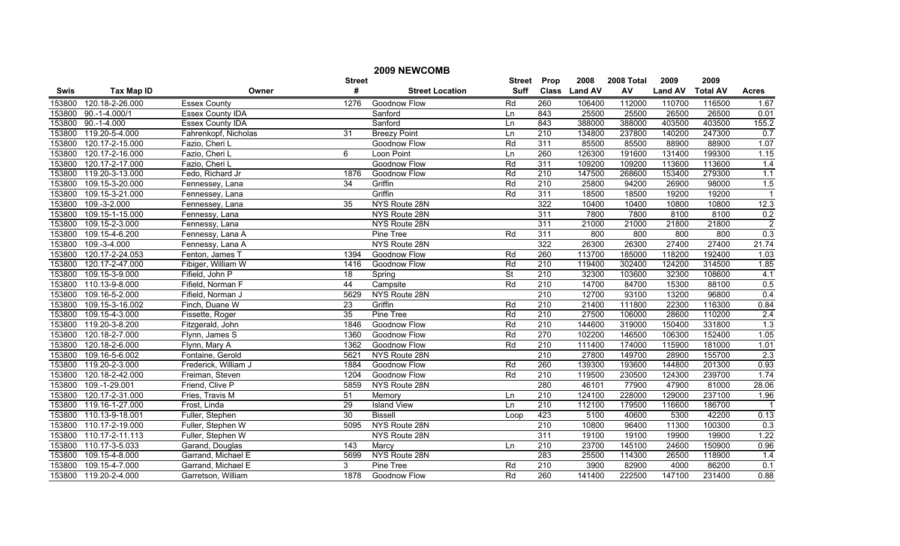## 2009 NEWCOMB

| Swis | Tax Map ID | Owner | Street # | Street Location | Street Suff | Prop Class | 2008 Land AV | 2008 Total AV | 2009 Land AV | 2009 Total AV | Acres |
|---|---|---|---|---|---|---|---|---|---|---|---|
| 153800 | 120.18-2-26.000 | Essex County | 1276 | Goodnow Flow | Rd | 260 | 106400 | 112000 | 110700 | 116500 | 1.67 |
| 153800 | 90.-1-4.000/1 | Essex County IDA | | Sanford | Ln | 843 | 25500 | 25500 | 26500 | 26500 | 0.01 |
| 153800 | 90.-1-4.000 | Essex County IDA | | Sanford | Ln | 843 | 388000 | 388000 | 403500 | 403500 | 155.2 |
| 153800 | 119.20-5-4.000 | Fahrenkopf, Nicholas | 31 | Breezy Point | Ln | 210 | 134800 | 237800 | 140200 | 247300 | 0.7 |
| 153800 | 120.17-2-15.000 | Fazio, Cheri L | | Goodnow Flow | Rd | 311 | 85500 | 85500 | 88900 | 88900 | 1.07 |
| 153800 | 120.17-2-16.000 | Fazio, Cheri L | 6 | Loon Point | Ln | 260 | 126300 | 191600 | 131400 | 199300 | 1.15 |
| 153800 | 120.17-2-17.000 | Fazio, Cheri L | | Goodnow Flow | Rd | 311 | 109200 | 109200 | 113600 | 113600 | 1.4 |
| 153800 | 119.20-3-13.000 | Fedo, Richard Jr | 1876 | Goodnow Flow | Rd | 210 | 147500 | 268600 | 153400 | 279300 | 1.1 |
| 153800 | 109.15-3-20.000 | Fennessey, Lana | 34 | Griffin | Rd | 210 | 25800 | 94200 | 26900 | 98000 | 1.5 |
| 153800 | 109.15-3-21.000 | Fennessey, Lana | | Griffin | Rd | 311 | 18500 | 18500 | 19200 | 19200 | 1 |
| 153800 | 109.-3-2.000 | Fennessey, Lana | 35 | NYS Route 28N | | 322 | 10400 | 10400 | 10800 | 10800 | 12.3 |
| 153800 | 109.15-1-15.000 | Fennessy, Lana | | NYS Route 28N | | 311 | 7800 | 7800 | 8100 | 8100 | 0.2 |
| 153800 | 109.15-2-3.000 | Fennessy, Lana | | NYS Route 28N | | 311 | 21000 | 21000 | 21800 | 21800 | 2 |
| 153800 | 109.15-4-6.200 | Fennessy, Lana A | | Pine Tree | Rd | 311 | 800 | 800 | 800 | 800 | 0.3 |
| 153800 | 109.-3-4.000 | Fennessy, Lana A | | NYS Route 28N | | 322 | 26300 | 26300 | 27400 | 27400 | 21.74 |
| 153800 | 120.17-2-24.053 | Fenton, James T | 1394 | Goodnow Flow | Rd | 260 | 113700 | 185000 | 118200 | 192400 | 1.03 |
| 153800 | 120.17-2-47.000 | Fibiger, William W | 1416 | Goodnow Flow | Rd | 210 | 119400 | 302400 | 124200 | 314500 | 1.85 |
| 153800 | 109.15-3-9.000 | Fifield, John P | 18 | Spring | St | 210 | 32300 | 103600 | 32300 | 108600 | 4.1 |
| 153800 | 110.13-9-8.000 | Fifield, Norman F | 44 | Campsite | Rd | 210 | 14700 | 84700 | 15300 | 88100 | 0.5 |
| 153800 | 109.16-5-2.000 | Fifield, Norman J | 5629 | NYS Route 28N | | 210 | 12700 | 93100 | 13200 | 96800 | 0.4 |
| 153800 | 109.15-3-16.002 | Finch, Duane W | 23 | Griffin | Rd | 210 | 21400 | 111800 | 22300 | 116300 | 0.84 |
| 153800 | 109.15-4-3.000 | Fissette, Roger | 35 | Pine Tree | Rd | 210 | 27500 | 106000 | 28600 | 110200 | 2.4 |
| 153800 | 119.20-3-8.200 | Fitzgerald, John | 1846 | Goodnow Flow | Rd | 210 | 144600 | 319000 | 150400 | 331800 | 1.3 |
| 153800 | 120.18-2-7.000 | Flynn, James S | 1360 | Goodnow Flow | Rd | 270 | 102200 | 146500 | 106300 | 152400 | 1.05 |
| 153800 | 120.18-2-6.000 | Flynn, Mary A | 1362 | Goodnow Flow | Rd | 210 | 111400 | 174000 | 115900 | 181000 | 1.01 |
| 153800 | 109.16-5-6.002 | Fontaine, Gerold | 5621 | NYS Route 28N | | 210 | 27800 | 149700 | 28900 | 155700 | 2.3 |
| 153800 | 119.20-2-3.000 | Frederick, William J | 1884 | Goodnow Flow | Rd | 260 | 139300 | 193600 | 144800 | 201300 | 0.93 |
| 153800 | 120.18-2-42.000 | Freiman, Steven | 1204 | Goodnow Flow | Rd | 210 | 119500 | 230500 | 124300 | 239700 | 1.74 |
| 153800 | 109.-1-29.001 | Friend, Clive P | 5859 | NYS Route 28N | | 280 | 46101 | 77900 | 47900 | 81000 | 28.06 |
| 153800 | 120.17-2-31.000 | Fries, Travis M | 51 | Memory | Ln | 210 | 124100 | 228000 | 129000 | 237100 | 1.96 |
| 153800 | 119.16-1-27.000 | Frost, Linda | 29 | Island View | Ln | 210 | 112100 | 179500 | 116600 | 186700 | 1 |
| 153800 | 110.13-9-18.001 | Fuller, Stephen | 30 | Bissell | Loop | 423 | 5100 | 40600 | 5300 | 42200 | 0.13 |
| 153800 | 110.17-2-19.000 | Fuller, Stephen W | 5095 | NYS Route 28N | | 210 | 10800 | 96400 | 11300 | 100300 | 0.3 |
| 153800 | 110.17-2-11.113 | Fuller, Stephen W | | NYS Route 28N | | 311 | 19100 | 19100 | 19900 | 19900 | 1.22 |
| 153800 | 110.17-3-5.033 | Garand, Douglas | 143 | Marcy | Ln | 210 | 23700 | 145100 | 24600 | 150900 | 0.96 |
| 153800 | 109.15-4-8.000 | Garrand, Michael E | 5699 | NYS Route 28N | | 283 | 25500 | 114300 | 26500 | 118900 | 1.4 |
| 153800 | 109.15-4-7.000 | Garrand, Michael E | 3 | Pine Tree | Rd | 210 | 3900 | 82900 | 4000 | 86200 | 0.1 |
| 153800 | 119.20-2-4.000 | Garretson, William | 1878 | Goodnow Flow | Rd | 260 | 141400 | 222500 | 147100 | 231400 | 0.88 |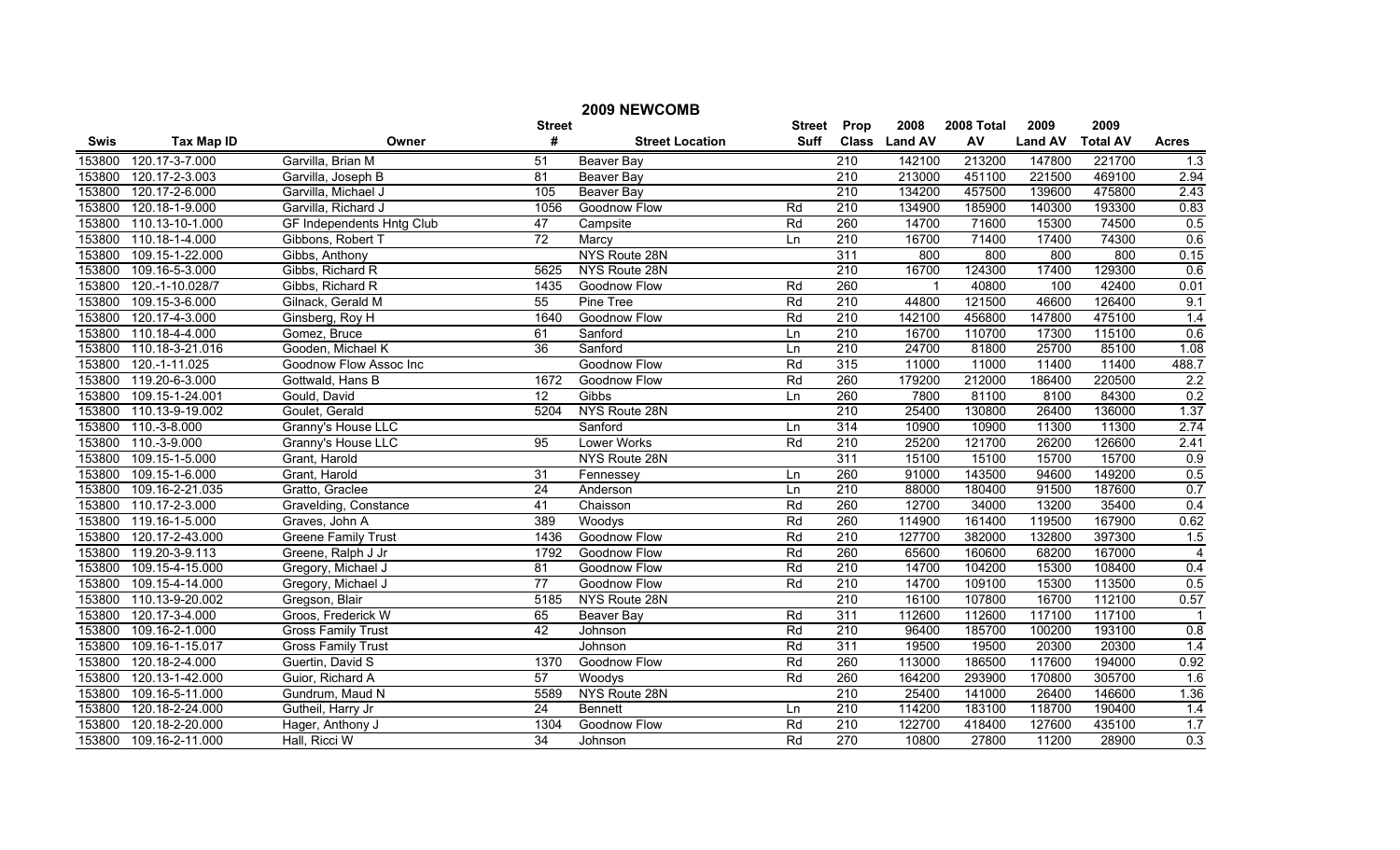# 2009 NEWCOMB

| Swis | Tax Map ID | Owner | Street # | Street Location | Street Suff | Prop Class | 2008 Land AV | 2008 Total AV | 2009 Land AV | 2009 Total AV | Acres |
|---|---|---|---|---|---|---|---|---|---|---|---|
| 153800 | 120.17-3-7.000 | Garvilla, Brian M | 51 | Beaver Bay | | 210 | 142100 | 213200 | 147800 | 221700 | 1.3 |
| 153800 | 120.17-2-3.003 | Garvilla, Joseph B | 81 | Beaver Bay | | 210 | 213000 | 451100 | 221500 | 469100 | 2.94 |
| 153800 | 120.17-2-6.000 | Garvilla, Michael J | 105 | Beaver Bay | | 210 | 134200 | 457500 | 139600 | 475800 | 2.43 |
| 153800 | 120.18-1-9.000 | Garvilla, Richard J | 1056 | Goodnow Flow | Rd | 210 | 134900 | 185900 | 140300 | 193300 | 0.83 |
| 153800 | 110.13-10-1.000 | GF Independents Hntg Club | 47 | Campsite | Rd | 260 | 14700 | 71600 | 15300 | 74500 | 0.5 |
| 153800 | 110.18-1-4.000 | Gibbons, Robert T | 72 | Marcy | Ln | 210 | 16700 | 71400 | 17400 | 74300 | 0.6 |
| 153800 | 109.15-1-22.000 | Gibbs, Anthony | | NYS Route 28N | | 311 | 800 | 800 | 800 | 800 | 0.15 |
| 153800 | 109.16-5-3.000 | Gibbs, Richard R | 5625 | NYS Route 28N | | 210 | 16700 | 124300 | 17400 | 129300 | 0.6 |
| 153800 | 120.-1-10.028/7 | Gibbs, Richard R | 1435 | Goodnow Flow | Rd | 260 | 1 | 40800 | 100 | 42400 | 0.01 |
| 153800 | 109.15-3-6.000 | Gilnack, Gerald M | 55 | Pine Tree | Rd | 210 | 44800 | 121500 | 46600 | 126400 | 9.1 |
| 153800 | 120.17-4-3.000 | Ginsberg, Roy H | 1640 | Goodnow Flow | Rd | 210 | 142100 | 456800 | 147800 | 475100 | 1.4 |
| 153800 | 110.18-4-4.000 | Gomez, Bruce | 61 | Sanford | Ln | 210 | 16700 | 110700 | 17300 | 115100 | 0.6 |
| 153800 | 110.18-3-21.016 | Gooden, Michael K | 36 | Sanford | Ln | 210 | 24700 | 81800 | 25700 | 85100 | 1.08 |
| 153800 | 120.-1-11.025 | Goodnow Flow Assoc Inc | | Goodnow Flow | Rd | 315 | 11000 | 11000 | 11400 | 11400 | 488.7 |
| 153800 | 119.20-6-3.000 | Gottwald, Hans B | 1672 | Goodnow Flow | Rd | 260 | 179200 | 212000 | 186400 | 220500 | 2.2 |
| 153800 | 109.15-1-24.001 | Gould, David | 12 | Gibbs | Ln | 260 | 7800 | 81100 | 8100 | 84300 | 0.2 |
| 153800 | 110.13-9-19.002 | Goulet, Gerald | 5204 | NYS Route 28N | | 210 | 25400 | 130800 | 26400 | 136000 | 1.37 |
| 153800 | 110.-3-8.000 | Granny's House LLC | | Sanford | Ln | 314 | 10900 | 10900 | 11300 | 11300 | 2.74 |
| 153800 | 110.-3-9.000 | Granny's House LLC | 95 | Lower Works | Rd | 210 | 25200 | 121700 | 26200 | 126600 | 2.41 |
| 153800 | 109.15-1-5.000 | Grant, Harold | | NYS Route 28N | | 311 | 15100 | 15100 | 15700 | 15700 | 0.9 |
| 153800 | 109.15-1-6.000 | Grant, Harold | 31 | Fennessey | Ln | 260 | 91000 | 143500 | 94600 | 149200 | 0.5 |
| 153800 | 109.16-2-21.035 | Gratto, Graclee | 24 | Anderson | Ln | 210 | 88000 | 180400 | 91500 | 187600 | 0.7 |
| 153800 | 110.17-2-3.000 | Gravelding, Constance | 41 | Chaisson | Rd | 260 | 12700 | 34000 | 13200 | 35400 | 0.4 |
| 153800 | 119.16-1-5.000 | Graves, John A | 389 | Woodys | Rd | 260 | 114900 | 161400 | 119500 | 167900 | 0.62 |
| 153800 | 120.17-2-43.000 | Greene Family Trust | 1436 | Goodnow Flow | Rd | 210 | 127700 | 382000 | 132800 | 397300 | 1.5 |
| 153800 | 119.20-3-9.113 | Greene, Ralph J Jr | 1792 | Goodnow Flow | Rd | 260 | 65600 | 160600 | 68200 | 167000 | 4 |
| 153800 | 109.15-4-15.000 | Gregory, Michael J | 81 | Goodnow Flow | Rd | 210 | 14700 | 104200 | 15300 | 108400 | 0.4 |
| 153800 | 109.15-4-14.000 | Gregory, Michael J | 77 | Goodnow Flow | Rd | 210 | 14700 | 109100 | 15300 | 113500 | 0.5 |
| 153800 | 110.13-9-20.002 | Gregson, Blair | 5185 | NYS Route 28N | | 210 | 16100 | 107800 | 16700 | 112100 | 0.57 |
| 153800 | 120.17-3-4.000 | Groos, Frederick W | 65 | Beaver Bay | Rd | 311 | 112600 | 112600 | 117100 | 117100 | 1 |
| 153800 | 109.16-2-1.000 | Gross Family Trust | 42 | Johnson | Rd | 210 | 96400 | 185700 | 100200 | 193100 | 0.8 |
| 153800 | 109.16-1-15.017 | Gross Family Trust | | Johnson | Rd | 311 | 19500 | 19500 | 20300 | 20300 | 1.4 |
| 153800 | 120.18-2-4.000 | Guertin, David S | 1370 | Goodnow Flow | Rd | 260 | 113000 | 186500 | 117600 | 194000 | 0.92 |
| 153800 | 120.13-1-42.000 | Guior, Richard A | 57 | Woodys | Rd | 260 | 164200 | 293900 | 170800 | 305700 | 1.6 |
| 153800 | 109.16-5-11.000 | Gundrum, Maud N | 5589 | NYS Route 28N | | 210 | 25400 | 141000 | 26400 | 146600 | 1.36 |
| 153800 | 120.18-2-24.000 | Gutheil, Harry Jr | 24 | Bennett | Ln | 210 | 114200 | 183100 | 118700 | 190400 | 1.4 |
| 153800 | 120.18-2-20.000 | Hager, Anthony J | 1304 | Goodnow Flow | Rd | 210 | 122700 | 418400 | 127600 | 435100 | 1.7 |
| 153800 | 109.16-2-11.000 | Hall, Ricci W | 34 | Johnson | Rd | 270 | 10800 | 27800 | 11200 | 28900 | 0.3 |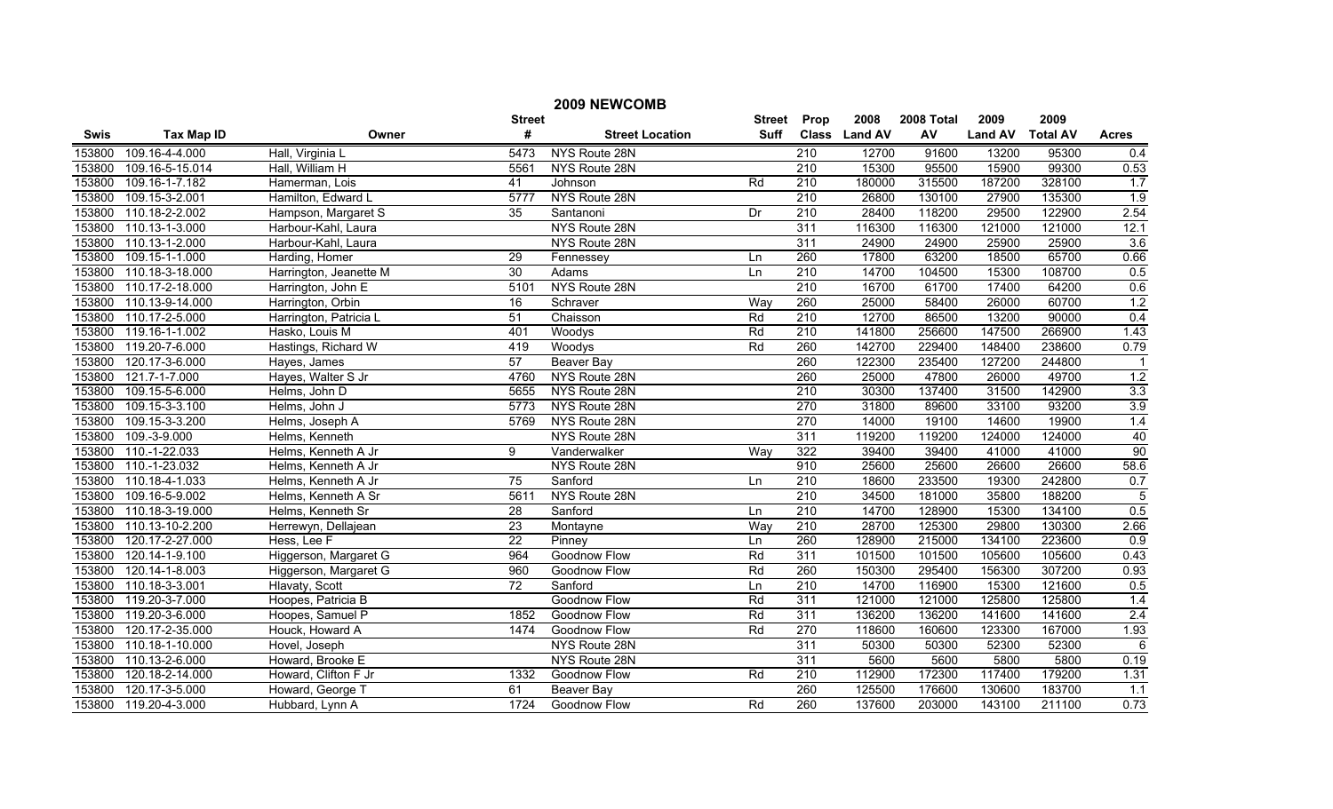## 2009 NEWCOMB

| Swis | Tax Map ID | Owner | Street # | Street Location | Street Suff | Prop Class | 2008 Land AV | 2008 Total AV | 2009 Land AV | 2009 Total AV | Acres |
|---|---|---|---|---|---|---|---|---|---|---|---|
| 153800 | 109.16-4-4.000 | Hall, Virginia L | 5473 | NYS Route 28N | | 210 | 12700 | 91600 | 13200 | 95300 | 0.4 |
| 153800 | 109.16-5-15.014 | Hall, William H | 5561 | NYS Route 28N | | 210 | 15300 | 95500 | 15900 | 99300 | 0.53 |
| 153800 | 109.16-1-7.182 | Hamerman, Lois | 41 | Johnson | Rd | 210 | 180000 | 315500 | 187200 | 328100 | 1.7 |
| 153800 | 109.15-3-2.001 | Hamilton, Edward L | 5777 | NYS Route 28N | | 210 | 26800 | 130100 | 27900 | 135300 | 1.9 |
| 153800 | 110.18-2-2.002 | Hampson, Margaret S | 35 | Santanoni | Dr | 210 | 28400 | 118200 | 29500 | 122900 | 2.54 |
| 153800 | 110.13-1-3.000 | Harbour-Kahl, Laura | | NYS Route 28N | | 311 | 116300 | 116300 | 121000 | 121000 | 12.1 |
| 153800 | 110.13-1-2.000 | Harbour-Kahl, Laura | | NYS Route 28N | | 311 | 24900 | 24900 | 25900 | 25900 | 3.6 |
| 153800 | 109.15-1-1.000 | Harding, Homer | 29 | Fennessey | Ln | 260 | 17800 | 63200 | 18500 | 65700 | 0.66 |
| 153800 | 110.18-3-18.000 | Harrington, Jeanette M | 30 | Adams | Ln | 210 | 14700 | 104500 | 15300 | 108700 | 0.5 |
| 153800 | 110.17-2-18.000 | Harrington, John E | 5101 | NYS Route 28N | | 210 | 16700 | 61700 | 17400 | 64200 | 0.6 |
| 153800 | 110.13-9-14.000 | Harrington, Orbin | 16 | Schraver | Way | 260 | 25000 | 58400 | 26000 | 60700 | 1.2 |
| 153800 | 110.17-2-5.000 | Harrington, Patricia L | 51 | Chaisson | Rd | 210 | 12700 | 86500 | 13200 | 90000 | 0.4 |
| 153800 | 119.16-1-1.002 | Hasko, Louis M | 401 | Woodys | Rd | 210 | 141800 | 256600 | 147500 | 266900 | 1.43 |
| 153800 | 119.20-7-6.000 | Hastings, Richard W | 419 | Woodys | Rd | 260 | 142700 | 229400 | 148400 | 238600 | 0.79 |
| 153800 | 120.17-3-6.000 | Hayes, James | 57 | Beaver Bay | | 260 | 122300 | 235400 | 127200 | 244800 | 1 |
| 153800 | 121.7-1-7.000 | Hayes, Walter S Jr | 4760 | NYS Route 28N | | 260 | 25000 | 47800 | 26000 | 49700 | 1.2 |
| 153800 | 109.15-5-6.000 | Helms, John D | 5655 | NYS Route 28N | | 210 | 30300 | 137400 | 31500 | 142900 | 3.3 |
| 153800 | 109.15-3-3.100 | Helms, John J | 5773 | NYS Route 28N | | 270 | 31800 | 89600 | 33100 | 93200 | 3.9 |
| 153800 | 109.15-3-3.200 | Helms, Joseph A | 5769 | NYS Route 28N | | 270 | 14000 | 19100 | 14600 | 19900 | 1.4 |
| 153800 | 109.-3-9.000 | Helms, Kenneth | | NYS Route 28N | | 311 | 119200 | 119200 | 124000 | 124000 | 40 |
| 153800 | 110.-1-22.033 | Helms, Kenneth A Jr | 9 | Vanderwalker | Way | 322 | 39400 | 39400 | 41000 | 41000 | 90 |
| 153800 | 110.-1-23.032 | Helms, Kenneth A Jr | | NYS Route 28N | | 910 | 25600 | 25600 | 26600 | 26600 | 58.6 |
| 153800 | 110.18-4-1.033 | Helms, Kenneth A Jr | 75 | Sanford | Ln | 210 | 18600 | 233500 | 19300 | 242800 | 0.7 |
| 153800 | 109.16-5-9.002 | Helms, Kenneth A Sr | 5611 | NYS Route 28N | | 210 | 34500 | 181000 | 35800 | 188200 | 5 |
| 153800 | 110.18-3-19.000 | Helms, Kenneth Sr | 28 | Sanford | Ln | 210 | 14700 | 128900 | 15300 | 134100 | 0.5 |
| 153800 | 110.13-10-2.200 | Herrewyn, Dellajean | 23 | Montayne | Way | 210 | 28700 | 125300 | 29800 | 130300 | 2.66 |
| 153800 | 120.17-2-27.000 | Hess, Lee F | 22 | Pinney | Ln | 260 | 128900 | 215000 | 134100 | 223600 | 0.9 |
| 153800 | 120.14-1-9.100 | Higgerson, Margaret G | 964 | Goodnow Flow | Rd | 311 | 101500 | 101500 | 105600 | 105600 | 0.43 |
| 153800 | 120.14-1-8.003 | Higgerson, Margaret G | 960 | Goodnow Flow | Rd | 260 | 150300 | 295400 | 156300 | 307200 | 0.93 |
| 153800 | 110.18-3-3.001 | Hlavaty, Scott | 72 | Sanford | Ln | 210 | 14700 | 116900 | 15300 | 121600 | 0.5 |
| 153800 | 119.20-3-7.000 | Hoopes, Patricia B | | Goodnow Flow | Rd | 311 | 121000 | 121000 | 125800 | 125800 | 1.4 |
| 153800 | 119.20-3-6.000 | Hoopes, Samuel P | 1852 | Goodnow Flow | Rd | 311 | 136200 | 136200 | 141600 | 141600 | 2.4 |
| 153800 | 120.17-2-35.000 | Houck, Howard A | 1474 | Goodnow Flow | Rd | 270 | 118600 | 160600 | 123300 | 167000 | 1.93 |
| 153800 | 110.18-1-10.000 | Hovel, Joseph | | NYS Route 28N | | 311 | 50300 | 50300 | 52300 | 52300 | 6 |
| 153800 | 110.13-2-6.000 | Howard, Brooke E | | NYS Route 28N | | 311 | 5600 | 5600 | 5800 | 5800 | 0.19 |
| 153800 | 120.18-2-14.000 | Howard, Clifton F Jr | 1332 | Goodnow Flow | Rd | 210 | 112900 | 172300 | 117400 | 179200 | 1.31 |
| 153800 | 120.17-3-5.000 | Howard, George T | 61 | Beaver Bay | | 260 | 125500 | 176600 | 130600 | 183700 | 1.1 |
| 153800 | 119.20-4-3.000 | Hubbard, Lynn A | 1724 | Goodnow Flow | Rd | 260 | 137600 | 203000 | 143100 | 211100 | 0.73 |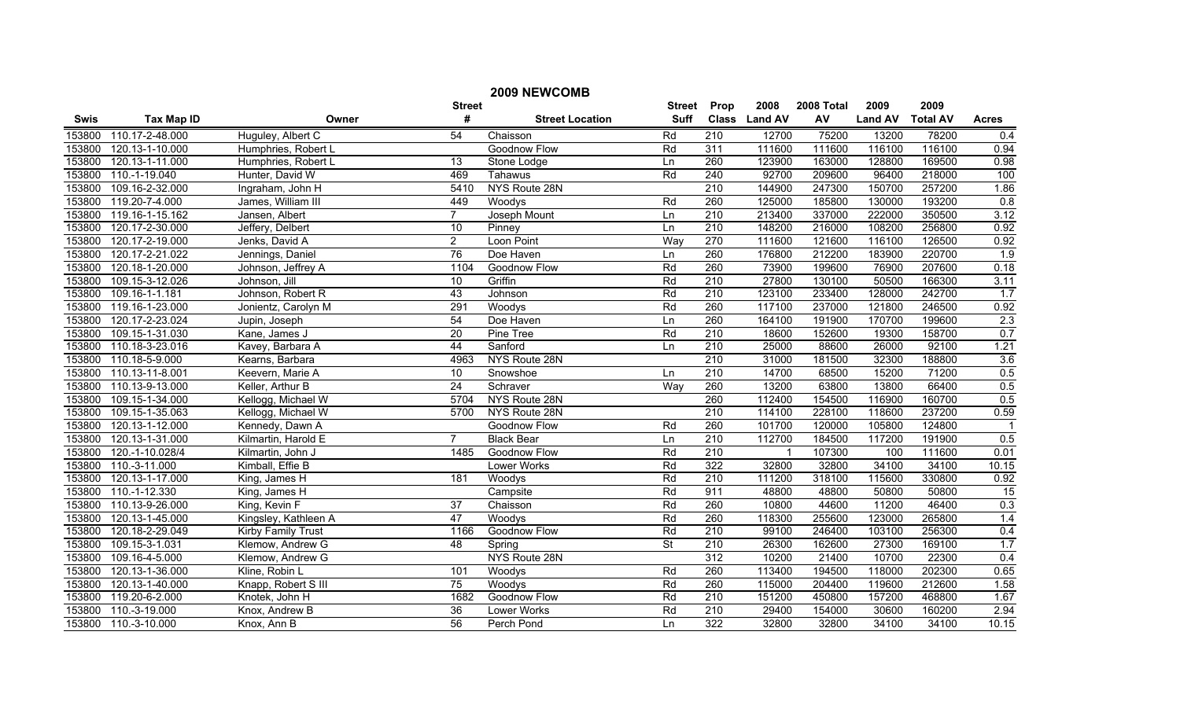# 2009 NEWCOMB

| Swis | Tax Map ID | Owner | Street # | Street Location | Street Suff | Prop Class | 2008 Land AV | 2008 Total AV | 2009 Land AV | 2009 Total AV | Acres |
|---|---|---|---|---|---|---|---|---|---|---|---|
| 153800 | 110.17-2-48.000 | Huguley, Albert C | 54 | Chaisson | Rd | 210 | 12700 | 75200 | 13200 | 78200 | 0.4 |
| 153800 | 120.13-1-10.000 | Humphries, Robert L | | Goodnow Flow | Rd | 311 | 111600 | 111600 | 116100 | 116100 | 0.94 |
| 153800 | 120.13-1-11.000 | Humphries, Robert L | 13 | Stone Lodge | Ln | 260 | 123900 | 163000 | 128800 | 169500 | 0.98 |
| 153800 | 110.-1-19.040 | Hunter, David W | 469 | Tahawus | Rd | 240 | 92700 | 209600 | 96400 | 218000 | 100 |
| 153800 | 109.16-2-32.000 | Ingraham, John H | 5410 | NYS Route 28N | | 210 | 144900 | 247300 | 150700 | 257200 | 1.86 |
| 153800 | 119.20-7-4.000 | James, William III | 449 | Woodys | Rd | 260 | 125000 | 185800 | 130000 | 193200 | 0.8 |
| 153800 | 119.16-1-15.162 | Jansen, Albert | 7 | Joseph Mount | Ln | 210 | 213400 | 337000 | 222000 | 350500 | 3.12 |
| 153800 | 120.17-2-30.000 | Jeffery, Delbert | 10 | Pinney | Ln | 210 | 148200 | 216000 | 108200 | 256800 | 0.92 |
| 153800 | 120.17-2-19.000 | Jenks, David A | 2 | Loon Point | Way | 270 | 111600 | 121600 | 116100 | 126500 | 0.92 |
| 153800 | 120.17-2-21.022 | Jennings, Daniel | 76 | Doe Haven | Ln | 260 | 176800 | 212200 | 183900 | 220700 | 1.9 |
| 153800 | 120.18-1-20.000 | Johnson, Jeffrey A | 1104 | Goodnow Flow | Rd | 260 | 73900 | 199600 | 76900 | 207600 | 0.18 |
| 153800 | 109.15-3-12.026 | Johnson, Jill | 10 | Griffin | Rd | 210 | 27800 | 130100 | 50500 | 166300 | 3.11 |
| 153800 | 109.16-1-1.181 | Johnson, Robert R | 43 | Johnson | Rd | 210 | 123100 | 233400 | 128000 | 242700 | 1.7 |
| 153800 | 119.16-1-23.000 | Jonientz, Carolyn M | 291 | Woodys | Rd | 260 | 117100 | 237000 | 121800 | 246500 | 0.92 |
| 153800 | 120.17-2-23.024 | Jupin, Joseph | 54 | Doe Haven | Ln | 260 | 164100 | 191900 | 170700 | 199600 | 2.3 |
| 153800 | 109.15-1-31.030 | Kane, James J | 20 | Pine Tree | Rd | 210 | 18600 | 152600 | 19300 | 158700 | 0.7 |
| 153800 | 110.18-3-23.016 | Kavey, Barbara A | 44 | Sanford | Ln | 210 | 25000 | 88600 | 26000 | 92100 | 1.21 |
| 153800 | 110.18-5-9.000 | Kearns, Barbara | 4963 | NYS Route 28N | | 210 | 31000 | 181500 | 32300 | 188800 | 3.6 |
| 153800 | 110.13-11-8.001 | Keevern, Marie A | 10 | Snowshoe | Ln | 210 | 14700 | 68500 | 15200 | 71200 | 0.5 |
| 153800 | 110.13-9-13.000 | Keller, Arthur B | 24 | Schraver | Way | 260 | 13200 | 63800 | 13800 | 66400 | 0.5 |
| 153800 | 109.15-1-34.000 | Kellogg, Michael W | 5704 | NYS Route 28N | | 260 | 112400 | 154500 | 116900 | 160700 | 0.5 |
| 153800 | 109.15-1-35.063 | Kellogg, Michael W | 5700 | NYS Route 28N | | 210 | 114100 | 228100 | 118600 | 237200 | 0.59 |
| 153800 | 120.13-1-12.000 | Kennedy, Dawn A | | Goodnow Flow | Rd | 260 | 101700 | 120000 | 105800 | 124800 | 1 |
| 153800 | 120.13-1-31.000 | Kilmartin, Harold E | 7 | Black Bear | Ln | 210 | 112700 | 184500 | 117200 | 191900 | 0.5 |
| 153800 | 120.-1-10.028/4 | Kilmartin, John J | 1485 | Goodnow Flow | Rd | 210 | 1 | 107300 | 100 | 111600 | 0.01 |
| 153800 | 110.-3-11.000 | Kimball, Effie B | | Lower Works | Rd | 322 | 32800 | 32800 | 34100 | 34100 | 10.15 |
| 153800 | 120.13-1-17.000 | King, James H | 181 | Woodys | Rd | 210 | 111200 | 318100 | 115600 | 330800 | 0.92 |
| 153800 | 110.-1-12.330 | King, James H | | Campsite | Rd | 911 | 48800 | 48800 | 50800 | 50800 | 15 |
| 153800 | 110.13-9-26.000 | King, Kevin F | 37 | Chaisson | Rd | 260 | 10800 | 44600 | 11200 | 46400 | 0.3 |
| 153800 | 120.13-1-45.000 | Kingsley, Kathleen A | 47 | Woodys | Rd | 260 | 118300 | 255600 | 123000 | 265800 | 1.4 |
| 153800 | 120.18-2-29.049 | Kirby Family Trust | 1166 | Goodnow Flow | Rd | 210 | 99100 | 246400 | 103100 | 256300 | 0.4 |
| 153800 | 109.15-3-1.031 | Klemow, Andrew G | 48 | Spring | St | 210 | 26300 | 162600 | 27300 | 169100 | 1.7 |
| 153800 | 109.16-4-5.000 | Klemow, Andrew G | | NYS Route 28N | | 312 | 10200 | 21400 | 10700 | 22300 | 0.4 |
| 153800 | 120.13-1-36.000 | Kline, Robin L | 101 | Woodys | Rd | 260 | 113400 | 194500 | 118000 | 202300 | 0.65 |
| 153800 | 120.13-1-40.000 | Knapp, Robert S III | 75 | Woodys | Rd | 260 | 115000 | 204400 | 119600 | 212600 | 1.58 |
| 153800 | 119.20-6-2.000 | Knotek, John H | 1682 | Goodnow Flow | Rd | 210 | 151200 | 450800 | 157200 | 468800 | 1.67 |
| 153800 | 110.-3-19.000 | Knox, Andrew B | 36 | Lower Works | Rd | 210 | 29400 | 154000 | 30600 | 160200 | 2.94 |
| 153800 | 110.-3-10.000 | Knox, Ann B | 56 | Perch Pond | Ln | 322 | 32800 | 32800 | 34100 | 34100 | 10.15 |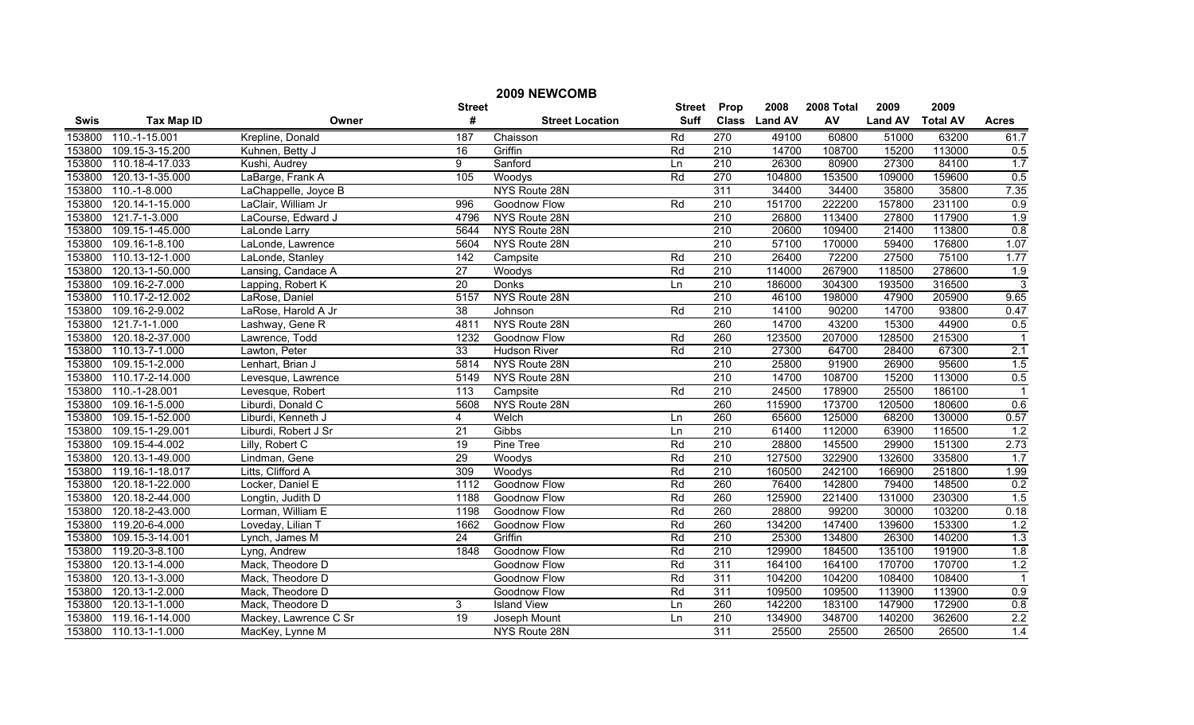## 2009 NEWCOMB

| Swis | Tax Map ID | Owner | Street # | Street Location | Street Suff | Prop Class | 2008 Land AV | 2008 Total AV | 2009 Land AV | 2009 Total AV | Acres |
|---|---|---|---|---|---|---|---|---|---|---|---|
| 153800 | 110.-1-15.001 | Krepline, Donald | 187 | Chaisson | Rd | 270 | 49100 | 60800 | 51000 | 63200 | 61.7 |
| 153800 | 109.15-3-15.200 | Kuhnen, Betty J | 16 | Griffin | Rd | 210 | 14700 | 108700 | 15200 | 113000 | 0.5 |
| 153800 | 110.18-4-17.033 | Kushi, Audrey | 9 | Sanford | Ln | 210 | 26300 | 80900 | 27300 | 84100 | 1.7 |
| 153800 | 120.13-1-35.000 | LaBarge, Frank A | 105 | Woodys | Rd | 270 | 104800 | 153500 | 109000 | 159600 | 0.5 |
| 153800 | 110.-1-8.000 | LaChappelle, Joyce B | | NYS Route 28N | | 311 | 34400 | 34400 | 35800 | 35800 | 7.35 |
| 153800 | 120.14-1-15.000 | LaClair, William Jr | 996 | Goodnow Flow | Rd | 210 | 151700 | 222200 | 157800 | 231100 | 0.9 |
| 153800 | 121.7-1-3.000 | LaCourse, Edward J | 4796 | NYS Route 28N | | 210 | 26800 | 113400 | 27800 | 117900 | 1.9 |
| 153800 | 109.15-1-45.000 | LaLonde Larry | 5644 | NYS Route 28N | | 210 | 20600 | 109400 | 21400 | 113800 | 0.8 |
| 153800 | 109.16-1-8.100 | LaLonde, Lawrence | 5604 | NYS Route 28N | | 210 | 57100 | 170000 | 59400 | 176800 | 1.07 |
| 153800 | 110.13-12-1.000 | LaLonde, Stanley | 142 | Campsite | Rd | 210 | 26400 | 72200 | 27500 | 75100 | 1.77 |
| 153800 | 120.13-1-50.000 | Lansing, Candace A | 27 | Woodys | Rd | 210 | 114000 | 267900 | 118500 | 278600 | 1.9 |
| 153800 | 109.16-2-7.000 | Lapping, Robert K | 20 | Donks | Ln | 210 | 186000 | 304300 | 193500 | 316500 | 3 |
| 153800 | 110.17-2-12.002 | LaRose, Daniel | 5157 | NYS Route 28N | | 210 | 46100 | 198000 | 47900 | 205900 | 9.65 |
| 153800 | 109.16-2-9.002 | LaRose, Harold A Jr | 38 | Johnson | Rd | 210 | 14100 | 90200 | 14700 | 93800 | 0.47 |
| 153800 | 121.7-1-1.000 | Lashway, Gene R | 4811 | NYS Route 28N | | 260 | 14700 | 43200 | 15300 | 44900 | 0.5 |
| 153800 | 120.18-2-37.000 | Lawrence, Todd | 1232 | Goodnow Flow | Rd | 260 | 123500 | 207000 | 128500 | 215300 | 1 |
| 153800 | 110.13-7-1.000 | Lawton, Peter | 33 | Hudson River | Rd | 210 | 27300 | 64700 | 28400 | 67300 | 2.1 |
| 153800 | 109.15-1-2.000 | Lenhart, Brian J | 5814 | NYS Route 28N | | 210 | 25800 | 91900 | 26900 | 95600 | 1.5 |
| 153800 | 110.17-2-14.000 | Levesque, Lawrence | 5149 | NYS Route 28N | | 210 | 14700 | 108700 | 15200 | 113000 | 0.5 |
| 153800 | 110.-1-28.001 | Levesque, Robert | 113 | Campsite | Rd | 210 | 24500 | 178900 | 25500 | 186100 | 1 |
| 153800 | 109.16-1-5.000 | Liburdi, Donald C | 5608 | NYS Route 28N | | 260 | 115900 | 173700 | 120500 | 180600 | 0.6 |
| 153800 | 109.15-1-52.000 | Liburdi, Kenneth J | 4 | Welch | Ln | 260 | 65600 | 125000 | 68200 | 130000 | 0.57 |
| 153800 | 109.15-1-29.001 | Liburdi, Robert J Sr | 21 | Gibbs | Ln | 210 | 61400 | 112000 | 63900 | 116500 | 1.2 |
| 153800 | 109.15-4-4.002 | Lilly, Robert C | 19 | Pine Tree | Rd | 210 | 28800 | 145500 | 29900 | 151300 | 2.73 |
| 153800 | 120.13-1-49.000 | Lindman, Gene | 29 | Woodys | Rd | 210 | 127500 | 322900 | 132600 | 335800 | 1.7 |
| 153800 | 119.16-1-18.017 | Litts, Clifford A | 309 | Woodys | Rd | 210 | 160500 | 242100 | 166900 | 251800 | 1.99 |
| 153800 | 120.18-1-22.000 | Locker, Daniel E | 1112 | Goodnow Flow | Rd | 260 | 76400 | 142800 | 79400 | 148500 | 0.2 |
| 153800 | 120.18-2-44.000 | Longtin, Judith D | 1188 | Goodnow Flow | Rd | 260 | 125900 | 221400 | 131000 | 230300 | 1.5 |
| 153800 | 120.18-2-43.000 | Lorman, William E | 1198 | Goodnow Flow | Rd | 260 | 28800 | 99200 | 30000 | 103200 | 0.18 |
| 153800 | 119.20-6-4.000 | Loveday, Lilian T | 1662 | Goodnow Flow | Rd | 260 | 134200 | 147400 | 139600 | 153300 | 1.2 |
| 153800 | 109.15-3-14.001 | Lynch, James M | 24 | Griffin | Rd | 210 | 25300 | 134800 | 26300 | 140200 | 1.3 |
| 153800 | 119.20-3-8.100 | Lyng, Andrew | 1848 | Goodnow Flow | Rd | 210 | 129900 | 184500 | 135100 | 191900 | 1.8 |
| 153800 | 120.13-1-4.000 | Mack, Theodore D | | Goodnow Flow | Rd | 311 | 164100 | 164100 | 170700 | 170700 | 1.2 |
| 153800 | 120.13-1-3.000 | Mack, Theodore D | | Goodnow Flow | Rd | 311 | 104200 | 104200 | 108400 | 108400 | 1 |
| 153800 | 120.13-1-2.000 | Mack, Theodore D | | Goodnow Flow | Rd | 311 | 109500 | 109500 | 113900 | 113900 | 0.9 |
| 153800 | 120.13-1-1.000 | Mack, Theodore D | 3 | Island View | Ln | 260 | 142200 | 183100 | 147900 | 172900 | 0.8 |
| 153800 | 119.16-1-14.000 | Mackey, Lawrence C Sr | 19 | Joseph Mount | Ln | 210 | 134900 | 348700 | 140200 | 362600 | 2.2 |
| 153800 | 110.13-1-1.000 | MacKey, Lynne M | | NYS Route 28N | | 311 | 25500 | 25500 | 26500 | 26500 | 1.4 |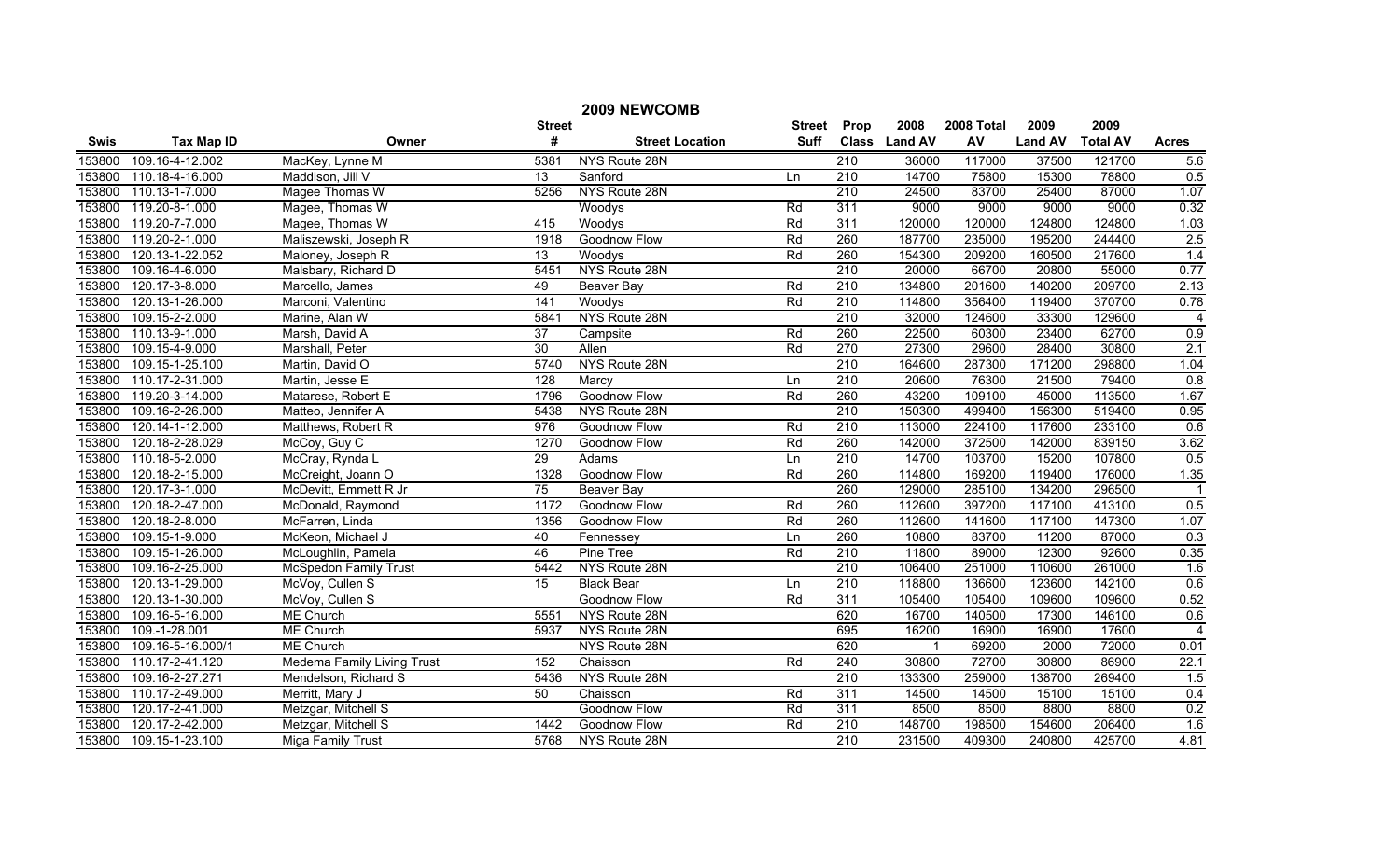# 2009 NEWCOMB

| Swis | Tax Map ID | Owner | Street # | Street Location | Street Suff | Prop Class | 2008 Land AV | 2008 Total AV | 2009 Land AV | 2009 Total AV | Acres |
|---|---|---|---|---|---|---|---|---|---|---|---|
| 153800 | 109.16-4-12.002 | MacKey, Lynne M | 5381 | NYS Route 28N | | 210 | 36000 | 117000 | 37500 | 121700 | 5.6 |
| 153800 | 110.18-4-16.000 | Maddison, Jill V | 13 | Sanford | Ln | 210 | 14700 | 75800 | 15300 | 78800 | 0.5 |
| 153800 | 110.13-1-7.000 | Magee Thomas W | 5256 | NYS Route 28N | | 210 | 24500 | 83700 | 25400 | 87000 | 1.07 |
| 153800 | 119.20-8-1.000 | Magee, Thomas W | | Woodys | Rd | 311 | 9000 | 9000 | 9000 | 9000 | 0.32 |
| 153800 | 119.20-7-7.000 | Magee, Thomas W | 415 | Woodys | Rd | 311 | 120000 | 120000 | 124800 | 124800 | 1.03 |
| 153800 | 119.20-2-1.000 | Maliszewski, Joseph R | 1918 | Goodnow Flow | Rd | 260 | 187700 | 235000 | 195200 | 244400 | 2.5 |
| 153800 | 120.13-1-22.052 | Maloney, Joseph R | 13 | Woodys | Rd | 260 | 154300 | 209200 | 160500 | 217600 | 1.4 |
| 153800 | 109.16-4-6.000 | Malsbary, Richard D | 5451 | NYS Route 28N | | 210 | 20000 | 66700 | 20800 | 55000 | 0.77 |
| 153800 | 120.17-3-8.000 | Marcello, James | 49 | Beaver Bay | Rd | 210 | 134800 | 201600 | 140200 | 209700 | 2.13 |
| 153800 | 120.13-1-26.000 | Marconi, Valentino | 141 | Woodys | Rd | 210 | 114800 | 356400 | 119400 | 370700 | 0.78 |
| 153800 | 109.15-2-2.000 | Marine, Alan W | 5841 | NYS Route 28N | | 210 | 32000 | 124600 | 33300 | 129600 | 4 |
| 153800 | 110.13-9-1.000 | Marsh, David A | 37 | Campsite | Rd | 260 | 22500 | 60300 | 23400 | 62700 | 0.9 |
| 153800 | 109.15-4-9.000 | Marshall, Peter | 30 | Allen | Rd | 270 | 27300 | 29600 | 28400 | 30800 | 2.1 |
| 153800 | 109.15-1-25.100 | Martin, David O | 5740 | NYS Route 28N | | 210 | 164600 | 287300 | 171200 | 298800 | 1.04 |
| 153800 | 110.17-2-31.000 | Martin, Jesse E | 128 | Marcy | Ln | 210 | 20600 | 76300 | 21500 | 79400 | 0.8 |
| 153800 | 119.20-3-14.000 | Matarese, Robert E | 1796 | Goodnow Flow | Rd | 260 | 43200 | 109100 | 45000 | 113500 | 1.67 |
| 153800 | 109.16-2-26.000 | Matteo, Jennifer A | 5438 | NYS Route 28N | | 210 | 150300 | 499400 | 156300 | 519400 | 0.95 |
| 153800 | 120.14-1-12.000 | Matthews, Robert R | 976 | Goodnow Flow | Rd | 210 | 113000 | 224100 | 117600 | 233100 | 0.6 |
| 153800 | 120.18-2-28.029 | McCoy, Guy C | 1270 | Goodnow Flow | Rd | 260 | 142000 | 372500 | 142000 | 839150 | 3.62 |
| 153800 | 110.18-5-2.000 | McCray, Rynda L | 29 | Adams | Ln | 210 | 14700 | 103700 | 15200 | 107800 | 0.5 |
| 153800 | 120.18-2-15.000 | McCreight, Joann O | 1328 | Goodnow Flow | Rd | 260 | 114800 | 169200 | 119400 | 176000 | 1.35 |
| 153800 | 120.17-3-1.000 | McDevitt, Emmett R Jr | 75 | Beaver Bay | | 260 | 129000 | 285100 | 134200 | 296500 | 1 |
| 153800 | 120.18-2-47.000 | McDonald, Raymond | 1172 | Goodnow Flow | Rd | 260 | 112600 | 397200 | 117100 | 413100 | 0.5 |
| 153800 | 120.18-2-8.000 | McFarren, Linda | 1356 | Goodnow Flow | Rd | 260 | 112600 | 141600 | 117100 | 147300 | 1.07 |
| 153800 | 109.15-1-9.000 | McKeon, Michael J | 40 | Fennessey | Ln | 260 | 10800 | 83700 | 11200 | 87000 | 0.3 |
| 153800 | 109.15-1-26.000 | McLoughlin, Pamela | 46 | Pine Tree | Rd | 210 | 11800 | 89000 | 12300 | 92600 | 0.35 |
| 153800 | 109.16-2-25.000 | McSpedon Family Trust | 5442 | NYS Route 28N | | 210 | 106400 | 251000 | 110600 | 261000 | 1.6 |
| 153800 | 120.13-1-29.000 | McVoy, Cullen S | 15 | Black Bear | Ln | 210 | 118800 | 136600 | 123600 | 142100 | 0.6 |
| 153800 | 120.13-1-30.000 | McVoy, Cullen S | | Goodnow Flow | Rd | 311 | 105400 | 105400 | 109600 | 109600 | 0.52 |
| 153800 | 109.16-5-16.000 | ME Church | 5551 | NYS Route 28N | | 620 | 16700 | 140500 | 17300 | 146100 | 0.6 |
| 153800 | 109.-1-28.001 | ME Church | 5937 | NYS Route 28N | | 695 | 16200 | 16900 | 16900 | 17600 | 4 |
| 153800 | 109.16-5-16.000/1 | ME Church | | NYS Route 28N | | 620 | 1 | 69200 | 2000 | 72000 | 0.01 |
| 153800 | 110.17-2-41.120 | Medema Family Living Trust | 152 | Chaisson | Rd | 240 | 30800 | 72700 | 30800 | 86900 | 22.1 |
| 153800 | 109.16-2-27.271 | Mendelson, Richard S | 5436 | NYS Route 28N | | 210 | 133300 | 259000 | 138700 | 269400 | 1.5 |
| 153800 | 110.17-2-49.000 | Merritt, Mary J | 50 | Chaisson | Rd | 311 | 14500 | 14500 | 15100 | 15100 | 0.4 |
| 153800 | 120.17-2-41.000 | Metzgar, Mitchell S | | Goodnow Flow | Rd | 311 | 8500 | 8500 | 8800 | 8800 | 0.2 |
| 153800 | 120.17-2-42.000 | Metzgar, Mitchell S | 1442 | Goodnow Flow | Rd | 210 | 148700 | 198500 | 154600 | 206400 | 1.6 |
| 153800 | 109.15-1-23.100 | Miga Family Trust | 5768 | NYS Route 28N | | 210 | 231500 | 409300 | 240800 | 425700 | 4.81 |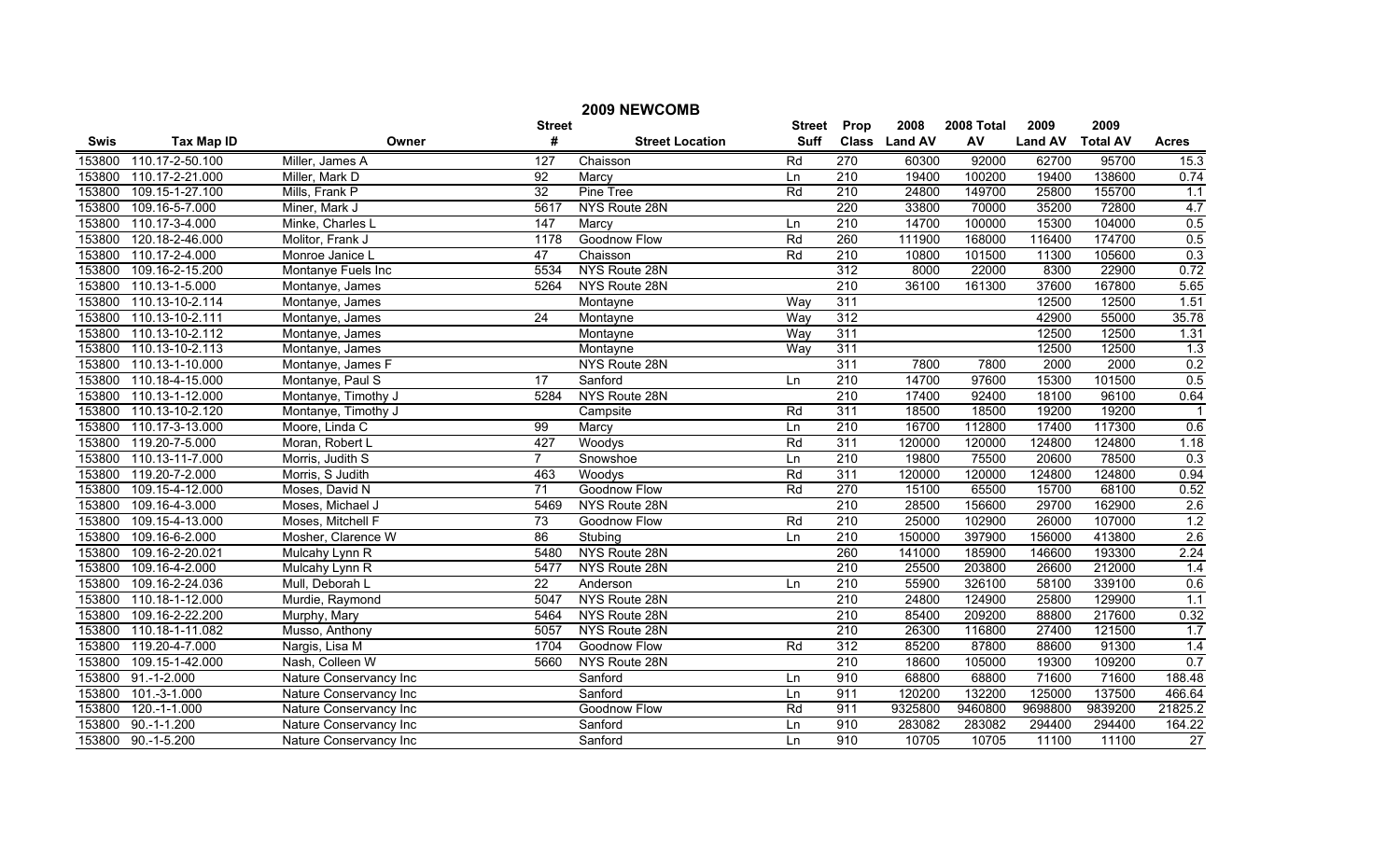# 2009 NEWCOMB

| Swis | Tax Map ID | Owner | Street # | Street Location | Street Suff | Prop Class | 2008 Land AV | 2008 Total AV | 2009 Land AV | 2009 Total AV | Acres |
|---|---|---|---|---|---|---|---|---|---|---|---|
| 153800 | 110.17-2-50.100 | Miller, James A | 127 | Chaisson | Rd | 270 | 60300 | 92000 | 62700 | 95700 | 15.3 |
| 153800 | 110.17-2-21.000 | Miller, Mark D | 92 | Marcy | Ln | 210 | 19400 | 100200 | 19400 | 138600 | 0.74 |
| 153800 | 109.15-1-27.100 | Mills, Frank P | 32 | Pine Tree | Rd | 210 | 24800 | 149700 | 25800 | 155700 | 1.1 |
| 153800 | 109.16-5-7.000 | Miner, Mark J | 5617 | NYS Route 28N | | 220 | 33800 | 70000 | 35200 | 72800 | 4.7 |
| 153800 | 110.17-3-4.000 | Minke, Charles L | 147 | Marcy | Ln | 210 | 14700 | 100000 | 15300 | 104000 | 0.5 |
| 153800 | 120.18-2-46.000 | Molitor, Frank J | 1178 | Goodnow Flow | Rd | 260 | 111900 | 168000 | 116400 | 174700 | 0.5 |
| 153800 | 110.17-2-4.000 | Monroe Janice L | 47 | Chaisson | Rd | 210 | 10800 | 101500 | 11300 | 105600 | 0.3 |
| 153800 | 109.16-2-15.200 | Montanye Fuels Inc | 5534 | NYS Route 28N | | 312 | 8000 | 22000 | 8300 | 22900 | 0.72 |
| 153800 | 110.13-1-5.000 | Montanye, James | 5264 | NYS Route 28N | | 210 | 36100 | 161300 | 37600 | 167800 | 5.65 |
| 153800 | 110.13-10-2.114 | Montanye, James | | Montayne | Way | 311 | | | 12500 | 12500 | 1.51 |
| 153800 | 110.13-10-2.111 | Montanye, James | 24 | Montayne | Way | 312 | | | 42900 | 55000 | 35.78 |
| 153800 | 110.13-10-2.112 | Montanye, James | | Montayne | Way | 311 | | | 12500 | 12500 | 1.31 |
| 153800 | 110.13-10-2.113 | Montanye, James | | Montayne | Way | 311 | | | 12500 | 12500 | 1.3 |
| 153800 | 110.13-1-10.000 | Montanye, James F | | NYS Route 28N | | 311 | 7800 | 7800 | 2000 | 2000 | 0.2 |
| 153800 | 110.18-4-15.000 | Montanye, Paul S | 17 | Sanford | Ln | 210 | 14700 | 97600 | 15300 | 101500 | 0.5 |
| 153800 | 110.13-1-12.000 | Montanye, Timothy J | 5284 | NYS Route 28N | | 210 | 17400 | 92400 | 18100 | 96100 | 0.64 |
| 153800 | 110.13-10-2.120 | Montanye, Timothy J | | Campsite | Rd | 311 | 18500 | 18500 | 19200 | 19200 | 1 |
| 153800 | 110.17-3-13.000 | Moore, Linda C | 99 | Marcy | Ln | 210 | 16700 | 112800 | 17400 | 117300 | 0.6 |
| 153800 | 119.20-7-5.000 | Moran, Robert L | 427 | Woodys | Rd | 311 | 120000 | 120000 | 124800 | 124800 | 1.18 |
| 153800 | 110.13-11-7.000 | Morris, Judith S | 7 | Snowshoe | Ln | 210 | 19800 | 75500 | 20600 | 78500 | 0.3 |
| 153800 | 119.20-7-2.000 | Morris, S Judith | 463 | Woodys | Rd | 311 | 120000 | 120000 | 124800 | 124800 | 0.94 |
| 153800 | 109.15-4-12.000 | Moses, David N | 71 | Goodnow Flow | Rd | 270 | 15100 | 65500 | 15700 | 68100 | 0.52 |
| 153800 | 109.16-4-3.000 | Moses, Michael J | 5469 | NYS Route 28N | | 210 | 28500 | 156600 | 29700 | 162900 | 2.6 |
| 153800 | 109.15-4-13.000 | Moses, Mitchell F | 73 | Goodnow Flow | Rd | 210 | 25000 | 102900 | 26000 | 107000 | 1.2 |
| 153800 | 109.16-6-2.000 | Mosher, Clarence W | 86 | Stubing | Ln | 210 | 150000 | 397900 | 156000 | 413800 | 2.6 |
| 153800 | 109.16-2-20.021 | Mulcahy Lynn R | 5480 | NYS Route 28N | | 260 | 141000 | 185900 | 146600 | 193300 | 2.24 |
| 153800 | 109.16-4-2.000 | Mulcahy Lynn R | 5477 | NYS Route 28N | | 210 | 25500 | 203800 | 26600 | 212000 | 1.4 |
| 153800 | 109.16-2-24.036 | Mull, Deborah L | 22 | Anderson | Ln | 210 | 55900 | 326100 | 58100 | 339100 | 0.6 |
| 153800 | 110.18-1-12.000 | Murdie, Raymond | 5047 | NYS Route 28N | | 210 | 24800 | 124900 | 25800 | 129900 | 1.1 |
| 153800 | 109.16-2-22.200 | Murphy, Mary | 5464 | NYS Route 28N | | 210 | 85400 | 209200 | 88800 | 217600 | 0.32 |
| 153800 | 110.18-1-11.082 | Musso, Anthony | 5057 | NYS Route 28N | | 210 | 26300 | 116800 | 27400 | 121500 | 1.7 |
| 153800 | 119.20-4-7.000 | Nargis, Lisa M | 1704 | Goodnow Flow | Rd | 312 | 85200 | 87800 | 88600 | 91300 | 1.4 |
| 153800 | 109.15-1-42.000 | Nash, Colleen W | 5660 | NYS Route 28N | | 210 | 18600 | 105000 | 19300 | 109200 | 0.7 |
| 153800 | 91.-1-2.000 | Nature Conservancy Inc | | Sanford | Ln | 910 | 68800 | 68800 | 71600 | 71600 | 188.48 |
| 153800 | 101.-3-1.000 | Nature Conservancy Inc | | Sanford | Ln | 911 | 120200 | 132200 | 125000 | 137500 | 466.64 |
| 153800 | 120.-1-1.000 | Nature Conservancy Inc | | Goodnow Flow | Rd | 911 | 9325800 | 9460800 | 9698800 | 9839200 | 21825.2 |
| 153800 | 90.-1-1.200 | Nature Conservancy Inc | | Sanford | Ln | 910 | 283082 | 283082 | 294400 | 294400 | 164.22 |
| 153800 | 90.-1-5.200 | Nature Conservancy Inc | | Sanford | Ln | 910 | 10705 | 10705 | 11100 | 11100 | 27 |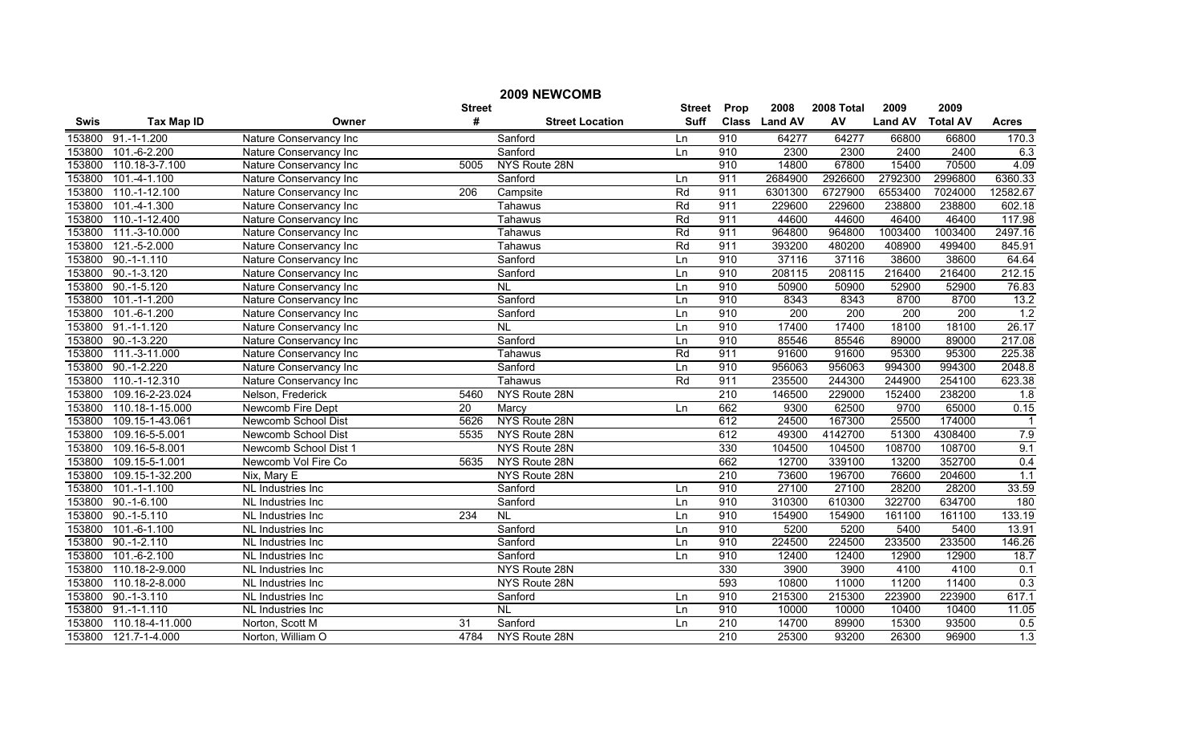# 2009 NEWCOMB

| Swis | Tax Map ID | Owner | Street # | Street Location | Street Suff | Prop Class | 2008 Land AV | 2008 Total AV | 2009 Land AV | 2009 Total AV | Acres |
|---|---|---|---|---|---|---|---|---|---|---|---|
| 153800 | 91.-1-1.200 | Nature Conservancy Inc | | Sanford | Ln | 910 | 64277 | 64277 | 66800 | 66800 | 170.3 |
| 153800 | 101.-6-2.200 | Nature Conservancy Inc | | Sanford | Ln | 910 | 2300 | 2300 | 2400 | 2400 | 6.3 |
| 153800 | 110.18-3-7.100 | Nature Conservancy Inc | 5005 | NYS Route 28N | | 910 | 14800 | 67800 | 15400 | 70500 | 4.09 |
| 153800 | 101.-4-1.100 | Nature Conservancy Inc | | Sanford | Ln | 911 | 2684900 | 2926600 | 2792300 | 2996800 | 6360.33 |
| 153800 | 110.-1-12.100 | Nature Conservancy Inc | 206 | Campsite | Rd | 911 | 6301300 | 6727900 | 6553400 | 7024000 | 12582.67 |
| 153800 | 101.-4-1.300 | Nature Conservancy Inc | | Tahawus | Rd | 911 | 229600 | 229600 | 238800 | 238800 | 602.18 |
| 153800 | 110.-1-12.400 | Nature Conservancy Inc | | Tahawus | Rd | 911 | 44600 | 44600 | 46400 | 46400 | 117.98 |
| 153800 | 111.-3-10.000 | Nature Conservancy Inc | | Tahawus | Rd | 911 | 964800 | 964800 | 1003400 | 1003400 | 2497.16 |
| 153800 | 121.-5-2.000 | Nature Conservancy Inc | | Tahawus | Rd | 911 | 393200 | 480200 | 408900 | 499400 | 845.91 |
| 153800 | 90.-1-1.110 | Nature Conservancy Inc | | Sanford | Ln | 910 | 37116 | 37116 | 38600 | 38600 | 64.64 |
| 153800 | 90.-1-3.120 | Nature Conservancy Inc | | Sanford | Ln | 910 | 208115 | 208115 | 216400 | 216400 | 212.15 |
| 153800 | 90.-1-5.120 | Nature Conservancy Inc | | NL | Ln | 910 | 50900 | 50900 | 52900 | 52900 | 76.83 |
| 153800 | 101.-1-1.200 | Nature Conservancy Inc | | Sanford | Ln | 910 | 8343 | 8343 | 8700 | 8700 | 13.2 |
| 153800 | 101.-6-1.200 | Nature Conservancy Inc | | Sanford | Ln | 910 | 200 | 200 | 200 | 200 | 1.2 |
| 153800 | 91.-1-1.120 | Nature Conservancy Inc | | NL | Ln | 910 | 17400 | 17400 | 18100 | 18100 | 26.17 |
| 153800 | 90.-1-3.220 | Nature Conservancy Inc | | Sanford | Ln | 910 | 85546 | 85546 | 89000 | 89000 | 217.08 |
| 153800 | 111.-3-11.000 | Nature Conservancy Inc | | Tahawus | Rd | 911 | 91600 | 91600 | 95300 | 95300 | 225.38 |
| 153800 | 90.-1-2.220 | Nature Conservancy Inc | | Sanford | Ln | 910 | 956063 | 956063 | 994300 | 994300 | 2048.8 |
| 153800 | 110.-1-12.310 | Nature Conservancy Inc | | Tahawus | Rd | 911 | 235500 | 244300 | 244900 | 254100 | 623.38 |
| 153800 | 109.16-2-23.024 | Nelson, Frederick | 5460 | NYS Route 28N | | 210 | 146500 | 229000 | 152400 | 238200 | 1.8 |
| 153800 | 110.18-1-15.000 | Newcomb Fire Dept | 20 | Marcy | Ln | 662 | 9300 | 62500 | 9700 | 65000 | 0.15 |
| 153800 | 109.15-1-43.061 | Newcomb School Dist | 5626 | NYS Route 28N | | 612 | 24500 | 167300 | 25500 | 174000 | 1 |
| 153800 | 109.16-5-5.001 | Newcomb School Dist | 5535 | NYS Route 28N | | 612 | 49300 | 4142700 | 51300 | 4308400 | 7.9 |
| 153800 | 109.16-5-8.001 | Newcomb School Dist 1 | | NYS Route 28N | | 330 | 104500 | 104500 | 108700 | 108700 | 9.1 |
| 153800 | 109.15-5-1.001 | Newcomb Vol Fire Co | 5635 | NYS Route 28N | | 662 | 12700 | 339100 | 13200 | 352700 | 0.4 |
| 153800 | 109.15-1-32.200 | Nix, Mary E | | NYS Route 28N | | 210 | 73600 | 196700 | 76600 | 204600 | 1.1 |
| 153800 | 101.-1-1.100 | NL Industries Inc | | Sanford | Ln | 910 | 27100 | 27100 | 28200 | 28200 | 33.59 |
| 153800 | 90.-1-6.100 | NL Industries Inc | | Sanford | Ln | 910 | 310300 | 610300 | 322700 | 634700 | 180 |
| 153800 | 90.-1-5.110 | NL Industries Inc | 234 | NL | Ln | 910 | 154900 | 154900 | 161100 | 161100 | 133.19 |
| 153800 | 101.-6-1.100 | NL Industries Inc | | Sanford | Ln | 910 | 5200 | 5200 | 5400 | 5400 | 13.91 |
| 153800 | 90.-1-2.110 | NL Industries Inc | | Sanford | Ln | 910 | 224500 | 224500 | 233500 | 233500 | 146.26 |
| 153800 | 101.-6-2.100 | NL Industries Inc | | Sanford | Ln | 910 | 12400 | 12400 | 12900 | 12900 | 18.7 |
| 153800 | 110.18-2-9.000 | NL Industries Inc | | NYS Route 28N | | 330 | 3900 | 3900 | 4100 | 4100 | 0.1 |
| 153800 | 110.18-2-8.000 | NL Industries Inc | | NYS Route 28N | | 593 | 10800 | 11000 | 11200 | 11400 | 0.3 |
| 153800 | 90.-1-3.110 | NL Industries Inc | | Sanford | Ln | 910 | 215300 | 215300 | 223900 | 223900 | 617.1 |
| 153800 | 91.-1-1.110 | NL Industries Inc | | NL | Ln | 910 | 10000 | 10000 | 10400 | 10400 | 11.05 |
| 153800 | 110.18-4-11.000 | Norton, Scott M | 31 | Sanford | Ln | 210 | 14700 | 89900 | 15300 | 93500 | 0.5 |
| 153800 | 121.7-1-4.000 | Norton, William O | 4784 | NYS Route 28N | | 210 | 25300 | 93200 | 26300 | 96900 | 1.3 |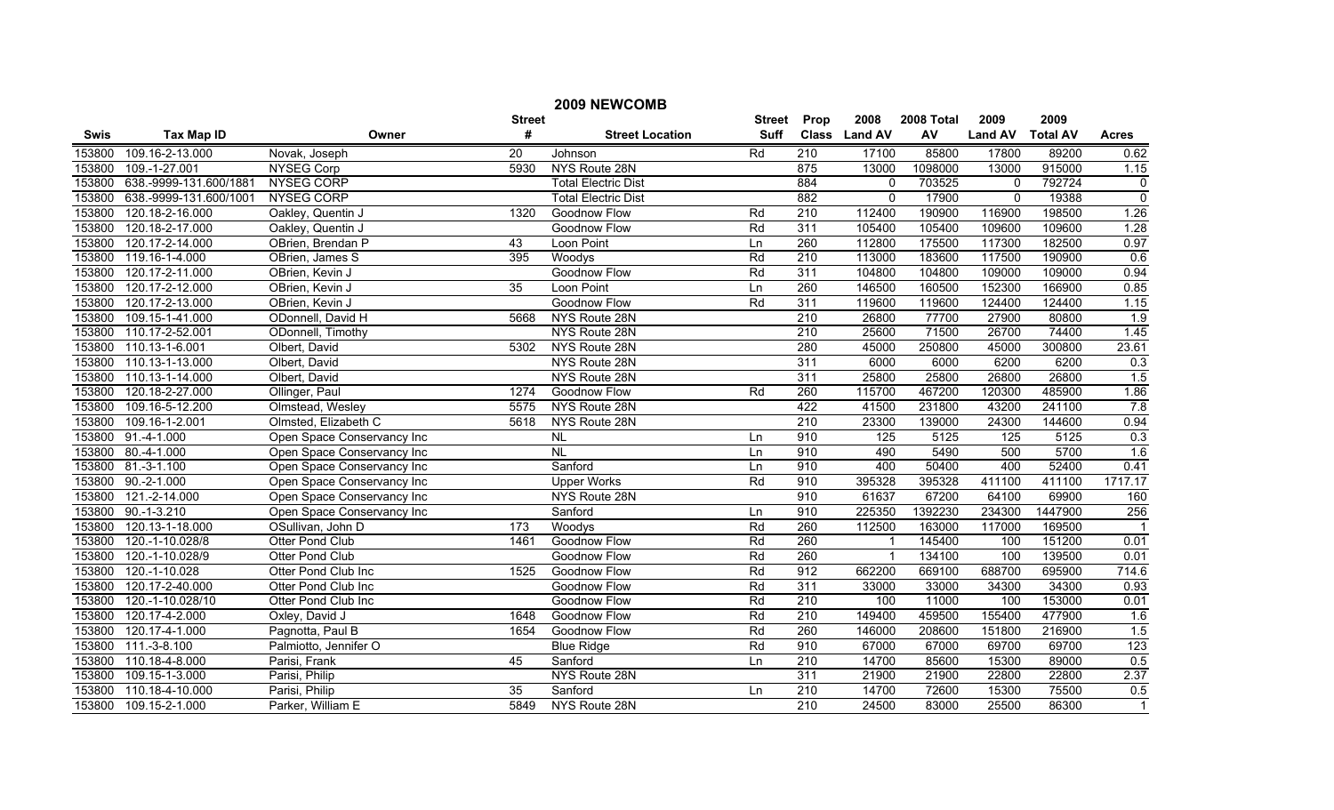## 2009 NEWCOMB

| Swis | Tax Map ID | Owner | Street # | Street Location | Street Suff | Prop Class | 2008 Land AV | 2008 Total AV | 2009 Land AV | 2009 Total AV | Acres |
|---|---|---|---|---|---|---|---|---|---|---|---|
| 153800 | 109.16-2-13.000 | Novak, Joseph | 20 | Johnson | Rd | 210 | 17100 | 85800 | 17800 | 89200 | 0.62 |
| 153800 | 109.-1-27.001 | NYSEG Corp | 5930 | NYS Route 28N | | 875 | 13000 | 1098000 | 13000 | 915000 | 1.15 |
| 153800 | 638.-9999-131.600/1881 | NYSEG CORP | | Total Electric Dist | | 884 | 0 | 703525 | 0 | 792724 | 0 |
| 153800 | 638.-9999-131.600/1001 | NYSEG CORP | | Total Electric Dist | | 882 | 0 | 17900 | 0 | 19388 | 0 |
| 153800 | 120.18-2-16.000 | Oakley, Quentin J | 1320 | Goodnow Flow | Rd | 210 | 112400 | 190900 | 116900 | 198500 | 1.26 |
| 153800 | 120.18-2-17.000 | Oakley, Quentin J | | Goodnow Flow | Rd | 311 | 105400 | 105400 | 109600 | 109600 | 1.28 |
| 153800 | 120.17-2-14.000 | OBrien, Brendan P | 43 | Loon Point | Ln | 260 | 112800 | 175500 | 117300 | 182500 | 0.97 |
| 153800 | 119.16-1-4.000 | OBrien, James S | 395 | Woodys | Rd | 210 | 113000 | 183600 | 117500 | 190900 | 0.6 |
| 153800 | 120.17-2-11.000 | OBrien, Kevin J | | Goodnow Flow | Rd | 311 | 104800 | 104800 | 109000 | 109000 | 0.94 |
| 153800 | 120.17-2-12.000 | OBrien, Kevin J | 35 | Loon Point | Ln | 260 | 146500 | 160500 | 152300 | 166900 | 0.85 |
| 153800 | 120.17-2-13.000 | OBrien, Kevin J | | Goodnow Flow | Rd | 311 | 119600 | 119600 | 124400 | 124400 | 1.15 |
| 153800 | 109.15-1-41.000 | ODonnell, David H | 5668 | NYS Route 28N | | 210 | 26800 | 77700 | 27900 | 80800 | 1.9 |
| 153800 | 110.17-2-52.001 | ODonnell, Timothy | | NYS Route 28N | | 210 | 25600 | 71500 | 26700 | 74400 | 1.45 |
| 153800 | 110.13-1-6.001 | Olbert, David | 5302 | NYS Route 28N | | 280 | 45000 | 250800 | 45000 | 300800 | 23.61 |
| 153800 | 110.13-1-13.000 | Olbert, David | | NYS Route 28N | | 311 | 6000 | 6000 | 6200 | 6200 | 0.3 |
| 153800 | 110.13-1-14.000 | Olbert, David | | NYS Route 28N | | 311 | 25800 | 25800 | 26800 | 26800 | 1.5 |
| 153800 | 120.18-2-27.000 | Ollinger, Paul | 1274 | Goodnow Flow | Rd | 260 | 115700 | 467200 | 120300 | 485900 | 1.86 |
| 153800 | 109.16-5-12.200 | Olmstead, Wesley | 5575 | NYS Route 28N | | 422 | 41500 | 231800 | 43200 | 241100 | 7.8 |
| 153800 | 109.16-1-2.001 | Olmsted, Elizabeth C | 5618 | NYS Route 28N | | 210 | 23300 | 139000 | 24300 | 144600 | 0.94 |
| 153800 | 91.-4-1.000 | Open Space Conservancy Inc | | NL | Ln | 910 | 125 | 5125 | 125 | 5125 | 0.3 |
| 153800 | 80.-4-1.000 | Open Space Conservancy Inc | | NL | Ln | 910 | 490 | 5490 | 500 | 5700 | 1.6 |
| 153800 | 81.-3-1.100 | Open Space Conservancy Inc | | Sanford | Ln | 910 | 400 | 50400 | 400 | 52400 | 0.41 |
| 153800 | 90.-2-1.000 | Open Space Conservancy Inc | | Upper Works | Rd | 910 | 395328 | 395328 | 411100 | 411100 | 1717.17 |
| 153800 | 121.-2-14.000 | Open Space Conservancy Inc | | NYS Route 28N | | 910 | 61637 | 67200 | 64100 | 69900 | 160 |
| 153800 | 90.-1-3.210 | Open Space Conservancy Inc | | Sanford | Ln | 910 | 225350 | 1392230 | 234300 | 1447900 | 256 |
| 153800 | 120.13-1-18.000 | OSullivan, John D | 173 | Woodys | Rd | 260 | 112500 | 163000 | 117000 | 169500 | 1 |
| 153800 | 120.-1-10.028/8 | Otter Pond Club | 1461 | Goodnow Flow | Rd | 260 | 1 | 145400 | 100 | 151200 | 0.01 |
| 153800 | 120.-1-10.028/9 | Otter Pond Club | | Goodnow Flow | Rd | 260 | 1 | 134100 | 100 | 139500 | 0.01 |
| 153800 | 120.-1-10.028 | Otter Pond Club Inc | 1525 | Goodnow Flow | Rd | 912 | 662200 | 669100 | 688700 | 695900 | 714.6 |
| 153800 | 120.17-2-40.000 | Otter Pond Club Inc | | Goodnow Flow | Rd | 311 | 33000 | 33000 | 34300 | 34300 | 0.93 |
| 153800 | 120.-1-10.028/10 | Otter Pond Club Inc | | Goodnow Flow | Rd | 210 | 100 | 11000 | 100 | 153000 | 0.01 |
| 153800 | 120.17-4-2.000 | Oxley, David J | 1648 | Goodnow Flow | Rd | 210 | 149400 | 459500 | 155400 | 477900 | 1.6 |
| 153800 | 120.17-4-1.000 | Pagnotta, Paul B | 1654 | Goodnow Flow | Rd | 260 | 146000 | 208600 | 151800 | 216900 | 1.5 |
| 153800 | 111.-3-8.100 | Palmiotto, Jennifer O | | Blue Ridge | Rd | 910 | 67000 | 67000 | 69700 | 69700 | 123 |
| 153800 | 110.18-4-8.000 | Parisi, Frank | 45 | Sanford | Ln | 210 | 14700 | 85600 | 15300 | 89000 | 0.5 |
| 153800 | 109.15-1-3.000 | Parisi, Philip | | NYS Route 28N | | 311 | 21900 | 21900 | 22800 | 22800 | 2.37 |
| 153800 | 110.18-4-10.000 | Parisi, Philip | 35 | Sanford | Ln | 210 | 14700 | 72600 | 15300 | 75500 | 0.5 |
| 153800 | 109.15-2-1.000 | Parker, William E | 5849 | NYS Route 28N | | 210 | 24500 | 83000 | 25500 | 86300 | 1 |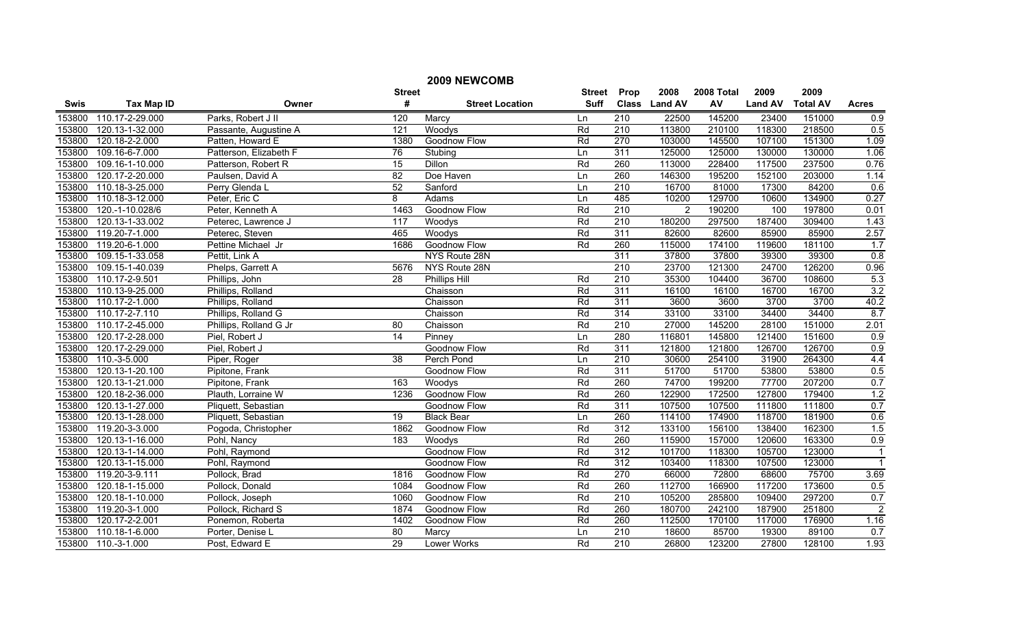# 2009 NEWCOMB

| Swis | Tax Map ID | Owner | Street # | Street Location | Street Suff | Prop Class | 2008 Land AV | 2008 Total AV | 2009 Land AV | 2009 Total AV | Acres |
|---|---|---|---|---|---|---|---|---|---|---|---|
| 153800 | 110.17-2-29.000 | Parks, Robert J II | 120 | Marcy | Ln | 210 | 22500 | 145200 | 23400 | 151000 | 0.9 |
| 153800 | 120.13-1-32.000 | Passante, Augustine A | 121 | Woodys | Rd | 210 | 113800 | 210100 | 118300 | 218500 | 0.5 |
| 153800 | 120.18-2-2.000 | Patten, Howard E | 1380 | Goodnow Flow | Rd | 270 | 103000 | 145500 | 107100 | 151300 | 1.09 |
| 153800 | 109.16-6-7.000 | Patterson, Elizabeth F | 76 | Stubing | Ln | 311 | 125000 | 125000 | 130000 | 130000 | 1.06 |
| 153800 | 109.16-1-10.000 | Patterson, Robert R | 15 | Dillon | Rd | 260 | 113000 | 228400 | 117500 | 237500 | 0.76 |
| 153800 | 120.17-2-20.000 | Paulsen, David A | 82 | Doe Haven | Ln | 260 | 146300 | 195200 | 152100 | 203000 | 1.14 |
| 153800 | 110.18-3-25.000 | Perry Glenda L | 52 | Sanford | Ln | 210 | 16700 | 81000 | 17300 | 84200 | 0.6 |
| 153800 | 110.18-3-12.000 | Peter, Eric C | 8 | Adams | Ln | 485 | 10200 | 129700 | 10600 | 134900 | 0.27 |
| 153800 | 120.-1-10.028/6 | Peter, Kenneth A | 1463 | Goodnow Flow | Rd | 210 | 2 | 190200 | 100 | 197800 | 0.01 |
| 153800 | 120.13-1-33.002 | Peterec, Lawrence J | 117 | Woodys | Rd | 210 | 180200 | 297500 | 187400 | 309400 | 1.43 |
| 153800 | 119.20-7-1.000 | Peterec, Steven | 465 | Woodys | Rd | 311 | 82600 | 82600 | 85900 | 85900 | 2.57 |
| 153800 | 119.20-6-1.000 | Pettine Michael Jr | 1686 | Goodnow Flow | Rd | 260 | 115000 | 174100 | 119600 | 181100 | 1.7 |
| 153800 | 109.15-1-33.058 | Pettit, Link A | | NYS Route 28N | | 311 | 37800 | 37800 | 39300 | 39300 | 0.8 |
| 153800 | 109.15-1-40.039 | Phelps, Garrett A | 5676 | NYS Route 28N | | 210 | 23700 | 121300 | 24700 | 126200 | 0.96 |
| 153800 | 110.17-2-9.501 | Phillips, John | 28 | Phillips Hill | Rd | 210 | 35300 | 104400 | 36700 | 108600 | 5.3 |
| 153800 | 110.13-9-25.000 | Phillips, Rolland | | Chaisson | Rd | 311 | 16100 | 16100 | 16700 | 16700 | 3.2 |
| 153800 | 110.17-2-1.000 | Phillips, Rolland | | Chaisson | Rd | 311 | 3600 | 3600 | 3700 | 3700 | 40.2 |
| 153800 | 110.17-2-7.110 | Phillips, Rolland G | | Chaisson | Rd | 314 | 33100 | 33100 | 34400 | 34400 | 8.7 |
| 153800 | 110.17-2-45.000 | Phillips, Rolland G Jr | 80 | Chaisson | Rd | 210 | 27000 | 145200 | 28100 | 151000 | 2.01 |
| 153800 | 120.17-2-28.000 | Piel, Robert J | 14 | Pinney | Ln | 280 | 116801 | 145800 | 121400 | 151600 | 0.9 |
| 153800 | 120.17-2-29.000 | Piel, Robert J | | Goodnow Flow | Rd | 311 | 121800 | 121800 | 126700 | 126700 | 0.9 |
| 153800 | 110.-3-5.000 | Piper, Roger | 38 | Perch Pond | Ln | 210 | 30600 | 254100 | 31900 | 264300 | 4.4 |
| 153800 | 120.13-1-20.100 | Pipitone, Frank | | Goodnow Flow | Rd | 311 | 51700 | 51700 | 53800 | 53800 | 0.5 |
| 153800 | 120.13-1-21.000 | Pipitone, Frank | 163 | Woodys | Rd | 260 | 74700 | 199200 | 77700 | 207200 | 0.7 |
| 153800 | 120.18-2-36.000 | Plauth, Lorraine W | 1236 | Goodnow Flow | Rd | 260 | 122900 | 172500 | 127800 | 179400 | 1.2 |
| 153800 | 120.13-1-27.000 | Pliquett, Sebastian | | Goodnow Flow | Rd | 311 | 107500 | 107500 | 111800 | 111800 | 0.7 |
| 153800 | 120.13-1-28.000 | Pliquett, Sebastian | 19 | Black Bear | Ln | 260 | 114100 | 174900 | 118700 | 181900 | 0.6 |
| 153800 | 119.20-3-3.000 | Pogoda, Christopher | 1862 | Goodnow Flow | Rd | 312 | 133100 | 156100 | 138400 | 162300 | 1.5 |
| 153800 | 120.13-1-16.000 | Pohl, Nancy | 183 | Woodys | Rd | 260 | 115900 | 157000 | 120600 | 163300 | 0.9 |
| 153800 | 120.13-1-14.000 | Pohl, Raymond | | Goodnow Flow | Rd | 312 | 101700 | 118300 | 105700 | 123000 | 1 |
| 153800 | 120.13-1-15.000 | Pohl, Raymond | | Goodnow Flow | Rd | 312 | 103400 | 118300 | 107500 | 123000 | 1 |
| 153800 | 119.20-3-9.111 | Pollock, Brad | 1816 | Goodnow Flow | Rd | 270 | 66000 | 72800 | 68600 | 75700 | 3.69 |
| 153800 | 120.18-1-15.000 | Pollock, Donald | 1084 | Goodnow Flow | Rd | 260 | 112700 | 166900 | 117200 | 173600 | 0.5 |
| 153800 | 120.18-1-10.000 | Pollock, Joseph | 1060 | Goodnow Flow | Rd | 210 | 105200 | 285800 | 109400 | 297200 | 0.7 |
| 153800 | 119.20-3-1.000 | Pollock, Richard S | 1874 | Goodnow Flow | Rd | 260 | 180700 | 242100 | 187900 | 251800 | 2 |
| 153800 | 120.17-2-2.001 | Ponemon, Roberta | 1402 | Goodnow Flow | Rd | 260 | 112500 | 170100 | 117000 | 176900 | 1.16 |
| 153800 | 110.18-1-6.000 | Porter, Denise L | 80 | Marcy | Ln | 210 | 18600 | 85700 | 19300 | 89100 | 0.7 |
| 153800 | 110.-3-1.000 | Post, Edward E | 29 | Lower Works | Rd | 210 | 26800 | 123200 | 27800 | 128100 | 1.93 |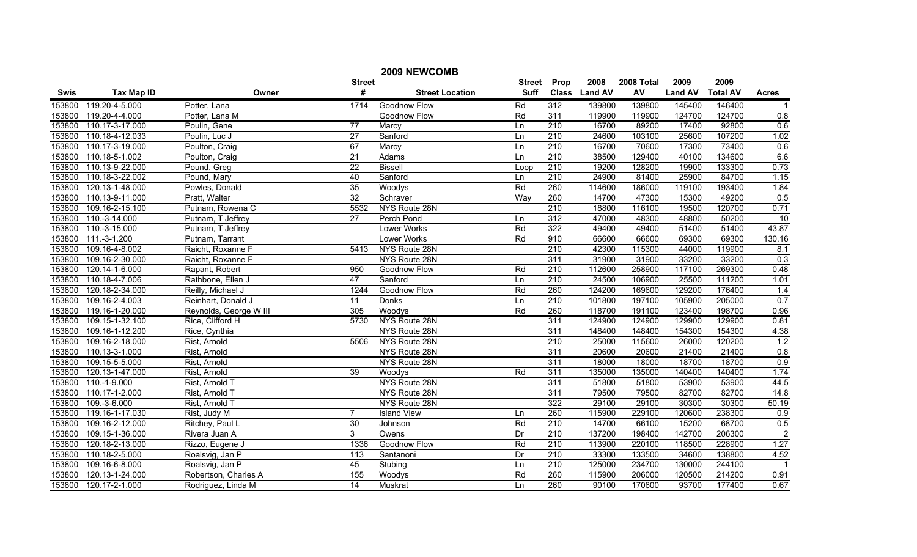## 2009 NEWCOMB

| Swis | Tax Map ID | Owner | Street # | Street Location | Street Suff | Prop Class | 2008 Land AV | 2008 Total AV | 2009 Land AV | 2009 Total AV | Acres |
|---|---|---|---|---|---|---|---|---|---|---|---|
| 153800 | 119.20-4-5.000 | Potter, Lana | 1714 | Goodnow Flow | Rd | 312 | 139800 | 139800 | 145400 | 146400 | 1 |
| 153800 | 119.20-4-4.000 | Potter, Lana M | | Goodnow Flow | Rd | 311 | 119900 | 119900 | 124700 | 124700 | 0.8 |
| 153800 | 110.17-3-17.000 | Poulin, Gene | 77 | Marcy | Ln | 210 | 16700 | 89200 | 17400 | 92800 | 0.6 |
| 153800 | 110.18-4-12.033 | Poulin, Luc J | 27 | Sanford | Ln | 210 | 24600 | 103100 | 25600 | 107200 | 1.02 |
| 153800 | 110.17-3-19.000 | Poulton, Craig | 67 | Marcy | Ln | 210 | 16700 | 70600 | 17300 | 73400 | 0.6 |
| 153800 | 110.18-5-1.002 | Poulton, Craig | 21 | Adams | Ln | 210 | 38500 | 129400 | 40100 | 134600 | 6.6 |
| 153800 | 110.13-9-22.000 | Pound, Greg | 22 | Bissell | Loop | 210 | 19200 | 128200 | 19900 | 133300 | 0.73 |
| 153800 | 110.18-3-22.002 | Pound, Mary | 40 | Sanford | Ln | 210 | 24900 | 81400 | 25900 | 84700 | 1.15 |
| 153800 | 120.13-1-48.000 | Powles, Donald | 35 | Woodys | Rd | 260 | 114600 | 186000 | 119100 | 193400 | 1.84 |
| 153800 | 110.13-9-11.000 | Pratt, Walter | 32 | Schraver | Way | 260 | 14700 | 47300 | 15300 | 49200 | 0.5 |
| 153800 | 109.16-2-15.100 | Putnam, Rowena C | 5532 | NYS Route 28N | | 210 | 18800 | 116100 | 19500 | 120700 | 0.71 |
| 153800 | 110.-3-14.000 | Putnam, T Jeffrey | 27 | Perch Pond | Ln | 312 | 47000 | 48300 | 48800 | 50200 | 10 |
| 153800 | 110.-3-15.000 | Putnam, T Jeffrey | | Lower Works | Rd | 322 | 49400 | 49400 | 51400 | 51400 | 43.87 |
| 153800 | 111.-3-1.200 | Putnam, Tarrant | | Lower Works | Rd | 910 | 66600 | 66600 | 69300 | 69300 | 130.16 |
| 153800 | 109.16-4-8.002 | Raicht, Roxanne F | 5413 | NYS Route 28N | | 210 | 42300 | 115300 | 44000 | 119900 | 8.1 |
| 153800 | 109.16-2-30.000 | Raicht, Roxanne F | | NYS Route 28N | | 311 | 31900 | 31900 | 33200 | 33200 | 0.3 |
| 153800 | 120.14-1-6.000 | Rapant, Robert | 950 | Goodnow Flow | Rd | 210 | 112600 | 258900 | 117100 | 269300 | 0.48 |
| 153800 | 110.18-4-7.006 | Rathbone, Ellen J | 47 | Sanford | Ln | 210 | 24500 | 106900 | 25500 | 111200 | 1.01 |
| 153800 | 120.18-2-34.000 | Reilly, Michael J | 1244 | Goodnow Flow | Rd | 260 | 124200 | 169600 | 129200 | 176400 | 1.4 |
| 153800 | 109.16-2-4.003 | Reinhart, Donald J | 11 | Donks | Ln | 210 | 101800 | 197100 | 105900 | 205000 | 0.7 |
| 153800 | 119.16-1-20.000 | Reynolds, George W III | 305 | Woodys | Rd | 260 | 118700 | 191100 | 123400 | 198700 | 0.96 |
| 153800 | 109.15-1-32.100 | Rice, Clifford H | 5730 | NYS Route 28N | | 311 | 124900 | 124900 | 129900 | 129900 | 0.81 |
| 153800 | 109.16-1-12.200 | Rice, Cynthia | | NYS Route 28N | | 311 | 148400 | 148400 | 154300 | 154300 | 4.38 |
| 153800 | 109.16-2-18.000 | Rist, Arnold | 5506 | NYS Route 28N | | 210 | 25000 | 115600 | 26000 | 120200 | 1.2 |
| 153800 | 110.13-3-1.000 | Rist, Arnold | | NYS Route 28N | | 311 | 20600 | 20600 | 21400 | 21400 | 0.8 |
| 153800 | 109.15-5-5.000 | Rist, Arnold | | NYS Route 28N | | 311 | 18000 | 18000 | 18700 | 18700 | 0.9 |
| 153800 | 120.13-1-47.000 | Rist, Arnold | 39 | Woodys | Rd | 311 | 135000 | 135000 | 140400 | 140400 | 1.74 |
| 153800 | 110.-1-9.000 | Rist, Arnold T | | NYS Route 28N | | 311 | 51800 | 51800 | 53900 | 53900 | 44.5 |
| 153800 | 110.17-1-2.000 | Rist, Arnold T | | NYS Route 28N | | 311 | 79500 | 79500 | 82700 | 82700 | 14.8 |
| 153800 | 109.-3-6.000 | Rist, Arnold T | | NYS Route 28N | | 322 | 29100 | 29100 | 30300 | 30300 | 50.19 |
| 153800 | 119.16-1-17.030 | Rist, Judy M | 7 | Island View | Ln | 260 | 115900 | 229100 | 120600 | 238300 | 0.9 |
| 153800 | 109.16-2-12.000 | Ritchey, Paul L | 30 | Johnson | Rd | 210 | 14700 | 66100 | 15200 | 68700 | 0.5 |
| 153800 | 109.15-1-36.000 | Rivera Juan A | 3 | Owens | Dr | 210 | 137200 | 198400 | 142700 | 206300 | 2 |
| 153800 | 120.18-2-13.000 | Rizzo, Eugene J | 1336 | Goodnow Flow | Rd | 210 | 113900 | 220100 | 118500 | 228900 | 1.27 |
| 153800 | 110.18-2-5.000 | Roalsvig, Jan P | 113 | Santanoni | Dr | 210 | 33300 | 133500 | 34600 | 138800 | 4.52 |
| 153800 | 109.16-6-8.000 | Roalsvig, Jan P | 45 | Stubing | Ln | 210 | 125000 | 234700 | 130000 | 244100 | 1 |
| 153800 | 120.13-1-24.000 | Robertson, Charles A | 155 | Woodys | Rd | 260 | 115900 | 206000 | 120500 | 214200 | 0.91 |
| 153800 | 120.17-2-1.000 | Rodriguez, Linda M | 14 | Muskrat | Ln | 260 | 90100 | 170600 | 93700 | 177400 | 0.67 |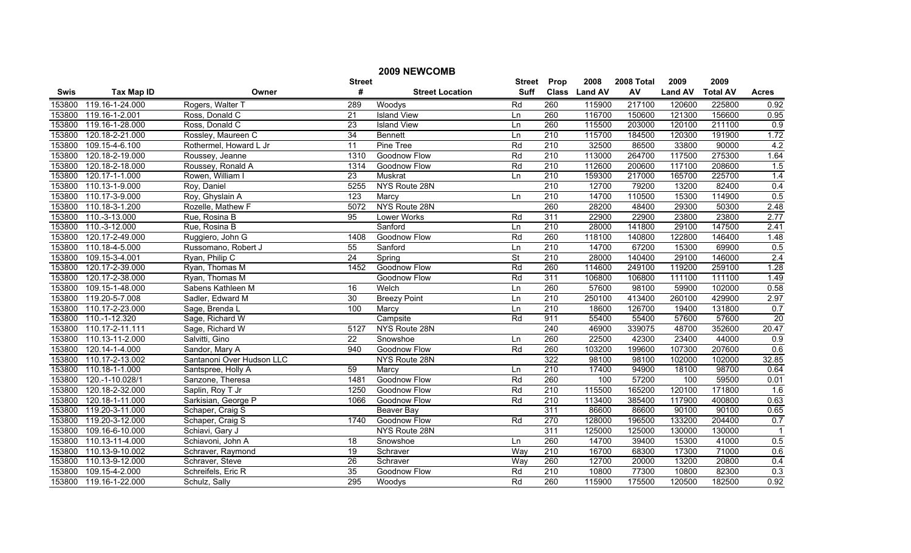# 2009 NEWCOMB

| Swis | Tax Map ID | Owner | Street # | Street Location | Street Suff | Prop Class | 2008 Land AV | 2008 Total AV | 2009 Land AV | 2009 Total AV | Acres |
|---|---|---|---|---|---|---|---|---|---|---|---|
| 153800 | 119.16-1-24.000 | Rogers, Walter T | 289 | Woodys | Rd | 260 | 115900 | 217100 | 120600 | 225800 | 0.92 |
| 153800 | 119.16-1-2.001 | Ross, Donald C | 21 | Island View | Ln | 260 | 116700 | 150600 | 121300 | 156600 | 0.95 |
| 153800 | 119.16-1-28.000 | Ross, Donald C | 23 | Island View | Ln | 260 | 115500 | 203000 | 120100 | 211100 | 0.9 |
| 153800 | 120.18-2-21.000 | Rossley, Maureen C | 34 | Bennett | Ln | 210 | 115700 | 184500 | 120300 | 191900 | 1.72 |
| 153800 | 109.15-4-6.100 | Rothermel, Howard L Jr | 11 | Pine Tree | Rd | 210 | 32500 | 86500 | 33800 | 90000 | 4.2 |
| 153800 | 120.18-2-19.000 | Roussey, Jeanne | 1310 | Goodnow Flow | Rd | 210 | 113000 | 264700 | 117500 | 275300 | 1.64 |
| 153800 | 120.18-2-18.000 | Roussey, Ronald A | 1314 | Goodnow Flow | Rd | 210 | 112600 | 200600 | 117100 | 208600 | 1.5 |
| 153800 | 120.17-1-1.000 | Rowen, William I | 23 | Muskrat | Ln | 210 | 159300 | 217000 | 165700 | 225700 | 1.4 |
| 153800 | 110.13-1-9.000 | Roy, Daniel | 5255 | NYS Route 28N | | 210 | 12700 | 79200 | 13200 | 82400 | 0.4 |
| 153800 | 110.17-3-9.000 | Roy, Ghyslain A | 123 | Marcy | Ln | 210 | 14700 | 110500 | 15300 | 114900 | 0.5 |
| 153800 | 110.18-3-1.200 | Rozelle, Mathew F | 5072 | NYS Route 28N | | 260 | 28200 | 48400 | 29300 | 50300 | 2.48 |
| 153800 | 110.-3-13.000 | Rue, Rosina B | 95 | Lower Works | Rd | 311 | 22900 | 22900 | 23800 | 23800 | 2.77 |
| 153800 | 110.-3-12.000 | Rue, Rosina B | | Sanford | Ln | 210 | 28000 | 141800 | 29100 | 147500 | 2.41 |
| 153800 | 120.17-2-49.000 | Ruggiero, John G | 1408 | Goodnow Flow | Rd | 260 | 118100 | 140800 | 122800 | 146400 | 1.48 |
| 153800 | 110.18-4-5.000 | Russomano, Robert J | 55 | Sanford | Ln | 210 | 14700 | 67200 | 15300 | 69900 | 0.5 |
| 153800 | 109.15-3-4.001 | Ryan, Philip C | 24 | Spring | St | 210 | 28000 | 140400 | 29100 | 146000 | 2.4 |
| 153800 | 120.17-2-39.000 | Ryan, Thomas M | 1452 | Goodnow Flow | Rd | 260 | 114600 | 249100 | 119200 | 259100 | 1.28 |
| 153800 | 120.17-2-38.000 | Ryan, Thomas M | | Goodnow Flow | Rd | 311 | 106800 | 106800 | 111100 | 111100 | 1.49 |
| 153800 | 109.15-1-48.000 | Sabens Kathleen M | 16 | Welch | Ln | 260 | 57600 | 98100 | 59900 | 102000 | 0.58 |
| 153800 | 119.20-5-7.008 | Sadler, Edward M | 30 | Breezy Point | Ln | 210 | 250100 | 413400 | 260100 | 429900 | 2.97 |
| 153800 | 110.17-2-23.000 | Sage, Brenda L | 100 | Marcy | Ln | 210 | 18600 | 126700 | 19400 | 131800 | 0.7 |
| 153800 | 110.-1-12.320 | Sage, Richard W | | Campsite | Rd | 911 | 55400 | 55400 | 57600 | 57600 | 20 |
| 153800 | 110.17-2-11.111 | Sage, Richard W | 5127 | NYS Route 28N | | 240 | 46900 | 339075 | 48700 | 352600 | 20.47 |
| 153800 | 110.13-11-2.000 | Salvitti, Gino | 22 | Snowshoe | Ln | 260 | 22500 | 42300 | 23400 | 44000 | 0.9 |
| 153800 | 120.14-1-4.000 | Sandor, Mary A | 940 | Goodnow Flow | Rd | 260 | 103200 | 199600 | 107300 | 207600 | 0.6 |
| 153800 | 110.17-2-13.002 | Santanoni Over Hudson LLC | | NYS Route 28N | | 322 | 98100 | 98100 | 102000 | 102000 | 32.85 |
| 153800 | 110.18-1-1.000 | Santspree, Holly A | 59 | Marcy | Ln | 210 | 17400 | 94900 | 18100 | 98700 | 0.64 |
| 153800 | 120.-1-10.028/1 | Sanzone, Theresa | 1481 | Goodnow Flow | Rd | 260 | 100 | 57200 | 100 | 59500 | 0.01 |
| 153800 | 120.18-2-32.000 | Saplin, Roy T Jr | 1250 | Goodnow Flow | Rd | 210 | 115500 | 165200 | 120100 | 171800 | 1.6 |
| 153800 | 120.18-1-11.000 | Sarkisian, George P | 1066 | Goodnow Flow | Rd | 210 | 113400 | 385400 | 117900 | 400800 | 0.63 |
| 153800 | 119.20-3-11.000 | Schaper, Craig S | | Beaver Bay | | 311 | 86600 | 86600 | 90100 | 90100 | 0.65 |
| 153800 | 119.20-3-12.000 | Schaper, Craig S | 1740 | Goodnow Flow | Rd | 270 | 128000 | 196500 | 133200 | 204400 | 0.7 |
| 153800 | 109.16-6-10.000 | Schiavi, Gary J | | NYS Route 28N | | 311 | 125000 | 125000 | 130000 | 130000 | 1 |
| 153800 | 110.13-11-4.000 | Schiavoni, John A | 18 | Snowshoe | Ln | 260 | 14700 | 39400 | 15300 | 41000 | 0.5 |
| 153800 | 110.13-9-10.002 | Schraver, Raymond | 19 | Schraver | Way | 210 | 16700 | 68300 | 17300 | 71000 | 0.6 |
| 153800 | 110.13-9-12.000 | Schraver, Steve | 26 | Schraver | Way | 260 | 12700 | 20000 | 13200 | 20800 | 0.4 |
| 153800 | 109.15-4-2.000 | Schreifels, Eric R | 35 | Goodnow Flow | Rd | 210 | 10800 | 77300 | 10800 | 82300 | 0.3 |
| 153800 | 119.16-1-22.000 | Schulz, Sally | 295 | Woodys | Rd | 260 | 115900 | 175500 | 120500 | 182500 | 0.92 |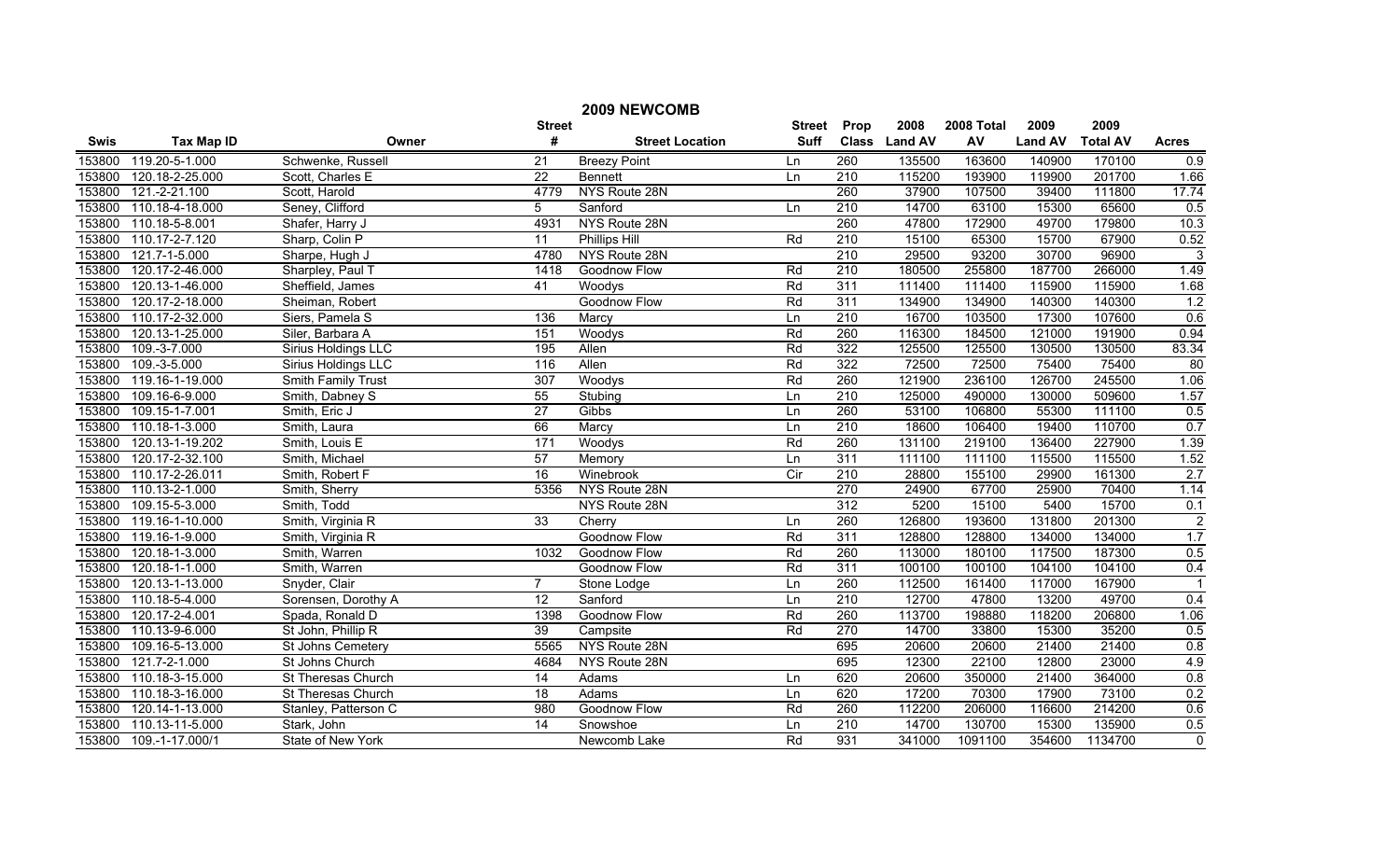# 2009 NEWCOMB

| Swis | Tax Map ID | Owner | Street # | Street Location | Street Suff | Prop Class | 2008 Land AV | 2008 Total AV | 2009 Land AV | 2009 Total AV | Acres |
|---|---|---|---|---|---|---|---|---|---|---|---|
| 153800 | 119.20-5-1.000 | Schwenke, Russell | 21 | Breezy Point | Ln | 260 | 135500 | 163600 | 140900 | 170100 | 0.9 |
| 153800 | 120.18-2-25.000 | Scott, Charles E | 22 | Bennett | Ln | 210 | 115200 | 193900 | 119900 | 201700 | 1.66 |
| 153800 | 121.-2-21.100 | Scott, Harold | 4779 | NYS Route 28N | | 260 | 37900 | 107500 | 39400 | 111800 | 17.74 |
| 153800 | 110.18-4-18.000 | Seney, Clifford | 5 | Sanford | Ln | 210 | 14700 | 63100 | 15300 | 65600 | 0.5 |
| 153800 | 110.18-5-8.001 | Shafer, Harry J | 4931 | NYS Route 28N | | 260 | 47800 | 172900 | 49700 | 179800 | 10.3 |
| 153800 | 110.17-2-7.120 | Sharp, Colin P | 11 | Phillips Hill | Rd | 210 | 15100 | 65300 | 15700 | 67900 | 0.52 |
| 153800 | 121.7-1-5.000 | Sharpe, Hugh J | 4780 | NYS Route 28N | | 210 | 29500 | 93200 | 30700 | 96900 | 3 |
| 153800 | 120.17-2-46.000 | Sharpley, Paul T | 1418 | Goodnow Flow | Rd | 210 | 180500 | 255800 | 187700 | 266000 | 1.49 |
| 153800 | 120.13-1-46.000 | Sheffield, James | 41 | Woodys | Rd | 311 | 111400 | 111400 | 115900 | 115900 | 1.68 |
| 153800 | 120.17-2-18.000 | Sheiman, Robert | | Goodnow Flow | Rd | 311 | 134900 | 134900 | 140300 | 140300 | 1.2 |
| 153800 | 110.17-2-32.000 | Siers, Pamela S | 136 | Marcy | Ln | 210 | 16700 | 103500 | 17300 | 107600 | 0.6 |
| 153800 | 120.13-1-25.000 | Siler, Barbara A | 151 | Woodys | Rd | 260 | 116300 | 184500 | 121000 | 191900 | 0.94 |
| 153800 | 109.-3-7.000 | Sirius Holdings LLC | 195 | Allen | Rd | 322 | 125500 | 125500 | 130500 | 130500 | 83.34 |
| 153800 | 109.-3-5.000 | Sirius Holdings LLC | 116 | Allen | Rd | 322 | 72500 | 72500 | 75400 | 75400 | 80 |
| 153800 | 119.16-1-19.000 | Smith Family Trust | 307 | Woodys | Rd | 260 | 121900 | 236100 | 126700 | 245500 | 1.06 |
| 153800 | 109.16-6-9.000 | Smith, Dabney S | 55 | Stubing | Ln | 210 | 125000 | 490000 | 130000 | 509600 | 1.57 |
| 153800 | 109.15-1-7.001 | Smith, Eric J | 27 | Gibbs | Ln | 260 | 53100 | 106800 | 55300 | 111100 | 0.5 |
| 153800 | 110.18-1-3.000 | Smith, Laura | 66 | Marcy | Ln | 210 | 18600 | 106400 | 19400 | 110700 | 0.7 |
| 153800 | 120.13-1-19.202 | Smith, Louis E | 171 | Woodys | Rd | 260 | 131100 | 219100 | 136400 | 227900 | 1.39 |
| 153800 | 120.17-2-32.100 | Smith, Michael | 57 | Memory | Ln | 311 | 111100 | 111100 | 115500 | 115500 | 1.52 |
| 153800 | 110.17-2-26.011 | Smith, Robert F | 16 | Winebrook | Cir | 210 | 28800 | 155100 | 29900 | 161300 | 2.7 |
| 153800 | 110.13-2-1.000 | Smith, Sherry | 5356 | NYS Route 28N | | 270 | 24900 | 67700 | 25900 | 70400 | 1.14 |
| 153800 | 109.15-5-3.000 | Smith, Todd | | NYS Route 28N | | 312 | 5200 | 15100 | 5400 | 15700 | 0.1 |
| 153800 | 119.16-1-10.000 | Smith, Virginia R | 33 | Cherry | Ln | 260 | 126800 | 193600 | 131800 | 201300 | 2 |
| 153800 | 119.16-1-9.000 | Smith, Virginia R | | Goodnow Flow | Rd | 311 | 128800 | 128800 | 134000 | 134000 | 1.7 |
| 153800 | 120.18-1-3.000 | Smith, Warren | 1032 | Goodnow Flow | Rd | 260 | 113000 | 180100 | 117500 | 187300 | 0.5 |
| 153800 | 120.18-1-1.000 | Smith, Warren | | Goodnow Flow | Rd | 311 | 100100 | 100100 | 104100 | 104100 | 0.4 |
| 153800 | 120.13-1-13.000 | Snyder, Clair | 7 | Stone Lodge | Ln | 260 | 112500 | 161400 | 117000 | 167900 | 1 |
| 153800 | 110.18-5-4.000 | Sorensen, Dorothy A | 12 | Sanford | Ln | 210 | 12700 | 47800 | 13200 | 49700 | 0.4 |
| 153800 | 120.17-2-4.001 | Spada, Ronald D | 1398 | Goodnow Flow | Rd | 260 | 113700 | 198880 | 118200 | 206800 | 1.06 |
| 153800 | 110.13-9-6.000 | St John, Phillip R | 39 | Campsite | Rd | 270 | 14700 | 33800 | 15300 | 35200 | 0.5 |
| 153800 | 109.16-5-13.000 | St Johns Cemetery | 5565 | NYS Route 28N | | 695 | 20600 | 20600 | 21400 | 21400 | 0.8 |
| 153800 | 121.7-2-1.000 | St Johns Church | 4684 | NYS Route 28N | | 695 | 12300 | 22100 | 12800 | 23000 | 4.9 |
| 153800 | 110.18-3-15.000 | St Theresas Church | 14 | Adams | Ln | 620 | 20600 | 350000 | 21400 | 364000 | 0.8 |
| 153800 | 110.18-3-16.000 | St Theresas Church | 18 | Adams | Ln | 620 | 17200 | 70300 | 17900 | 73100 | 0.2 |
| 153800 | 120.14-1-13.000 | Stanley, Patterson C | 980 | Goodnow Flow | Rd | 260 | 112200 | 206000 | 116600 | 214200 | 0.6 |
| 153800 | 110.13-11-5.000 | Stark, John | 14 | Snowshoe | Ln | 210 | 14700 | 130700 | 15300 | 135900 | 0.5 |
| 153800 | 109.-1-17.000/1 | State of New York | | Newcomb Lake | Rd | 931 | 341000 | 1091100 | 354600 | 1134700 | 0 |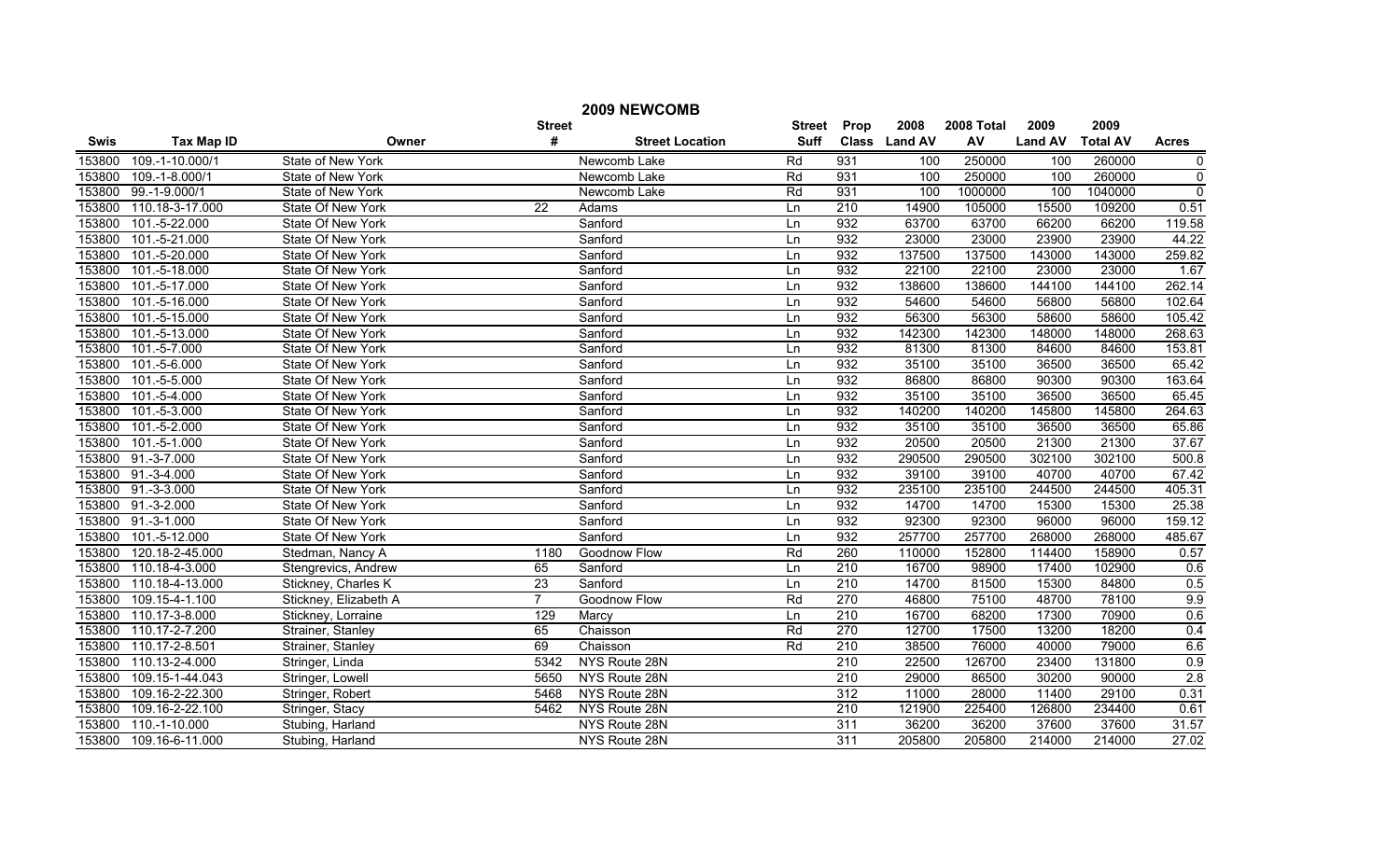# 2009 NEWCOMB

| Swis | Tax Map ID | Owner | Street # | Street Location | Street Suff | Prop Class | 2008 Land AV | 2008 Total AV | 2009 Land AV | 2009 Total AV | Acres |
|---|---|---|---|---|---|---|---|---|---|---|---|
| 153800 | 109.-1-10.000/1 | State of New York | | Newcomb Lake | Rd | 931 | 100 | 250000 | 100 | 260000 | 0 |
| 153800 | 109.-1-8.000/1 | State of New York | | Newcomb Lake | Rd | 931 | 100 | 250000 | 100 | 260000 | 0 |
| 153800 | 99.-1-9.000/1 | State of New York | | Newcomb Lake | Rd | 931 | 100 | 1000000 | 100 | 1040000 | 0 |
| 153800 | 110.18-3-17.000 | State Of New York | 22 | Adams | Ln | 210 | 14900 | 105000 | 15500 | 109200 | 0.51 |
| 153800 | 101.-5-22.000 | State Of New York | | Sanford | Ln | 932 | 63700 | 63700 | 66200 | 66200 | 119.58 |
| 153800 | 101.-5-21.000 | State Of New York | | Sanford | Ln | 932 | 23000 | 23000 | 23900 | 23900 | 44.22 |
| 153800 | 101.-5-20.000 | State Of New York | | Sanford | Ln | 932 | 137500 | 137500 | 143000 | 143000 | 259.82 |
| 153800 | 101.-5-18.000 | State Of New York | | Sanford | Ln | 932 | 22100 | 22100 | 23000 | 23000 | 1.67 |
| 153800 | 101.-5-17.000 | State Of New York | | Sanford | Ln | 932 | 138600 | 138600 | 144100 | 144100 | 262.14 |
| 153800 | 101.-5-16.000 | State Of New York | | Sanford | Ln | 932 | 54600 | 54600 | 56800 | 56800 | 102.64 |
| 153800 | 101.-5-15.000 | State Of New York | | Sanford | Ln | 932 | 56300 | 56300 | 58600 | 58600 | 105.42 |
| 153800 | 101.-5-13.000 | State Of New York | | Sanford | Ln | 932 | 142300 | 142300 | 148000 | 148000 | 268.63 |
| 153800 | 101.-5-7.000 | State Of New York | | Sanford | Ln | 932 | 81300 | 81300 | 84600 | 84600 | 153.81 |
| 153800 | 101.-5-6.000 | State Of New York | | Sanford | Ln | 932 | 35100 | 35100 | 36500 | 36500 | 65.42 |
| 153800 | 101.-5-5.000 | State Of New York | | Sanford | Ln | 932 | 86800 | 86800 | 90300 | 90300 | 163.64 |
| 153800 | 101.-5-4.000 | State Of New York | | Sanford | Ln | 932 | 35100 | 35100 | 36500 | 36500 | 65.45 |
| 153800 | 101.-5-3.000 | State Of New York | | Sanford | Ln | 932 | 140200 | 140200 | 145800 | 145800 | 264.63 |
| 153800 | 101.-5-2.000 | State Of New York | | Sanford | Ln | 932 | 35100 | 35100 | 36500 | 36500 | 65.86 |
| 153800 | 101.-5-1.000 | State Of New York | | Sanford | Ln | 932 | 20500 | 20500 | 21300 | 21300 | 37.67 |
| 153800 | 91.-3-7.000 | State Of New York | | Sanford | Ln | 932 | 290500 | 290500 | 302100 | 302100 | 500.8 |
| 153800 | 91.-3-4.000 | State Of New York | | Sanford | Ln | 932 | 39100 | 39100 | 40700 | 40700 | 67.42 |
| 153800 | 91.-3-3.000 | State Of New York | | Sanford | Ln | 932 | 235100 | 235100 | 244500 | 244500 | 405.31 |
| 153800 | 91.-3-2.000 | State Of New York | | Sanford | Ln | 932 | 14700 | 14700 | 15300 | 15300 | 25.38 |
| 153800 | 91.-3-1.000 | State Of New York | | Sanford | Ln | 932 | 92300 | 92300 | 96000 | 96000 | 159.12 |
| 153800 | 101.-5-12.000 | State Of New York | | Sanford | Ln | 932 | 257700 | 257700 | 268000 | 268000 | 485.67 |
| 153800 | 120.18-2-45.000 | Stedman, Nancy A | 1180 | Goodnow Flow | Rd | 260 | 110000 | 152800 | 114400 | 158900 | 0.57 |
| 153800 | 110.18-4-3.000 | Stengrevics, Andrew | 65 | Sanford | Ln | 210 | 16700 | 98900 | 17400 | 102900 | 0.6 |
| 153800 | 110.18-4-13.000 | Stickney, Charles K | 23 | Sanford | Ln | 210 | 14700 | 81500 | 15300 | 84800 | 0.5 |
| 153800 | 109.15-4-1.100 | Stickney, Elizabeth A | 7 | Goodnow Flow | Rd | 270 | 46800 | 75100 | 48700 | 78100 | 9.9 |
| 153800 | 110.17-3-8.000 | Stickney, Lorraine | 129 | Marcy | Ln | 210 | 16700 | 68200 | 17300 | 70900 | 0.6 |
| 153800 | 110.17-2-7.200 | Strainer, Stanley | 65 | Chaisson | Rd | 270 | 12700 | 17500 | 13200 | 18200 | 0.4 |
| 153800 | 110.17-2-8.501 | Strainer, Stanley | 69 | Chaisson | Rd | 210 | 38500 | 76000 | 40000 | 79000 | 6.6 |
| 153800 | 110.13-2-4.000 | Stringer, Linda | 5342 | NYS Route 28N | | 210 | 22500 | 126700 | 23400 | 131800 | 0.9 |
| 153800 | 109.15-1-44.043 | Stringer, Lowell | 5650 | NYS Route 28N | | 210 | 29000 | 86500 | 30200 | 90000 | 2.8 |
| 153800 | 109.16-2-22.300 | Stringer, Robert | 5468 | NYS Route 28N | | 312 | 11000 | 28000 | 11400 | 29100 | 0.31 |
| 153800 | 109.16-2-22.100 | Stringer, Stacy | 5462 | NYS Route 28N | | 210 | 121900 | 225400 | 126800 | 234400 | 0.61 |
| 153800 | 110.-1-10.000 | Stubing, Harland | | NYS Route 28N | | 311 | 36200 | 36200 | 37600 | 37600 | 31.57 |
| 153800 | 109.16-6-11.000 | Stubing, Harland | | NYS Route 28N | | 311 | 205800 | 205800 | 214000 | 214000 | 27.02 |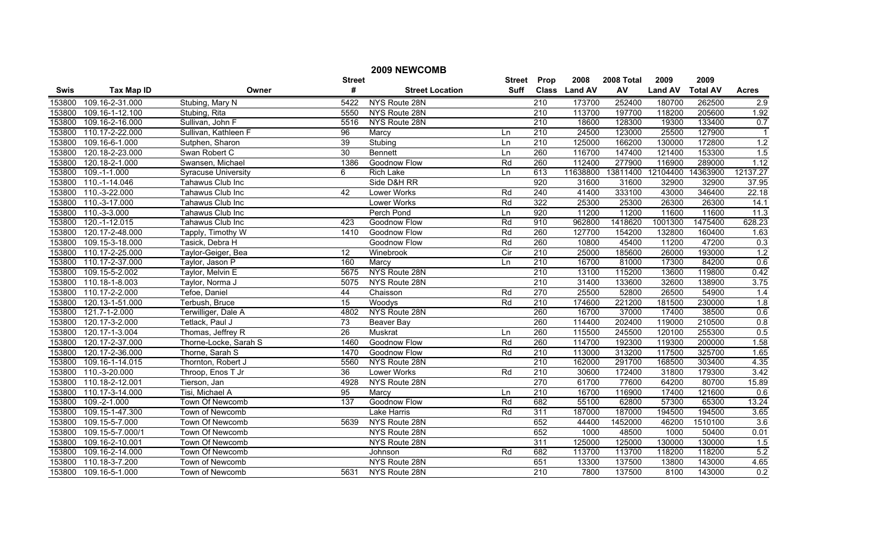# 2009 NEWCOMB

| Swis | Tax Map ID | Owner | Street # | Street Location | Street Suff | Prop Class | 2008 Land AV | 2008 Total AV | 2009 Land AV | 2009 Total AV | Acres |
|---|---|---|---|---|---|---|---|---|---|---|---|
| 153800 | 109.16-2-31.000 | Stubing, Mary N | 5422 | NYS Route 28N | | 210 | 173700 | 252400 | 180700 | 262500 | 2.9 |
| 153800 | 109.16-1-12.100 | Stubing, Rita | 5550 | NYS Route 28N | | 210 | 113700 | 197700 | 118200 | 205600 | 1.92 |
| 153800 | 109.16-2-16.000 | Sullivan, John F | 5516 | NYS Route 28N | | 210 | 18600 | 128300 | 19300 | 133400 | 0.7 |
| 153800 | 110.17-2-22.000 | Sullivan, Kathleen F | 96 | Marcy | Ln | 210 | 24500 | 123000 | 25500 | 127900 | 1 |
| 153800 | 109.16-6-1.000 | Sutphen, Sharon | 39 | Stubing | Ln | 210 | 125000 | 166200 | 130000 | 172800 | 1.2 |
| 153800 | 120.18-2-23.000 | Swan Robert C | 30 | Bennett | Ln | 260 | 116700 | 147400 | 121400 | 153300 | 1.5 |
| 153800 | 120.18-2-1.000 | Swansen, Michael | 1386 | Goodnow Flow | Rd | 260 | 112400 | 277900 | 116900 | 289000 | 1.12 |
| 153800 | 109.-1-1.000 | Syracuse University | 6 | Rich Lake | Ln | 613 | 11638800 | 13811400 | 12104400 | 14363900 | 12137.27 |
| 153800 | 110.-1-14.046 | Tahawus Club Inc | | Side D&H RR | | 920 | 31600 | 31600 | 32900 | 32900 | 37.95 |
| 153800 | 110.-3-22.000 | Tahawus Club Inc | 42 | Lower Works | Rd | 240 | 41400 | 333100 | 43000 | 346400 | 22.18 |
| 153800 | 110.-3-17.000 | Tahawus Club Inc | | Lower Works | Rd | 322 | 25300 | 25300 | 26300 | 26300 | 14.1 |
| 153800 | 110.-3-3.000 | Tahawus Club Inc | | Perch Pond | Ln | 920 | 11200 | 11200 | 11600 | 11600 | 11.3 |
| 153800 | 120.-1-12.015 | Tahawus Club Inc | 423 | Goodnow Flow | Rd | 910 | 962800 | 1418620 | 1001300 | 1475400 | 628.23 |
| 153800 | 120.17-2-48.000 | Tapply, Timothy W | 1410 | Goodnow Flow | Rd | 260 | 127700 | 154200 | 132800 | 160400 | 1.63 |
| 153800 | 109.15-3-18.000 | Tasick, Debra H | | Goodnow Flow | Rd | 260 | 10800 | 45400 | 11200 | 47200 | 0.3 |
| 153800 | 110.17-2-25.000 | Taylor-Geiger, Bea | 12 | Winebrook | Cir | 210 | 25000 | 185600 | 26000 | 193000 | 1.2 |
| 153800 | 110.17-2-37.000 | Taylor, Jason P | 160 | Marcy | Ln | 210 | 16700 | 81000 | 17300 | 84200 | 0.6 |
| 153800 | 109.15-5-2.002 | Taylor, Melvin E | 5675 | NYS Route 28N | | 210 | 13100 | 115200 | 13600 | 119800 | 0.42 |
| 153800 | 110.18-1-8.003 | Taylor, Norma J | 5075 | NYS Route 28N | | 210 | 31400 | 133600 | 32600 | 138900 | 3.75 |
| 153800 | 110.17-2-2.000 | Tefoe, Daniel | 44 | Chaisson | Rd | 270 | 25500 | 52800 | 26500 | 54900 | 1.4 |
| 153800 | 120.13-1-51.000 | Terbush, Bruce | 15 | Woodys | Rd | 210 | 174600 | 221200 | 181500 | 230000 | 1.8 |
| 153800 | 121.7-1-2.000 | Terwilliger, Dale A | 4802 | NYS Route 28N | | 260 | 16700 | 37000 | 17400 | 38500 | 0.6 |
| 153800 | 120.17-3-2.000 | Tetlack, Paul J | 73 | Beaver Bay | | 260 | 114400 | 202400 | 119000 | 210500 | 0.8 |
| 153800 | 120.17-1-3.004 | Thomas, Jeffrey R | 26 | Muskrat | Ln | 260 | 115500 | 245500 | 120100 | 255300 | 0.5 |
| 153800 | 120.17-2-37.000 | Thorne-Locke, Sarah S | 1460 | Goodnow Flow | Rd | 260 | 114700 | 192300 | 119300 | 200000 | 1.58 |
| 153800 | 120.17-2-36.000 | Thorne, Sarah S | 1470 | Goodnow Flow | Rd | 210 | 113000 | 313200 | 117500 | 325700 | 1.65 |
| 153800 | 109.16-1-14.015 | Thornton, Robert J | 5560 | NYS Route 28N | | 210 | 162000 | 291700 | 168500 | 303400 | 4.35 |
| 153800 | 110.-3-20.000 | Throop, Enos T Jr | 36 | Lower Works | Rd | 210 | 30600 | 172400 | 31800 | 179300 | 3.42 |
| 153800 | 110.18-2-12.001 | Tierson, Jan | 4928 | NYS Route 28N | | 270 | 61700 | 77600 | 64200 | 80700 | 15.89 |
| 153800 | 110.17-3-14.000 | Tisi, Michael A | 95 | Marcy | Ln | 210 | 16700 | 116900 | 17400 | 121600 | 0.6 |
| 153800 | 109.-2-1.000 | Town Of Newcomb | 137 | Goodnow Flow | Rd | 682 | 55100 | 62800 | 57300 | 65300 | 13.24 |
| 153800 | 109.15-1-47.300 | Town of Newcomb | | Lake Harris | Rd | 311 | 187000 | 187000 | 194500 | 194500 | 3.65 |
| 153800 | 109.15-5-7.000 | Town Of Newcomb | 5639 | NYS Route 28N | | 652 | 44400 | 1452000 | 46200 | 1510100 | 3.6 |
| 153800 | 109.15-5-7.000/1 | Town Of Newcomb | | NYS Route 28N | | 652 | 1000 | 48500 | 1000 | 50400 | 0.01 |
| 153800 | 109.16-2-10.001 | Town Of Newcomb | | NYS Route 28N | | 311 | 125000 | 125000 | 130000 | 130000 | 1.5 |
| 153800 | 109.16-2-14.000 | Town Of Newcomb | | Johnson | Rd | 682 | 113700 | 113700 | 118200 | 118200 | 5.2 |
| 153800 | 110.18-3-7.200 | Town of Newcomb | | NYS Route 28N | | 651 | 13300 | 137500 | 13800 | 143000 | 4.65 |
| 153800 | 109.16-5-1.000 | Town of Newcomb | 5631 | NYS Route 28N | | 210 | 7800 | 137500 | 8100 | 143000 | 0.2 |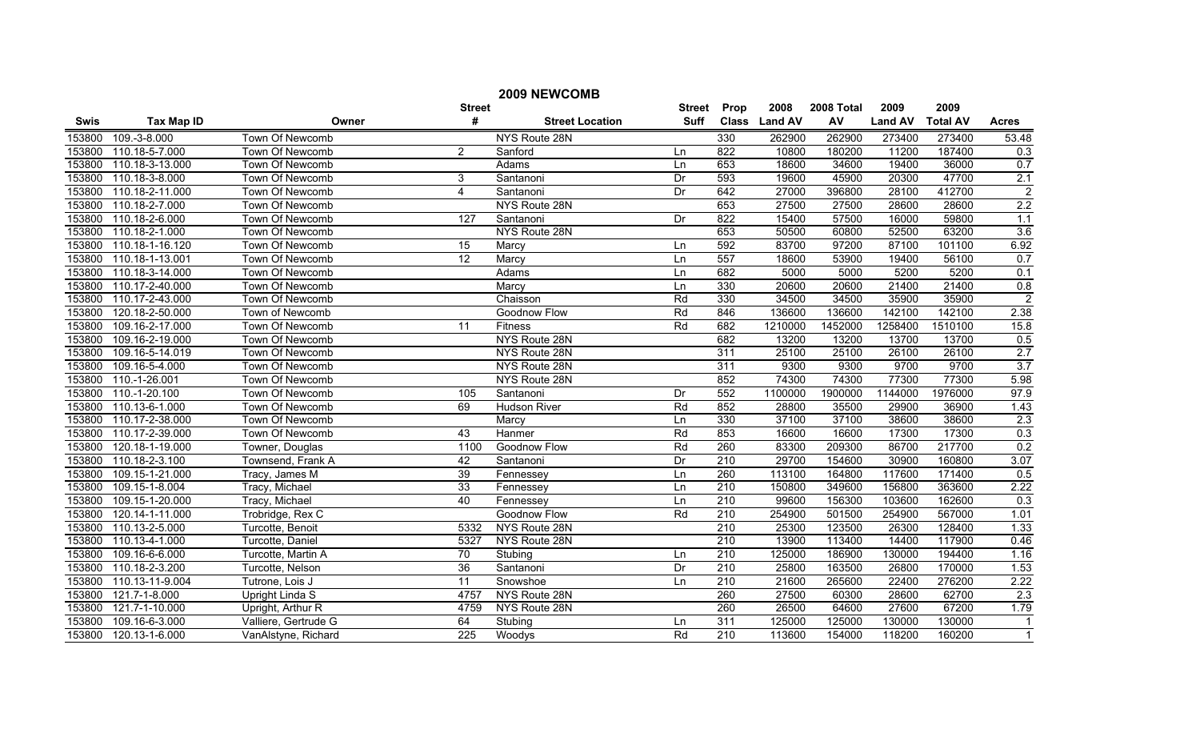# 2009 NEWCOMB

| Swis | Tax Map ID | Owner | Street # | Street Location | Street Suff | Prop Class | 2008 Land AV | 2008 Total AV | 2009 Land AV | 2009 Total AV | Acres |
|---|---|---|---|---|---|---|---|---|---|---|---|
| 153800 | 109.-3-8.000 | Town Of Newcomb | | NYS Route 28N | | 330 | 262900 | 262900 | 273400 | 273400 | 53.48 |
| 153800 | 110.18-5-7.000 | Town Of Newcomb | 2 | Sanford | Ln | 822 | 10800 | 180200 | 11200 | 187400 | 0.3 |
| 153800 | 110.18-3-13.000 | Town Of Newcomb | | Adams | Ln | 653 | 18600 | 34600 | 19400 | 36000 | 0.7 |
| 153800 | 110.18-3-8.000 | Town Of Newcomb | 3 | Santanoni | Dr | 593 | 19600 | 45900 | 20300 | 47700 | 2.1 |
| 153800 | 110.18-2-11.000 | Town Of Newcomb | 4 | Santanoni | Dr | 642 | 27000 | 396800 | 28100 | 412700 | 2 |
| 153800 | 110.18-2-7.000 | Town Of Newcomb | | NYS Route 28N | | 653 | 27500 | 27500 | 28600 | 28600 | 2.2 |
| 153800 | 110.18-2-6.000 | Town Of Newcomb | 127 | Santanoni | Dr | 822 | 15400 | 57500 | 16000 | 59800 | 1.1 |
| 153800 | 110.18-2-1.000 | Town Of Newcomb | | NYS Route 28N | | 653 | 50500 | 60800 | 52500 | 63200 | 3.6 |
| 153800 | 110.18-1-16.120 | Town Of Newcomb | 15 | Marcy | Ln | 592 | 83700 | 97200 | 87100 | 101100 | 6.92 |
| 153800 | 110.18-1-13.001 | Town Of Newcomb | 12 | Marcy | Ln | 557 | 18600 | 53900 | 19400 | 56100 | 0.7 |
| 153800 | 110.18-3-14.000 | Town Of Newcomb | | Adams | Ln | 682 | 5000 | 5000 | 5200 | 5200 | 0.1 |
| 153800 | 110.17-2-40.000 | Town Of Newcomb | | Marcy | Ln | 330 | 20600 | 20600 | 21400 | 21400 | 0.8 |
| 153800 | 110.17-2-43.000 | Town Of Newcomb | | Chaisson | Rd | 330 | 34500 | 34500 | 35900 | 35900 | 2 |
| 153800 | 120.18-2-50.000 | Town of Newcomb | | Goodnow Flow | Rd | 846 | 136600 | 136600 | 142100 | 142100 | 2.38 |
| 153800 | 109.16-2-17.000 | Town Of Newcomb | 11 | Fitness | Rd | 682 | 1210000 | 1452000 | 1258400 | 1510100 | 15.8 |
| 153800 | 109.16-2-19.000 | Town Of Newcomb | | NYS Route 28N | | 682 | 13200 | 13200 | 13700 | 13700 | 0.5 |
| 153800 | 109.16-5-14.019 | Town Of Newcomb | | NYS Route 28N | | 311 | 25100 | 25100 | 26100 | 26100 | 2.7 |
| 153800 | 109.16-5-4.000 | Town Of Newcomb | | NYS Route 28N | | 311 | 9300 | 9300 | 9700 | 9700 | 3.7 |
| 153800 | 110.-1-26.001 | Town Of Newcomb | | NYS Route 28N | | 852 | 74300 | 74300 | 77300 | 77300 | 5.98 |
| 153800 | 110.-1-20.100 | Town Of Newcomb | 105 | Santanoni | Dr | 552 | 1100000 | 1900000 | 1144000 | 1976000 | 97.9 |
| 153800 | 110.13-6-1.000 | Town Of Newcomb | 69 | Hudson River | Rd | 852 | 28800 | 35500 | 29900 | 36900 | 1.43 |
| 153800 | 110.17-2-38.000 | Town Of Newcomb | | Marcy | Ln | 330 | 37100 | 37100 | 38600 | 38600 | 2.3 |
| 153800 | 110.17-2-39.000 | Town Of Newcomb | 43 | Hanmer | Rd | 853 | 16600 | 16600 | 17300 | 17300 | 0.3 |
| 153800 | 120.18-1-19.000 | Towner, Douglas | 1100 | Goodnow Flow | Rd | 260 | 83300 | 209300 | 86700 | 217700 | 0.2 |
| 153800 | 110.18-2-3.100 | Townsend, Frank A | 42 | Santanoni | Dr | 210 | 29700 | 154600 | 30900 | 160800 | 3.07 |
| 153800 | 109.15-1-21.000 | Tracy, James M | 39 | Fennessey | Ln | 260 | 113100 | 164800 | 117600 | 171400 | 0.5 |
| 153800 | 109.15-1-8.004 | Tracy, Michael | 33 | Fennessey | Ln | 210 | 150800 | 349600 | 156800 | 363600 | 2.22 |
| 153800 | 109.15-1-20.000 | Tracy, Michael | 40 | Fennessey | Ln | 210 | 99600 | 156300 | 103600 | 162600 | 0.3 |
| 153800 | 120.14-1-11.000 | Trobridge, Rex C | | Goodnow Flow | Rd | 210 | 254900 | 501500 | 254900 | 567000 | 1.01 |
| 153800 | 110.13-2-5.000 | Turcotte, Benoit | 5332 | NYS Route 28N | | 210 | 25300 | 123500 | 26300 | 128400 | 1.33 |
| 153800 | 110.13-4-1.000 | Turcotte, Daniel | 5327 | NYS Route 28N | | 210 | 13900 | 113400 | 14400 | 117900 | 0.46 |
| 153800 | 109.16-6-6.000 | Turcotte, Martin A | 70 | Stubing | Ln | 210 | 125000 | 186900 | 130000 | 194400 | 1.16 |
| 153800 | 110.18-2-3.200 | Turcotte, Nelson | 36 | Santanoni | Dr | 210 | 25800 | 163500 | 26800 | 170000 | 1.53 |
| 153800 | 110.13-11-9.004 | Tutrone, Lois J | 11 | Snowshoe | Ln | 210 | 21600 | 265600 | 22400 | 276200 | 2.22 |
| 153800 | 121.7-1-8.000 | Upright Linda S | 4757 | NYS Route 28N | | 260 | 27500 | 60300 | 28600 | 62700 | 2.3 |
| 153800 | 121.7-1-10.000 | Upright, Arthur R | 4759 | NYS Route 28N | | 260 | 26500 | 64600 | 27600 | 67200 | 1.79 |
| 153800 | 109.16-6-3.000 | Valliere, Gertrude G | 64 | Stubing | Ln | 311 | 125000 | 125000 | 130000 | 130000 | 1 |
| 153800 | 120.13-1-6.000 | VanAlstyne, Richard | 225 | Woodys | Rd | 210 | 113600 | 154000 | 118200 | 160200 | 1 |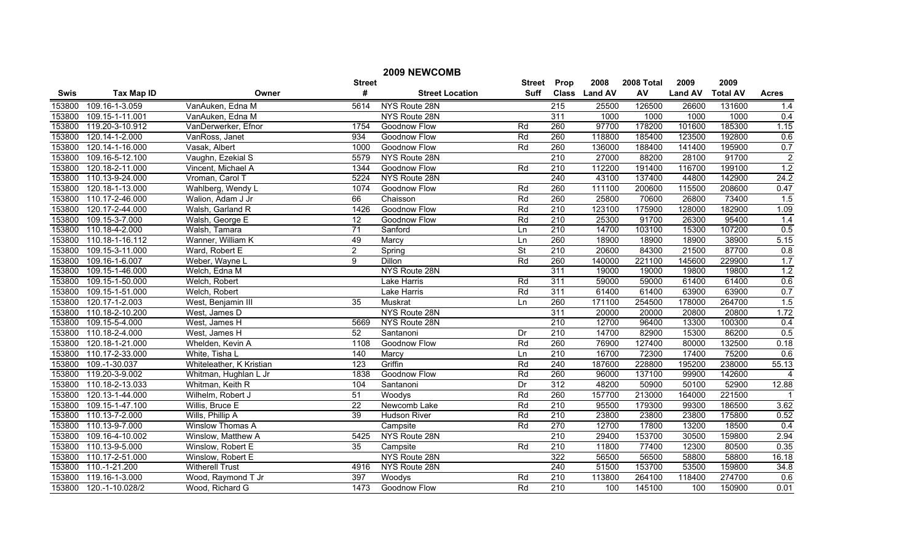## 2009 NEWCOMB

| Swis | Tax Map ID | Owner | Street # | Street Location | Street Suff | Prop Class | 2008 Land AV | 2008 Total AV | 2009 Land AV | 2009 Total AV | Acres |
|---|---|---|---|---|---|---|---|---|---|---|---|
| 153800 | 109.16-1-3.059 | VanAuken, Edna M | 5614 | NYS Route 28N | | 215 | 25500 | 126500 | 26600 | 131600 | 1.4 |
| 153800 | 109.15-1-11.001 | VanAuken, Edna M | | NYS Route 28N | | 311 | 1000 | 1000 | 1000 | 1000 | 0.4 |
| 153800 | 119.20-3-10.912 | VanDerwerker, Efnor | 1754 | Goodnow Flow | Rd | 260 | 97700 | 178200 | 101600 | 185300 | 1.15 |
| 153800 | 120.14-1-2.000 | VanRoss, Janet | 934 | Goodnow Flow | Rd | 260 | 118800 | 185400 | 123500 | 192800 | 0.6 |
| 153800 | 120.14-1-16.000 | Vasak, Albert | 1000 | Goodnow Flow | Rd | 260 | 136000 | 188400 | 141400 | 195900 | 0.7 |
| 153800 | 109.16-5-12.100 | Vaughn, Ezekial S | 5579 | NYS Route 28N | | 210 | 27000 | 88200 | 28100 | 91700 | 2 |
| 153800 | 120.18-2-11.000 | Vincent, Michael A | 1344 | Goodnow Flow | Rd | 210 | 112200 | 191400 | 116700 | 199100 | 1.2 |
| 153800 | 110.13-9-24.000 | Vroman, Carol T | 5224 | NYS Route 28N | | 240 | 43100 | 137400 | 44800 | 142900 | 24.2 |
| 153800 | 120.18-1-13.000 | Wahlberg, Wendy L | 1074 | Goodnow Flow | Rd | 260 | 111100 | 200600 | 115500 | 208600 | 0.47 |
| 153800 | 110.17-2-46.000 | Walion, Adam J Jr | 66 | Chaisson | Rd | 260 | 25800 | 70600 | 26800 | 73400 | 1.5 |
| 153800 | 120.17-2-44.000 | Walsh, Garland R | 1426 | Goodnow Flow | Rd | 210 | 123100 | 175900 | 128000 | 182900 | 1.09 |
| 153800 | 109.15-3-7.000 | Walsh, George E | 12 | Goodnow Flow | Rd | 210 | 25300 | 91700 | 26300 | 95400 | 1.4 |
| 153800 | 110.18-4-2.000 | Walsh, Tamara | 71 | Sanford | Ln | 210 | 14700 | 103100 | 15300 | 107200 | 0.5 |
| 153800 | 110.18-1-16.112 | Wanner, William K | 49 | Marcy | Ln | 260 | 18900 | 18900 | 18900 | 38900 | 5.15 |
| 153800 | 109.15-3-11.000 | Ward, Robert E | 2 | Spring | St | 210 | 20600 | 84300 | 21500 | 87700 | 0.8 |
| 153800 | 109.16-1-6.007 | Weber, Wayne L | 9 | Dillon | Rd | 260 | 140000 | 221100 | 145600 | 229900 | 1.7 |
| 153800 | 109.15-1-46.000 | Welch, Edna M | | NYS Route 28N | | 311 | 19000 | 19000 | 19800 | 19800 | 1.2 |
| 153800 | 109.15-1-50.000 | Welch, Robert | | Lake Harris | Rd | 311 | 59000 | 59000 | 61400 | 61400 | 0.6 |
| 153800 | 109.15-1-51.000 | Welch, Robert | | Lake Harris | Rd | 311 | 61400 | 61400 | 63900 | 63900 | 0.7 |
| 153800 | 120.17-1-2.003 | West, Benjamin III | 35 | Muskrat | Ln | 260 | 171100 | 254500 | 178000 | 264700 | 1.5 |
| 153800 | 110.18-2-10.200 | West, James D | | NYS Route 28N | | 311 | 20000 | 20000 | 20800 | 20800 | 1.72 |
| 153800 | 109.15-5-4.000 | West, James H | 5669 | NYS Route 28N | | 210 | 12700 | 96400 | 13300 | 100300 | 0.4 |
| 153800 | 110.18-2-4.000 | West, James H | 52 | Santanoni | Dr | 210 | 14700 | 82900 | 15300 | 86200 | 0.5 |
| 153800 | 120.18-1-21.000 | Whelden, Kevin A | 1108 | Goodnow Flow | Rd | 260 | 76900 | 127400 | 80000 | 132500 | 0.18 |
| 153800 | 110.17-2-33.000 | White, Tisha L | 140 | Marcy | Ln | 210 | 16700 | 72300 | 17400 | 75200 | 0.6 |
| 153800 | 109.-1-30.037 | Whiteleather, K Kristian | 123 | Griffin | Rd | 240 | 187600 | 228800 | 195200 | 238000 | 55.13 |
| 153800 | 119.20-3-9.002 | Whitman, Hughlan L Jr | 1838 | Goodnow Flow | Rd | 260 | 96000 | 137100 | 99900 | 142600 | 4 |
| 153800 | 110.18-2-13.033 | Whitman, Keith R | 104 | Santanoni | Dr | 312 | 48200 | 50900 | 50100 | 52900 | 12.88 |
| 153800 | 120.13-1-44.000 | Wilhelm, Robert J | 51 | Woodys | Rd | 260 | 157700 | 213000 | 164000 | 221500 | 1 |
| 153800 | 109.15-1-47.100 | Willis, Bruce E | 22 | Newcomb Lake | Rd | 210 | 95500 | 179300 | 99300 | 186500 | 3.62 |
| 153800 | 110.13-7-2.000 | Wills, Phillip A | 39 | Hudson River | Rd | 210 | 23800 | 23800 | 23800 | 175800 | 0.52 |
| 153800 | 110.13-9-7.000 | Winslow Thomas A | | Campsite | Rd | 270 | 12700 | 17800 | 13200 | 18500 | 0.4 |
| 153800 | 109.16-4-10.002 | Winslow, Matthew A | 5425 | NYS Route 28N | | 210 | 29400 | 153700 | 30500 | 159800 | 2.94 |
| 153800 | 110.13-9-5.000 | Winslow, Robert E | 35 | Campsite | Rd | 210 | 11800 | 77400 | 12300 | 80500 | 0.35 |
| 153800 | 110.17-2-51.000 | Winslow, Robert E | | NYS Route 28N | | 322 | 56500 | 56500 | 58800 | 58800 | 16.18 |
| 153800 | 110.-1-21.200 | Witherell Trust | 4916 | NYS Route 28N | | 240 | 51500 | 153700 | 53500 | 159800 | 34.8 |
| 153800 | 119.16-1-3.000 | Wood, Raymond T Jr | 397 | Woodys | Rd | 210 | 113800 | 264100 | 118400 | 274700 | 0.6 |
| 153800 | 120.-1-10.028/2 | Wood, Richard G | 1473 | Goodnow Flow | Rd | 210 | 100 | 145100 | 100 | 150900 | 0.01 |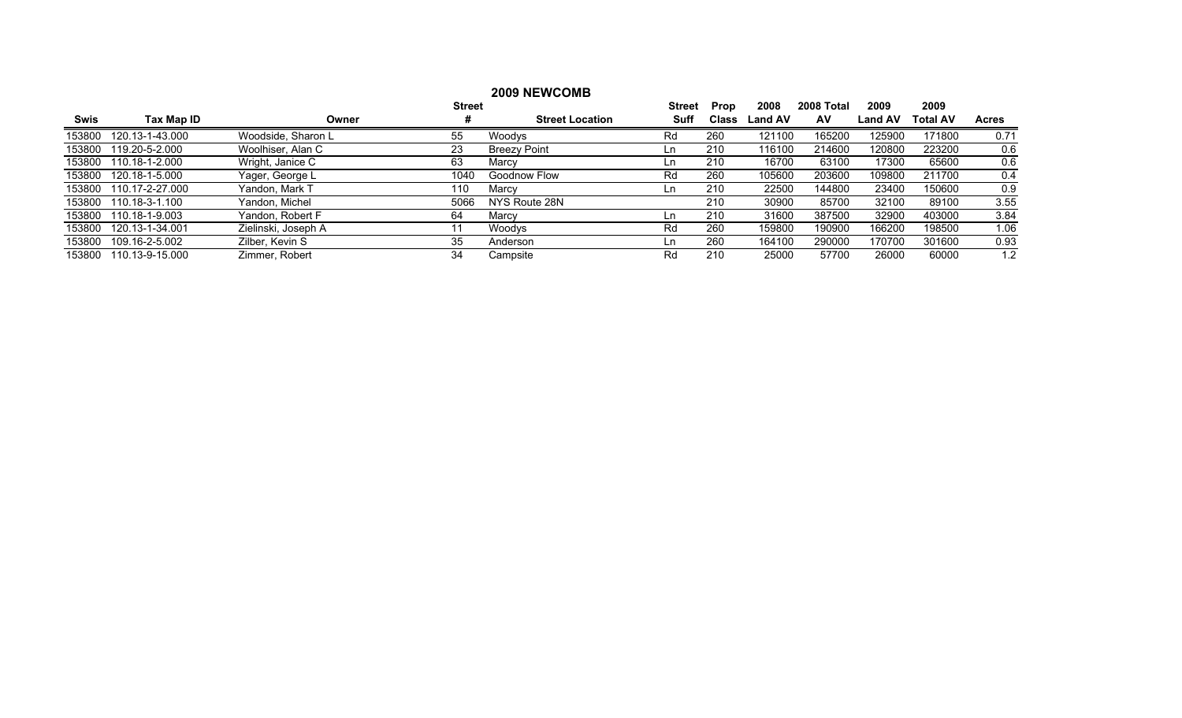## 2009 NEWCOMB

| Swis | Tax Map ID | Owner | Street # | Street Location | Street Suff | Prop Class | 2008 Land AV | 2008 Total AV | 2009 Land AV | 2009 Total AV | Acres |
|---|---|---|---|---|---|---|---|---|---|---|---|
| 153800 | 120.13-1-43.000 | Woodside, Sharon L | 55 | Woodys | Rd | 260 | 121100 | 165200 | 125900 | 171800 | 0.71 |
| 153800 | 119.20-5-2.000 | Woolhiser, Alan C | 23 | Breezy Point | Ln | 210 | 116100 | 214600 | 120800 | 223200 | 0.6 |
| 153800 | 110.18-1-2.000 | Wright, Janice C | 63 | Marcy | Ln | 210 | 16700 | 63100 | 17300 | 65600 | 0.6 |
| 153800 | 120.18-1-5.000 | Yager, George L | 1040 | Goodnow Flow | Rd | 260 | 105600 | 203600 | 109800 | 211700 | 0.4 |
| 153800 | 110.17-2-27.000 | Yandon, Mark T | 110 | Marcy | Ln | 210 | 22500 | 144800 | 23400 | 150600 | 0.9 |
| 153800 | 110.18-3-1.100 | Yandon, Michel | 5066 | NYS Route 28N | | 210 | 30900 | 85700 | 32100 | 89100 | 3.55 |
| 153800 | 110.18-1-9.003 | Yandon, Robert F | 64 | Marcy | Ln | 210 | 31600 | 387500 | 32900 | 403000 | 3.84 |
| 153800 | 120.13-1-34.001 | Zielinski, Joseph A | 11 | Woodys | Rd | 260 | 159800 | 190900 | 166200 | 198500 | 1.06 |
| 153800 | 109.16-2-5.002 | Zilber, Kevin S | 35 | Anderson | Ln | 260 | 164100 | 290000 | 170700 | 301600 | 0.93 |
| 153800 | 110.13-9-15.000 | Zimmer, Robert | 34 | Campsite | Rd | 210 | 25000 | 57700 | 26000 | 60000 | 1.2 |